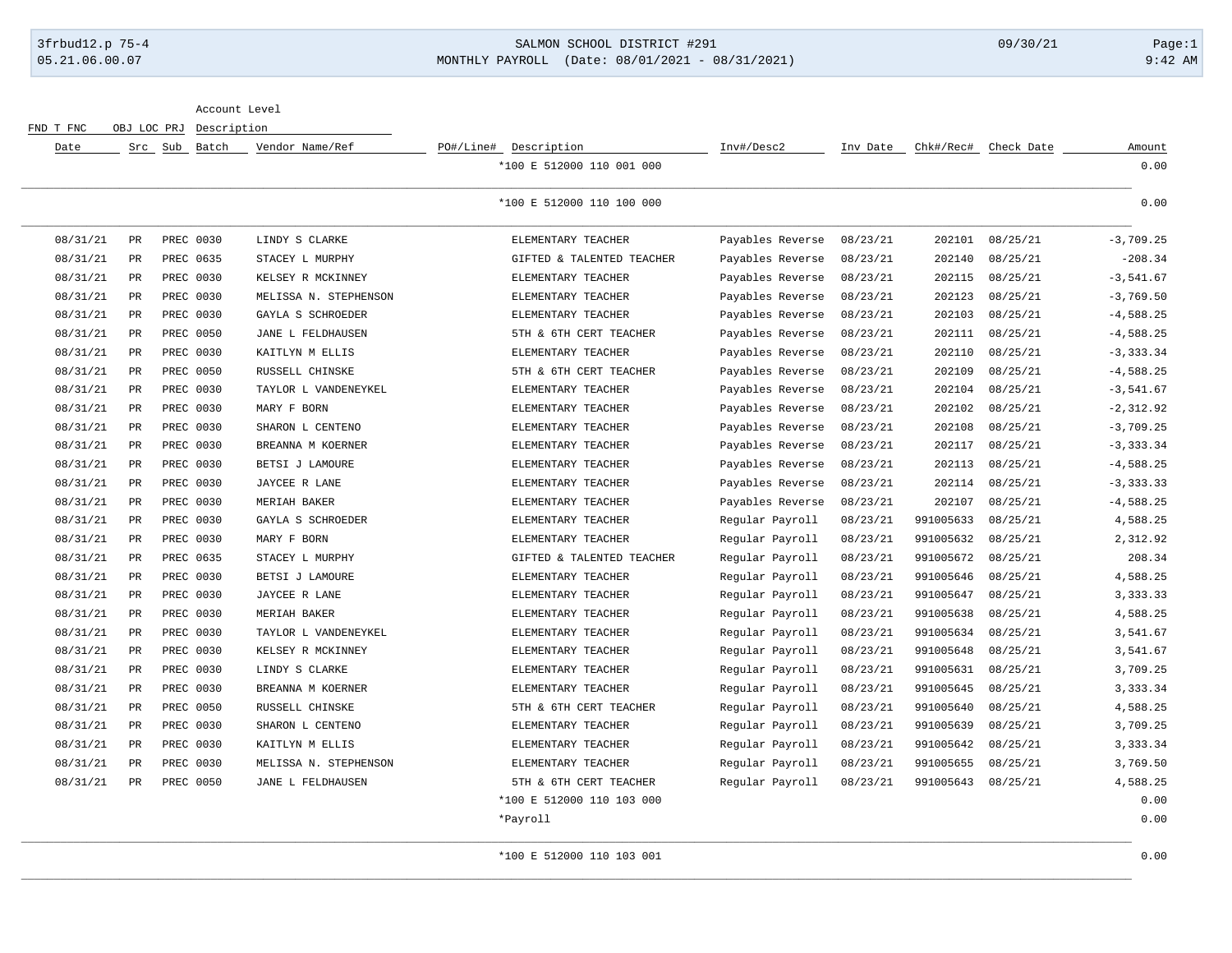3frbud12.p 75-4 — SALMON SCHOOL DISTRICT #291 — 09/30/21
05.21.06.00.07 — MONTHLY PAYROLL (Date: 08/01/2021 - 08/31/2021) — 9:42 AM

| FND T FNC OBJ LOC PRJ / Date | Src | Sub | Batch | Vendor Name/Ref | PO#/Line# | Account Level Description / Description | Inv#/Desc2 | Inv Date | Chk#/Rec# | Check Date | Amount |
|---|---|---|---|---|---|---|---|---|---|---|---|
| | | | | | | *100 E 512000 110 001 000 | | | | | 0.00 |
| | | | | | | *100 E 512000 110 100 000 | | | | | 0.00 |
| 08/31/21 | PR | PREC | 0030 | LINDY S CLARKE | | ELEMENTARY TEACHER | Payables Reverse | 08/23/21 | 202101 | 08/25/21 | -3,709.25 |
| 08/31/21 | PR | PREC | 0635 | STACEY L MURPHY | | GIFTED & TALENTED TEACHER | Payables Reverse | 08/23/21 | 202140 | 08/25/21 | -208.34 |
| 08/31/21 | PR | PREC | 0030 | KELSEY R MCKINNEY | | ELEMENTARY TEACHER | Payables Reverse | 08/23/21 | 202115 | 08/25/21 | -3,541.67 |
| 08/31/21 | PR | PREC | 0030 | MELISSA N. STEPHENSON | | ELEMENTARY TEACHER | Payables Reverse | 08/23/21 | 202123 | 08/25/21 | -3,769.50 |
| 08/31/21 | PR | PREC | 0030 | GAYLA S SCHROEDER | | ELEMENTARY TEACHER | Payables Reverse | 08/23/21 | 202103 | 08/25/21 | -4,588.25 |
| 08/31/21 | PR | PREC | 0050 | JANE L FELDHAUSEN | | 5TH & 6TH CERT TEACHER | Payables Reverse | 08/23/21 | 202111 | 08/25/21 | -4,588.25 |
| 08/31/21 | PR | PREC | 0030 | KAITLYN M ELLIS | | ELEMENTARY TEACHER | Payables Reverse | 08/23/21 | 202110 | 08/25/21 | -3,333.34 |
| 08/31/21 | PR | PREC | 0050 | RUSSELL CHINSKE | | 5TH & 6TH CERT TEACHER | Payables Reverse | 08/23/21 | 202109 | 08/25/21 | -4,588.25 |
| 08/31/21 | PR | PREC | 0030 | TAYLOR L VANDENEYKEL | | ELEMENTARY TEACHER | Payables Reverse | 08/23/21 | 202104 | 08/25/21 | -3,541.67 |
| 08/31/21 | PR | PREC | 0030 | MARY F BORN | | ELEMENTARY TEACHER | Payables Reverse | 08/23/21 | 202102 | 08/25/21 | -2,312.92 |
| 08/31/21 | PR | PREC | 0030 | SHARON L CENTENO | | ELEMENTARY TEACHER | Payables Reverse | 08/23/21 | 202108 | 08/25/21 | -3,709.25 |
| 08/31/21 | PR | PREC | 0030 | BREANNA M KOERNER | | ELEMENTARY TEACHER | Payables Reverse | 08/23/21 | 202117 | 08/25/21 | -3,333.34 |
| 08/31/21 | PR | PREC | 0030 | BETSI J LAMOURE | | ELEMENTARY TEACHER | Payables Reverse | 08/23/21 | 202113 | 08/25/21 | -4,588.25 |
| 08/31/21 | PR | PREC | 0030 | JAYCEE R LANE | | ELEMENTARY TEACHER | Payables Reverse | 08/23/21 | 202114 | 08/25/21 | -3,333.33 |
| 08/31/21 | PR | PREC | 0030 | MERIAH BAKER | | ELEMENTARY TEACHER | Payables Reverse | 08/23/21 | 202107 | 08/25/21 | -4,588.25 |
| 08/31/21 | PR | PREC | 0030 | GAYLA S SCHROEDER | | ELEMENTARY TEACHER | Regular Payroll | 08/23/21 | 991005633 | 08/25/21 | 4,588.25 |
| 08/31/21 | PR | PREC | 0030 | MARY F BORN | | ELEMENTARY TEACHER | Regular Payroll | 08/23/21 | 991005632 | 08/25/21 | 2,312.92 |
| 08/31/21 | PR | PREC | 0635 | STACEY L MURPHY | | GIFTED & TALENTED TEACHER | Regular Payroll | 08/23/21 | 991005672 | 08/25/21 | 208.34 |
| 08/31/21 | PR | PREC | 0030 | BETSI J LAMOURE | | ELEMENTARY TEACHER | Regular Payroll | 08/23/21 | 991005646 | 08/25/21 | 4,588.25 |
| 08/31/21 | PR | PREC | 0030 | JAYCEE R LANE | | ELEMENTARY TEACHER | Regular Payroll | 08/23/21 | 991005647 | 08/25/21 | 3,333.33 |
| 08/31/21 | PR | PREC | 0030 | MERIAH BAKER | | ELEMENTARY TEACHER | Regular Payroll | 08/23/21 | 991005638 | 08/25/21 | 4,588.25 |
| 08/31/21 | PR | PREC | 0030 | TAYLOR L VANDENEYKEL | | ELEMENTARY TEACHER | Regular Payroll | 08/23/21 | 991005634 | 08/25/21 | 3,541.67 |
| 08/31/21 | PR | PREC | 0030 | KELSEY R MCKINNEY | | ELEMENTARY TEACHER | Regular Payroll | 08/23/21 | 991005648 | 08/25/21 | 3,541.67 |
| 08/31/21 | PR | PREC | 0030 | LINDY S CLARKE | | ELEMENTARY TEACHER | Regular Payroll | 08/23/21 | 991005631 | 08/25/21 | 3,709.25 |
| 08/31/21 | PR | PREC | 0030 | BREANNA M KOERNER | | ELEMENTARY TEACHER | Regular Payroll | 08/23/21 | 991005645 | 08/25/21 | 3,333.34 |
| 08/31/21 | PR | PREC | 0050 | RUSSELL CHINSKE | | 5TH & 6TH CERT TEACHER | Regular Payroll | 08/23/21 | 991005640 | 08/25/21 | 4,588.25 |
| 08/31/21 | PR | PREC | 0030 | SHARON L CENTENO | | ELEMENTARY TEACHER | Regular Payroll | 08/23/21 | 991005639 | 08/25/21 | 3,709.25 |
| 08/31/21 | PR | PREC | 0030 | KAITLYN M ELLIS | | ELEMENTARY TEACHER | Regular Payroll | 08/23/21 | 991005642 | 08/25/21 | 3,333.34 |
| 08/31/21 | PR | PREC | 0030 | MELISSA N. STEPHENSON | | ELEMENTARY TEACHER | Regular Payroll | 08/23/21 | 991005655 | 08/25/21 | 3,769.50 |
| 08/31/21 | PR | PREC | 0050 | JANE L FELDHAUSEN | | 5TH & 6TH CERT TEACHER | Regular Payroll | 08/23/21 | 991005643 | 08/25/21 | 4,588.25 |
| | | | | | | *100 E 512000 110 103 000 | | | | | 0.00 |
| | | | | | | *Payroll | | | | | 0.00 |
| | | | | | | *100 E 512000 110 103 001 | | | | | 0.00 |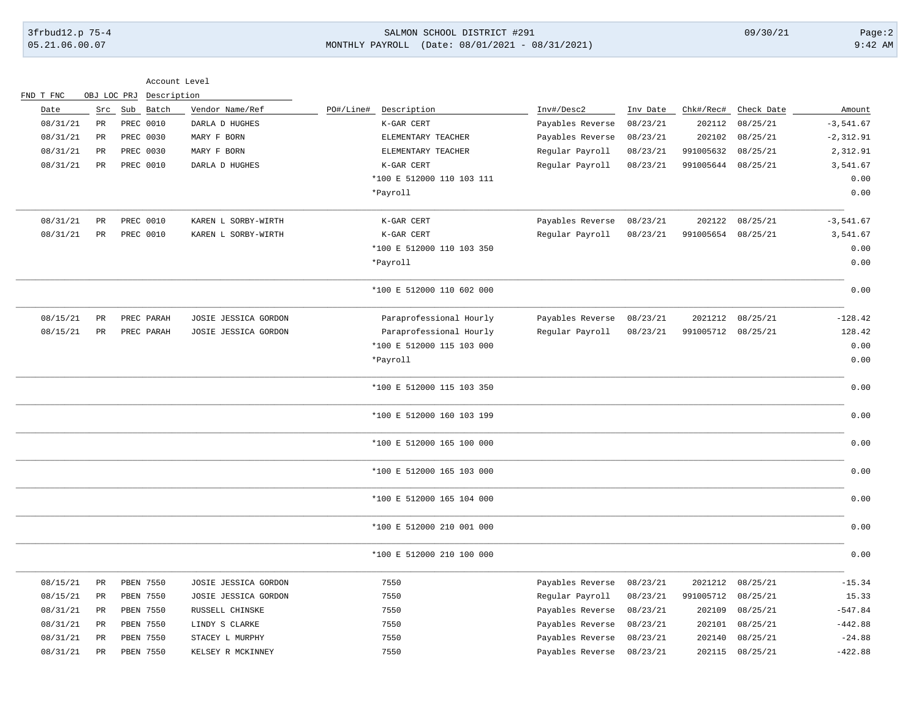SALMON SCHOOL DISTRICT #291

MONTHLY PAYROLL (Date: 08/01/2021 - 08/31/2021)

| FND T FNC OBJ LOC PRJ / Date | Src | Sub | Batch | Vendor Name/Ref | PO#/Line# | Description | Inv#/Desc2 | Inv Date | Chk#/Rec# | Check Date | Amount |
|---|---|---|---|---|---|---|---|---|---|---|---|
| 08/31/21 | PR | PREC | 0010 | DARLA D HUGHES | | K-GAR CERT | Payables Reverse | 08/23/21 | 202112 | 08/25/21 | -3,541.67 |
| 08/31/21 | PR | PREC | 0030 | MARY F BORN | | ELEMENTARY TEACHER | Payables Reverse | 08/23/21 | 202102 | 08/25/21 | -2,312.91 |
| 08/31/21 | PR | PREC | 0030 | MARY F BORN | | ELEMENTARY TEACHER | Regular Payroll | 08/23/21 | 991005632 | 08/25/21 | 2,312.91 |
| 08/31/21 | PR | PREC | 0010 | DARLA D HUGHES | | K-GAR CERT | Regular Payroll | 08/23/21 | 991005644 | 08/25/21 | 3,541.67 |
| | | | | | | *100 E 512000 110 103 111 | | | | | 0.00 |
| | | | | | | *Payroll | | | | | 0.00 |
| 08/31/21 | PR | PREC | 0010 | KAREN L SORBY-WIRTH | | K-GAR CERT | Payables Reverse | 08/23/21 | 202122 | 08/25/21 | -3,541.67 |
| 08/31/21 | PR | PREC | 0010 | KAREN L SORBY-WIRTH | | K-GAR CERT | Regular Payroll | 08/23/21 | 991005654 | 08/25/21 | 3,541.67 |
| | | | | | | *100 E 512000 110 103 350 | | | | | 0.00 |
| | | | | | | *Payroll | | | | | 0.00 |
| | | | | | | *100 E 512000 110 602 000 | | | | | 0.00 |
| 08/15/21 | PR | PREC | PARAH | JOSIE JESSICA GORDON | | Paraprofessional Hourly | Payables Reverse | 08/23/21 | 2021212 | 08/25/21 | -128.42 |
| 08/15/21 | PR | PREC | PARAH | JOSIE JESSICA GORDON | | Paraprofessional Hourly | Regular Payroll | 08/23/21 | 991005712 | 08/25/21 | 128.42 |
| | | | | | | *100 E 512000 115 103 000 | | | | | 0.00 |
| | | | | | | *Payroll | | | | | 0.00 |
| | | | | | | *100 E 512000 115 103 350 | | | | | 0.00 |
| | | | | | | *100 E 512000 160 103 199 | | | | | 0.00 |
| | | | | | | *100 E 512000 165 100 000 | | | | | 0.00 |
| | | | | | | *100 E 512000 165 103 000 | | | | | 0.00 |
| | | | | | | *100 E 512000 165 104 000 | | | | | 0.00 |
| | | | | | | *100 E 512000 210 001 000 | | | | | 0.00 |
| | | | | | | *100 E 512000 210 100 000 | | | | | 0.00 |
| 08/15/21 | PR | PBEN | 7550 | JOSIE JESSICA GORDON | | 7550 | Payables Reverse | 08/23/21 | 2021212 | 08/25/21 | -15.34 |
| 08/15/21 | PR | PBEN | 7550 | JOSIE JESSICA GORDON | | 7550 | Regular Payroll | 08/23/21 | 991005712 | 08/25/21 | 15.33 |
| 08/31/21 | PR | PBEN | 7550 | RUSSELL CHINSKE | | 7550 | Payables Reverse | 08/23/21 | 202109 | 08/25/21 | -547.84 |
| 08/31/21 | PR | PBEN | 7550 | LINDY S CLARKE | | 7550 | Payables Reverse | 08/23/21 | 202101 | 08/25/21 | -442.88 |
| 08/31/21 | PR | PBEN | 7550 | STACEY L MURPHY | | 7550 | Payables Reverse | 08/23/21 | 202140 | 08/25/21 | -24.88 |
| 08/31/21 | PR | PBEN | 7550 | KELSEY R MCKINNEY | | 7550 | Payables Reverse | 08/23/21 | 202115 | 08/25/21 | -422.88 |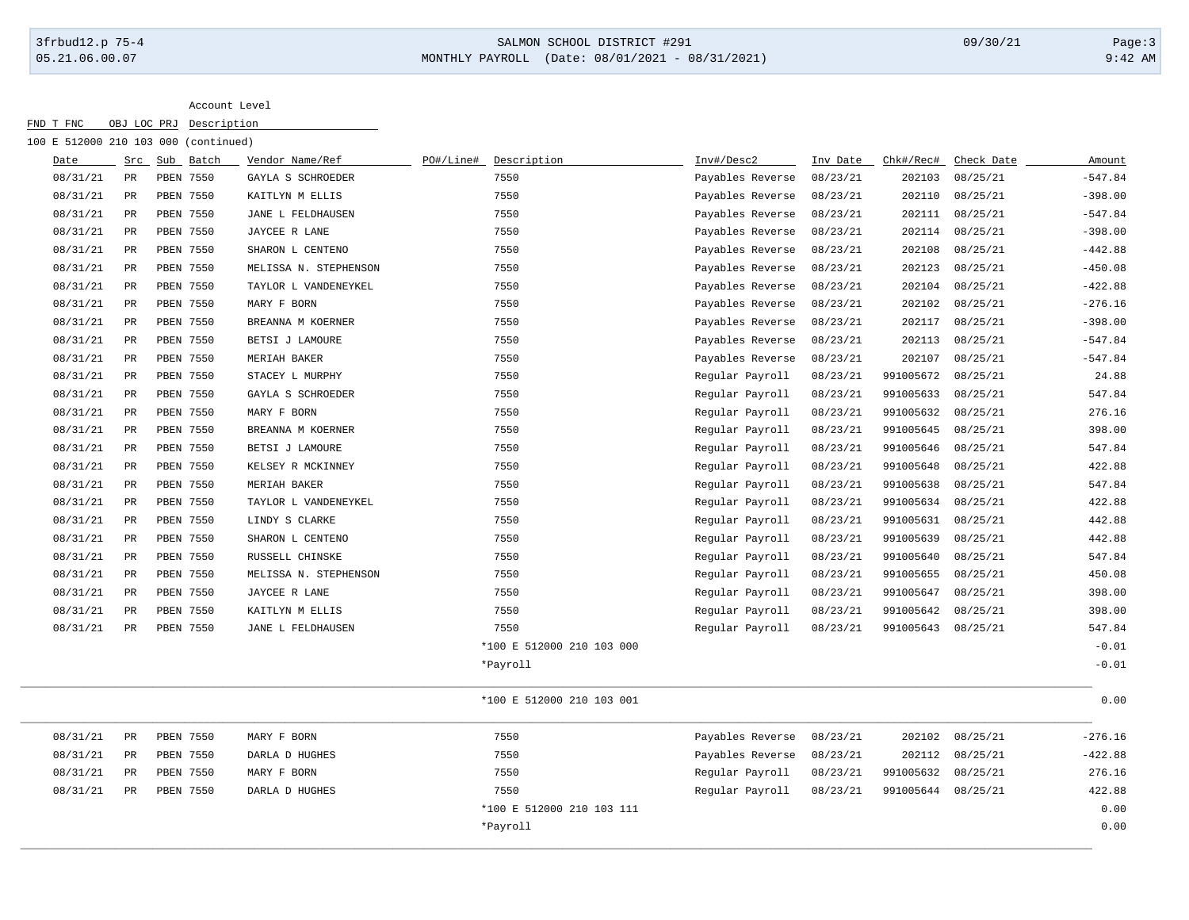Account Level

FND T FNC OBJ LOC PRJ Description

100 E 512000 210 103 000 (continued)

| Date | Src | Sub | Batch | Vendor Name/Ref | PO#/Line# | Description | Inv#/Desc2 | Inv Date | Chk#/Rec# | Check Date | Amount |
|---|---|---|---|---|---|---|---|---|---|---|---|
| 08/31/21 | PR | PBEN | 7550 | GAYLA S SCHROEDER | | 7550 | Payables Reverse | 08/23/21 | 202103 | 08/25/21 | -547.84 |
| 08/31/21 | PR | PBEN | 7550 | KAITLYN M ELLIS | | 7550 | Payables Reverse | 08/23/21 | 202110 | 08/25/21 | -398.00 |
| 08/31/21 | PR | PBEN | 7550 | JANE L FELDHAUSEN | | 7550 | Payables Reverse | 08/23/21 | 202111 | 08/25/21 | -547.84 |
| 08/31/21 | PR | PBEN | 7550 | JAYCEE R LANE | | 7550 | Payables Reverse | 08/23/21 | 202114 | 08/25/21 | -398.00 |
| 08/31/21 | PR | PBEN | 7550 | SHARON L CENTENO | | 7550 | Payables Reverse | 08/23/21 | 202108 | 08/25/21 | -442.88 |
| 08/31/21 | PR | PBEN | 7550 | MELISSA N. STEPHENSON | | 7550 | Payables Reverse | 08/23/21 | 202123 | 08/25/21 | -450.08 |
| 08/31/21 | PR | PBEN | 7550 | TAYLOR L VANDENEYKEL | | 7550 | Payables Reverse | 08/23/21 | 202104 | 08/25/21 | -422.88 |
| 08/31/21 | PR | PBEN | 7550 | MARY F BORN | | 7550 | Payables Reverse | 08/23/21 | 202102 | 08/25/21 | -276.16 |
| 08/31/21 | PR | PBEN | 7550 | BREANNA M KOERNER | | 7550 | Payables Reverse | 08/23/21 | 202117 | 08/25/21 | -398.00 |
| 08/31/21 | PR | PBEN | 7550 | BETSI J LAMOURE | | 7550 | Payables Reverse | 08/23/21 | 202113 | 08/25/21 | -547.84 |
| 08/31/21 | PR | PBEN | 7550 | MERIAH BAKER | | 7550 | Payables Reverse | 08/23/21 | 202107 | 08/25/21 | -547.84 |
| 08/31/21 | PR | PBEN | 7550 | STACEY L MURPHY | | 7550 | Regular Payroll | 08/23/21 | 991005672 | 08/25/21 | 24.88 |
| 08/31/21 | PR | PBEN | 7550 | GAYLA S SCHROEDER | | 7550 | Regular Payroll | 08/23/21 | 991005633 | 08/25/21 | 547.84 |
| 08/31/21 | PR | PBEN | 7550 | MARY F BORN | | 7550 | Regular Payroll | 08/23/21 | 991005632 | 08/25/21 | 276.16 |
| 08/31/21 | PR | PBEN | 7550 | BREANNA M KOERNER | | 7550 | Regular Payroll | 08/23/21 | 991005645 | 08/25/21 | 398.00 |
| 08/31/21 | PR | PBEN | 7550 | BETSI J LAMOURE | | 7550 | Regular Payroll | 08/23/21 | 991005646 | 08/25/21 | 547.84 |
| 08/31/21 | PR | PBEN | 7550 | KELSEY R MCKINNEY | | 7550 | Regular Payroll | 08/23/21 | 991005648 | 08/25/21 | 422.88 |
| 08/31/21 | PR | PBEN | 7550 | MERIAH BAKER | | 7550 | Regular Payroll | 08/23/21 | 991005638 | 08/25/21 | 547.84 |
| 08/31/21 | PR | PBEN | 7550 | TAYLOR L VANDENEYKEL | | 7550 | Regular Payroll | 08/23/21 | 991005634 | 08/25/21 | 422.88 |
| 08/31/21 | PR | PBEN | 7550 | LINDY S CLARKE | | 7550 | Regular Payroll | 08/23/21 | 991005631 | 08/25/21 | 442.88 |
| 08/31/21 | PR | PBEN | 7550 | SHARON L CENTENO | | 7550 | Regular Payroll | 08/23/21 | 991005639 | 08/25/21 | 442.88 |
| 08/31/21 | PR | PBEN | 7550 | RUSSELL CHINSKE | | 7550 | Regular Payroll | 08/23/21 | 991005640 | 08/25/21 | 547.84 |
| 08/31/21 | PR | PBEN | 7550 | MELISSA N. STEPHENSON | | 7550 | Regular Payroll | 08/23/21 | 991005655 | 08/25/21 | 450.08 |
| 08/31/21 | PR | PBEN | 7550 | JAYCEE R LANE | | 7550 | Regular Payroll | 08/23/21 | 991005647 | 08/25/21 | 398.00 |
| 08/31/21 | PR | PBEN | 7550 | KAITLYN M ELLIS | | 7550 | Regular Payroll | 08/23/21 | 991005642 | 08/25/21 | 398.00 |
| 08/31/21 | PR | PBEN | 7550 | JANE L FELDHAUSEN | | 7550 | Regular Payroll | 08/23/21 | 991005643 | 08/25/21 | 547.84 |
| | | | | | | *100 E 512000 210 103 000 | | | | | -0.01 |
| | | | | | | *Payroll | | | | | -0.01 |

| | | | | | | | | | | | |
|---|---|---|---|---|---|---|---|---|---|---|---|
| | | | | | | *100 E 512000 210 103 001 | | | | | 0.00 |

| Date | Src | Sub | Batch | Vendor Name/Ref | PO#/Line# | Description | Inv#/Desc2 | Inv Date | Chk#/Rec# | Check Date | Amount |
|---|---|---|---|---|---|---|---|---|---|---|---|
| 08/31/21 | PR | PBEN | 7550 | MARY F BORN | | 7550 | Payables Reverse | 08/23/21 | 202102 | 08/25/21 | -276.16 |
| 08/31/21 | PR | PBEN | 7550 | DARLA D HUGHES | | 7550 | Payables Reverse | 08/23/21 | 202112 | 08/25/21 | -422.88 |
| 08/31/21 | PR | PBEN | 7550 | MARY F BORN | | 7550 | Regular Payroll | 08/23/21 | 991005632 | 08/25/21 | 276.16 |
| 08/31/21 | PR | PBEN | 7550 | DARLA D HUGHES | | 7550 | Regular Payroll | 08/23/21 | 991005644 | 08/25/21 | 422.88 |
| | | | | | | *100 E 512000 210 103 111 | | | | | 0.00 |
| | | | | | | *Payroll | | | | | 0.00 |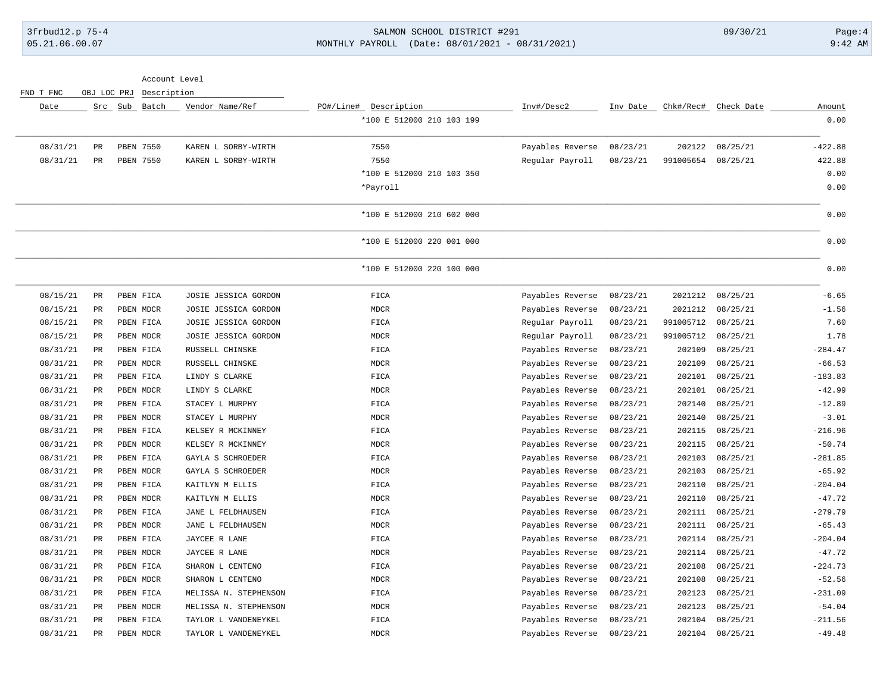| Date | Src | Sub | Batch | Vendor Name/Ref | PO#/Line# | Description | Inv#/Desc2 | Inv Date | Chk#/Rec# | Check Date | Amount |
|---|---|---|---|---|---|---|---|---|---|---|---|
| | | | | | | *100 E 512000 210 103 199 | | | | | 0.00 |
| 08/31/21 | PR | PBEN | 7550 | KAREN L SORBY-WIRTH | | 7550 | Payables Reverse | 08/23/21 | 202122 | 08/25/21 | -422.88 |
| 08/31/21 | PR | PBEN | 7550 | KAREN L SORBY-WIRTH | | 7550 | Regular Payroll | 08/23/21 | 991005654 | 08/25/21 | 422.88 |
| | | | | | | *100 E 512000 210 103 350 | | | | | 0.00 |
| | | | | | | *Payroll | | | | | 0.00 |
| | | | | | | *100 E 512000 210 602 000 | | | | | 0.00 |
| | | | | | | *100 E 512000 220 001 000 | | | | | 0.00 |
| | | | | | | *100 E 512000 220 100 000 | | | | | 0.00 |
| 08/15/21 | PR | PBEN | FICA | JOSIE JESSICA GORDON | | FICA | Payables Reverse | 08/23/21 | 2021212 | 08/25/21 | -6.65 |
| 08/15/21 | PR | PBEN | MDCR | JOSIE JESSICA GORDON | | MDCR | Payables Reverse | 08/23/21 | 2021212 | 08/25/21 | -1.56 |
| 08/15/21 | PR | PBEN | FICA | JOSIE JESSICA GORDON | | FICA | Regular Payroll | 08/23/21 | 991005712 | 08/25/21 | 7.60 |
| 08/15/21 | PR | PBEN | MDCR | JOSIE JESSICA GORDON | | MDCR | Regular Payroll | 08/23/21 | 991005712 | 08/25/21 | 1.78 |
| 08/31/21 | PR | PBEN | FICA | RUSSELL CHINSKE | | FICA | Payables Reverse | 08/23/21 | 202109 | 08/25/21 | -284.47 |
| 08/31/21 | PR | PBEN | MDCR | RUSSELL CHINSKE | | MDCR | Payables Reverse | 08/23/21 | 202109 | 08/25/21 | -66.53 |
| 08/31/21 | PR | PBEN | FICA | LINDY S CLARKE | | FICA | Payables Reverse | 08/23/21 | 202101 | 08/25/21 | -183.83 |
| 08/31/21 | PR | PBEN | MDCR | LINDY S CLARKE | | MDCR | Payables Reverse | 08/23/21 | 202101 | 08/25/21 | -42.99 |
| 08/31/21 | PR | PBEN | FICA | STACEY L MURPHY | | FICA | Payables Reverse | 08/23/21 | 202140 | 08/25/21 | -12.89 |
| 08/31/21 | PR | PBEN | MDCR | STACEY L MURPHY | | MDCR | Payables Reverse | 08/23/21 | 202140 | 08/25/21 | -3.01 |
| 08/31/21 | PR | PBEN | FICA | KELSEY R MCKINNEY | | FICA | Payables Reverse | 08/23/21 | 202115 | 08/25/21 | -216.96 |
| 08/31/21 | PR | PBEN | MDCR | KELSEY R MCKINNEY | | MDCR | Payables Reverse | 08/23/21 | 202115 | 08/25/21 | -50.74 |
| 08/31/21 | PR | PBEN | FICA | GAYLA S SCHROEDER | | FICA | Payables Reverse | 08/23/21 | 202103 | 08/25/21 | -281.85 |
| 08/31/21 | PR | PBEN | MDCR | GAYLA S SCHROEDER | | MDCR | Payables Reverse | 08/23/21 | 202103 | 08/25/21 | -65.92 |
| 08/31/21 | PR | PBEN | FICA | KAITLYN M ELLIS | | FICA | Payables Reverse | 08/23/21 | 202110 | 08/25/21 | -204.04 |
| 08/31/21 | PR | PBEN | MDCR | KAITLYN M ELLIS | | MDCR | Payables Reverse | 08/23/21 | 202110 | 08/25/21 | -47.72 |
| 08/31/21 | PR | PBEN | FICA | JANE L FELDHAUSEN | | FICA | Payables Reverse | 08/23/21 | 202111 | 08/25/21 | -279.79 |
| 08/31/21 | PR | PBEN | MDCR | JANE L FELDHAUSEN | | MDCR | Payables Reverse | 08/23/21 | 202111 | 08/25/21 | -65.43 |
| 08/31/21 | PR | PBEN | FICA | JAYCEE R LANE | | FICA | Payables Reverse | 08/23/21 | 202114 | 08/25/21 | -204.04 |
| 08/31/21 | PR | PBEN | MDCR | JAYCEE R LANE | | MDCR | Payables Reverse | 08/23/21 | 202114 | 08/25/21 | -47.72 |
| 08/31/21 | PR | PBEN | FICA | SHARON L CENTENO | | FICA | Payables Reverse | 08/23/21 | 202108 | 08/25/21 | -224.73 |
| 08/31/21 | PR | PBEN | MDCR | SHARON L CENTENO | | MDCR | Payables Reverse | 08/23/21 | 202108 | 08/25/21 | -52.56 |
| 08/31/21 | PR | PBEN | FICA | MELISSA N. STEPHENSON | | FICA | Payables Reverse | 08/23/21 | 202123 | 08/25/21 | -231.09 |
| 08/31/21 | PR | PBEN | MDCR | MELISSA N. STEPHENSON | | MDCR | Payables Reverse | 08/23/21 | 202123 | 08/25/21 | -54.04 |
| 08/31/21 | PR | PBEN | FICA | TAYLOR L VANDENEYKEL | | FICA | Payables Reverse | 08/23/21 | 202104 | 08/25/21 | -211.56 |
| 08/31/21 | PR | PBEN | MDCR | TAYLOR L VANDENEYKEL | | MDCR | Payables Reverse | 08/23/21 | 202104 | 08/25/21 | -49.48 |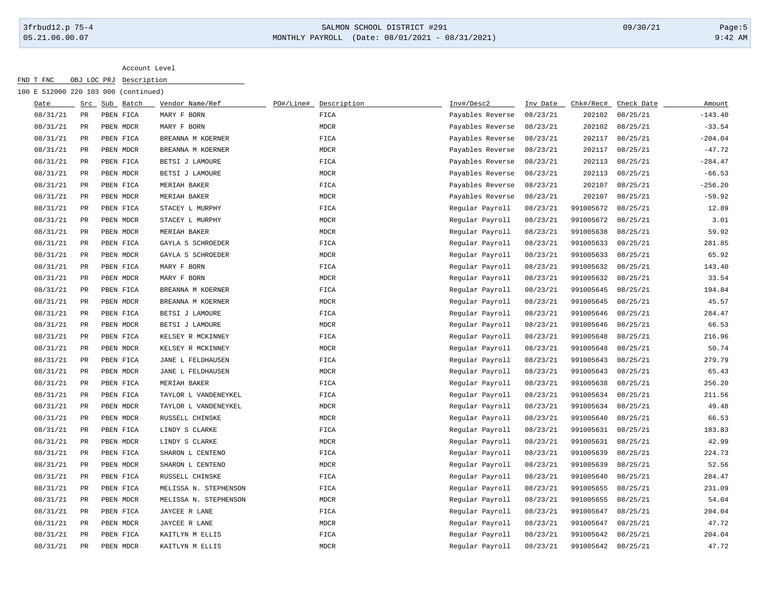Account Level

| FND | T | FNC | OBJ | LOC | PRJ | Description |
|---|---|---|---|---|---|---|
| 100 | E | 512000 | 220 | 103 | 000 | (continued) |

| Date | Src | Sub | Batch | Vendor Name/Ref | PO#/Line# | Description | Inv#/Desc2 | Inv Date | Chk#/Rec# | Check Date | Amount |
|---|---|---|---|---|---|---|---|---|---|---|---|
| 08/31/21 | PR | PBEN | FICA | MARY F BORN | | FICA | Payables Reverse | 08/23/21 | 202102 | 08/25/21 | -143.40 |
| 08/31/21 | PR | PBEN | MDCR | MARY F BORN | | MDCR | Payables Reverse | 08/23/21 | 202102 | 08/25/21 | -33.54 |
| 08/31/21 | PR | PBEN | FICA | BREANNA M KOERNER | | FICA | Payables Reverse | 08/23/21 | 202117 | 08/25/21 | -204.04 |
| 08/31/21 | PR | PBEN | MDCR | BREANNA M KOERNER | | MDCR | Payables Reverse | 08/23/21 | 202117 | 08/25/21 | -47.72 |
| 08/31/21 | PR | PBEN | FICA | BETSI J LAMOURE | | FICA | Payables Reverse | 08/23/21 | 202113 | 08/25/21 | -284.47 |
| 08/31/21 | PR | PBEN | MDCR | BETSI J LAMOURE | | MDCR | Payables Reverse | 08/23/21 | 202113 | 08/25/21 | -66.53 |
| 08/31/21 | PR | PBEN | FICA | MERIAH BAKER | | FICA | Payables Reverse | 08/23/21 | 202107 | 08/25/21 | -256.20 |
| 08/31/21 | PR | PBEN | MDCR | MERIAH BAKER | | MDCR | Payables Reverse | 08/23/21 | 202107 | 08/25/21 | -59.92 |
| 08/31/21 | PR | PBEN | FICA | STACEY L MURPHY | | FICA | Regular Payroll | 08/23/21 | 991005672 | 08/25/21 | 12.89 |
| 08/31/21 | PR | PBEN | MDCR | STACEY L MURPHY | | MDCR | Regular Payroll | 08/23/21 | 991005672 | 08/25/21 | 3.01 |
| 08/31/21 | PR | PBEN | MDCR | MERIAH BAKER | | MDCR | Regular Payroll | 08/23/21 | 991005638 | 08/25/21 | 59.92 |
| 08/31/21 | PR | PBEN | FICA | GAYLA S SCHROEDER | | FICA | Regular Payroll | 08/23/21 | 991005633 | 08/25/21 | 281.85 |
| 08/31/21 | PR | PBEN | MDCR | GAYLA S SCHROEDER | | MDCR | Regular Payroll | 08/23/21 | 991005633 | 08/25/21 | 65.92 |
| 08/31/21 | PR | PBEN | FICA | MARY F BORN | | FICA | Regular Payroll | 08/23/21 | 991005632 | 08/25/21 | 143.40 |
| 08/31/21 | PR | PBEN | MDCR | MARY F BORN | | MDCR | Regular Payroll | 08/23/21 | 991005632 | 08/25/21 | 33.54 |
| 08/31/21 | PR | PBEN | FICA | BREANNA M KOERNER | | FICA | Regular Payroll | 08/23/21 | 991005645 | 08/25/21 | 194.84 |
| 08/31/21 | PR | PBEN | MDCR | BREANNA M KOERNER | | MDCR | Regular Payroll | 08/23/21 | 991005645 | 08/25/21 | 45.57 |
| 08/31/21 | PR | PBEN | FICA | BETSI J LAMOURE | | FICA | Regular Payroll | 08/23/21 | 991005646 | 08/25/21 | 284.47 |
| 08/31/21 | PR | PBEN | MDCR | BETSI J LAMOURE | | MDCR | Regular Payroll | 08/23/21 | 991005646 | 08/25/21 | 66.53 |
| 08/31/21 | PR | PBEN | FICA | KELSEY R MCKINNEY | | FICA | Regular Payroll | 08/23/21 | 991005648 | 08/25/21 | 216.96 |
| 08/31/21 | PR | PBEN | MDCR | KELSEY R MCKINNEY | | MDCR | Regular Payroll | 08/23/21 | 991005648 | 08/25/21 | 50.74 |
| 08/31/21 | PR | PBEN | FICA | JANE L FELDHAUSEN | | FICA | Regular Payroll | 08/23/21 | 991005643 | 08/25/21 | 279.79 |
| 08/31/21 | PR | PBEN | MDCR | JANE L FELDHAUSEN | | MDCR | Regular Payroll | 08/23/21 | 991005643 | 08/25/21 | 65.43 |
| 08/31/21 | PR | PBEN | FICA | MERIAH BAKER | | FICA | Regular Payroll | 08/23/21 | 991005638 | 08/25/21 | 256.20 |
| 08/31/21 | PR | PBEN | FICA | TAYLOR L VANDENEYKEL | | FICA | Regular Payroll | 08/23/21 | 991005634 | 08/25/21 | 211.56 |
| 08/31/21 | PR | PBEN | MDCR | TAYLOR L VANDENEYKEL | | MDCR | Regular Payroll | 08/23/21 | 991005634 | 08/25/21 | 49.48 |
| 08/31/21 | PR | PBEN | MDCR | RUSSELL CHINSKE | | MDCR | Regular Payroll | 08/23/21 | 991005640 | 08/25/21 | 66.53 |
| 08/31/21 | PR | PBEN | FICA | LINDY S CLARKE | | FICA | Regular Payroll | 08/23/21 | 991005631 | 08/25/21 | 183.83 |
| 08/31/21 | PR | PBEN | MDCR | LINDY S CLARKE | | MDCR | Regular Payroll | 08/23/21 | 991005631 | 08/25/21 | 42.99 |
| 08/31/21 | PR | PBEN | FICA | SHARON L CENTENO | | FICA | Regular Payroll | 08/23/21 | 991005639 | 08/25/21 | 224.73 |
| 08/31/21 | PR | PBEN | MDCR | SHARON L CENTENO | | MDCR | Regular Payroll | 08/23/21 | 991005639 | 08/25/21 | 52.56 |
| 08/31/21 | PR | PBEN | FICA | RUSSELL CHINSKE | | FICA | Regular Payroll | 08/23/21 | 991005640 | 08/25/21 | 284.47 |
| 08/31/21 | PR | PBEN | FICA | MELISSA N. STEPHENSON | | FICA | Regular Payroll | 08/23/21 | 991005655 | 08/25/21 | 231.09 |
| 08/31/21 | PR | PBEN | MDCR | MELISSA N. STEPHENSON | | MDCR | Regular Payroll | 08/23/21 | 991005655 | 08/25/21 | 54.04 |
| 08/31/21 | PR | PBEN | FICA | JAYCEE R LANE | | FICA | Regular Payroll | 08/23/21 | 991005647 | 08/25/21 | 204.04 |
| 08/31/21 | PR | PBEN | MDCR | JAYCEE R LANE | | MDCR | Regular Payroll | 08/23/21 | 991005647 | 08/25/21 | 47.72 |
| 08/31/21 | PR | PBEN | FICA | KAITLYN M ELLIS | | FICA | Regular Payroll | 08/23/21 | 991005642 | 08/25/21 | 204.04 |
| 08/31/21 | PR | PBEN | MDCR | KAITLYN M ELLIS | | MDCR | Regular Payroll | 08/23/21 | 991005642 | 08/25/21 | 47.72 |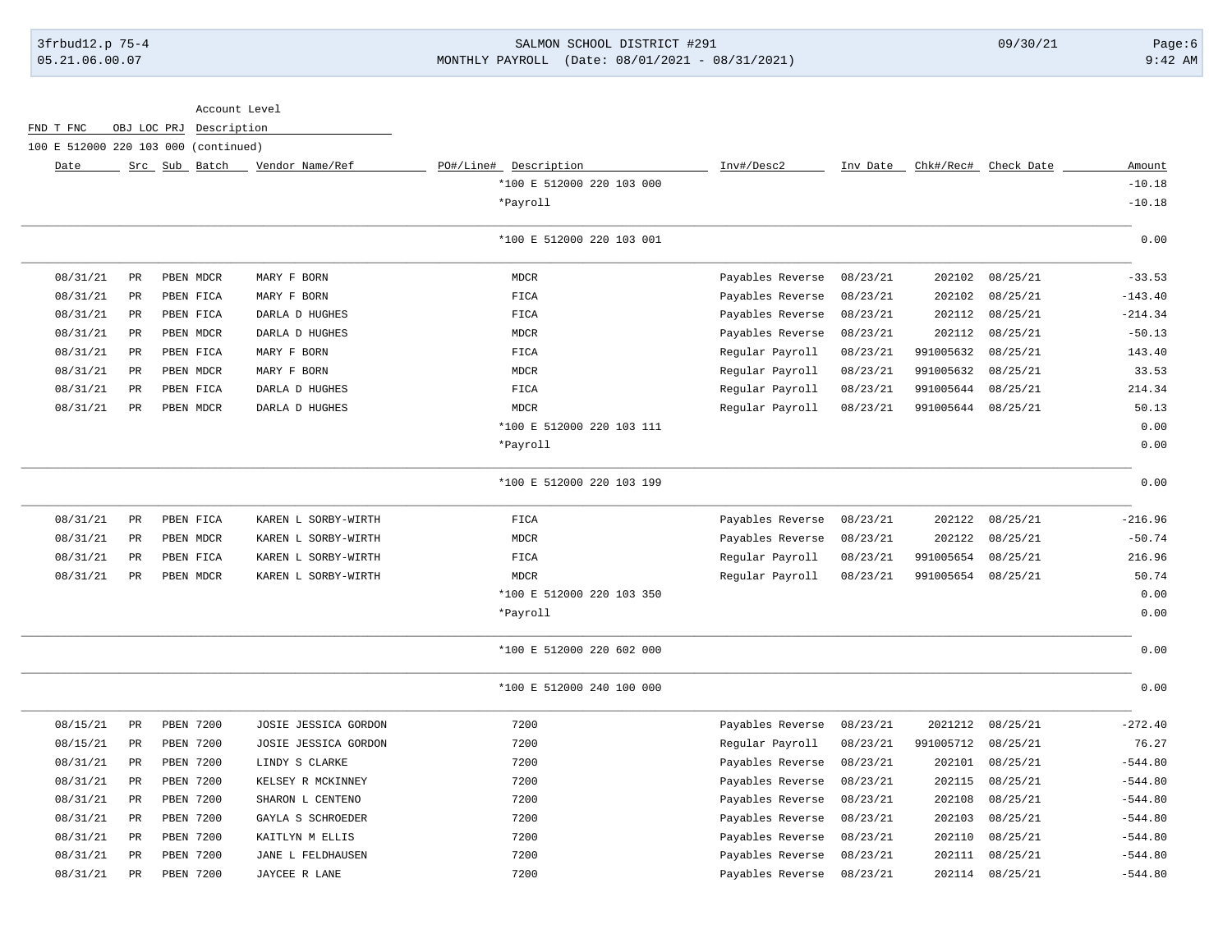Account Level

| FND T FNC | OBJ LOC PRJ | Description |
|---|---|---|
| 100 E 512000 220 103 000 (continued) | | |

| Date | Src | Sub | Batch | Vendor Name/Ref | PO#/Line# | Description | Inv#/Desc2 | Inv Date | Chk#/Rec# | Check Date | Amount |
|---|---|---|---|---|---|---|---|---|---|---|---|
| | | | | | | *100 E 512000 220 103 000 | | | | | -10.18 |
| | | | | | | *Payroll | | | | | -10.18 |
| | | | | | | *100 E 512000 220 103 001 | | | | | 0.00 |
| 08/31/21 | PR | PBEN | MDCR | MARY F BORN | | MDCR | Payables Reverse | 08/23/21 | 202102 | 08/25/21 | -33.53 |
| 08/31/21 | PR | PBEN | FICA | MARY F BORN | | FICA | Payables Reverse | 08/23/21 | 202102 | 08/25/21 | -143.40 |
| 08/31/21 | PR | PBEN | FICA | DARLA D HUGHES | | FICA | Payables Reverse | 08/23/21 | 202112 | 08/25/21 | -214.34 |
| 08/31/21 | PR | PBEN | MDCR | DARLA D HUGHES | | MDCR | Payables Reverse | 08/23/21 | 202112 | 08/25/21 | -50.13 |
| 08/31/21 | PR | PBEN | FICA | MARY F BORN | | FICA | Regular Payroll | 08/23/21 | 991005632 | 08/25/21 | 143.40 |
| 08/31/21 | PR | PBEN | MDCR | MARY F BORN | | MDCR | Regular Payroll | 08/23/21 | 991005632 | 08/25/21 | 33.53 |
| 08/31/21 | PR | PBEN | FICA | DARLA D HUGHES | | FICA | Regular Payroll | 08/23/21 | 991005644 | 08/25/21 | 214.34 |
| 08/31/21 | PR | PBEN | MDCR | DARLA D HUGHES | | MDCR | Regular Payroll | 08/23/21 | 991005644 | 08/25/21 | 50.13 |
| | | | | | | *100 E 512000 220 103 111 | | | | | 0.00 |
| | | | | | | *Payroll | | | | | 0.00 |
| | | | | | | *100 E 512000 220 103 199 | | | | | 0.00 |
| 08/31/21 | PR | PBEN | FICA | KAREN L SORBY-WIRTH | | FICA | Payables Reverse | 08/23/21 | 202122 | 08/25/21 | -216.96 |
| 08/31/21 | PR | PBEN | MDCR | KAREN L SORBY-WIRTH | | MDCR | Payables Reverse | 08/23/21 | 202122 | 08/25/21 | -50.74 |
| 08/31/21 | PR | PBEN | FICA | KAREN L SORBY-WIRTH | | FICA | Regular Payroll | 08/23/21 | 991005654 | 08/25/21 | 216.96 |
| 08/31/21 | PR | PBEN | MDCR | KAREN L SORBY-WIRTH | | MDCR | Regular Payroll | 08/23/21 | 991005654 | 08/25/21 | 50.74 |
| | | | | | | *100 E 512000 220 103 350 | | | | | 0.00 |
| | | | | | | *Payroll | | | | | 0.00 |
| | | | | | | *100 E 512000 220 602 000 | | | | | 0.00 |
| | | | | | | *100 E 512000 240 100 000 | | | | | 0.00 |
| 08/15/21 | PR | PBEN | 7200 | JOSIE JESSICA GORDON | | 7200 | Payables Reverse | 08/23/21 | 2021212 | 08/25/21 | -272.40 |
| 08/15/21 | PR | PBEN | 7200 | JOSIE JESSICA GORDON | | 7200 | Regular Payroll | 08/23/21 | 991005712 | 08/25/21 | 76.27 |
| 08/31/21 | PR | PBEN | 7200 | LINDY S CLARKE | | 7200 | Payables Reverse | 08/23/21 | 202101 | 08/25/21 | -544.80 |
| 08/31/21 | PR | PBEN | 7200 | KELSEY R MCKINNEY | | 7200 | Payables Reverse | 08/23/21 | 202115 | 08/25/21 | -544.80 |
| 08/31/21 | PR | PBEN | 7200 | SHARON L CENTENO | | 7200 | Payables Reverse | 08/23/21 | 202108 | 08/25/21 | -544.80 |
| 08/31/21 | PR | PBEN | 7200 | GAYLA S SCHROEDER | | 7200 | Payables Reverse | 08/23/21 | 202103 | 08/25/21 | -544.80 |
| 08/31/21 | PR | PBEN | 7200 | KAITLYN M ELLIS | | 7200 | Payables Reverse | 08/23/21 | 202110 | 08/25/21 | -544.80 |
| 08/31/21 | PR | PBEN | 7200 | JANE L FELDHAUSEN | | 7200 | Payables Reverse | 08/23/21 | 202111 | 08/25/21 | -544.80 |
| 08/31/21 | PR | PBEN | 7200 | JAYCEE R LANE | | 7200 | Payables Reverse | 08/23/21 | 202114 | 08/25/21 | -544.80 |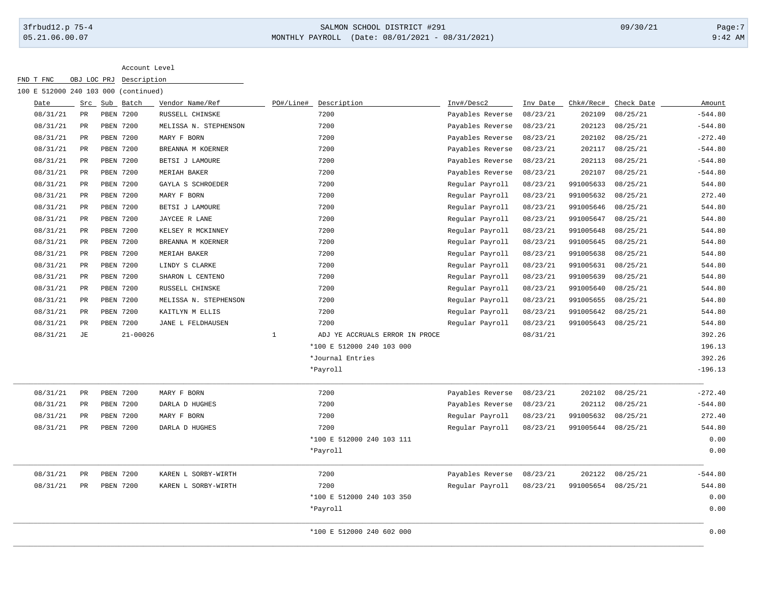| FND T FNC | OBJ LOC PRJ | Account Level Description |
|---|---|---|
| 100 E 512000 | 240 103 000 | (continued) |

| Date | Src | Sub | Batch | Vendor Name/Ref | PO#/Line# | Description | Inv#/Desc2 | Inv Date | Chk#/Rec# | Check Date | Amount |
|---|---|---|---|---|---|---|---|---|---|---|---|
| 08/31/21 | PR | PBEN | 7200 | RUSSELL CHINSKE | | 7200 | Payables Reverse | 08/23/21 | 202109 | 08/25/21 | -544.80 |
| 08/31/21 | PR | PBEN | 7200 | MELISSA N. STEPHENSON | | 7200 | Payables Reverse | 08/23/21 | 202123 | 08/25/21 | -544.80 |
| 08/31/21 | PR | PBEN | 7200 | MARY F BORN | | 7200 | Payables Reverse | 08/23/21 | 202102 | 08/25/21 | -272.40 |
| 08/31/21 | PR | PBEN | 7200 | BREANNA M KOERNER | | 7200 | Payables Reverse | 08/23/21 | 202117 | 08/25/21 | -544.80 |
| 08/31/21 | PR | PBEN | 7200 | BETSI J LAMOURE | | 7200 | Payables Reverse | 08/23/21 | 202113 | 08/25/21 | -544.80 |
| 08/31/21 | PR | PBEN | 7200 | MERIAH BAKER | | 7200 | Payables Reverse | 08/23/21 | 202107 | 08/25/21 | -544.80 |
| 08/31/21 | PR | PBEN | 7200 | GAYLA S SCHROEDER | | 7200 | Regular Payroll | 08/23/21 | 991005633 | 08/25/21 | 544.80 |
| 08/31/21 | PR | PBEN | 7200 | MARY F BORN | | 7200 | Regular Payroll | 08/23/21 | 991005632 | 08/25/21 | 272.40 |
| 08/31/21 | PR | PBEN | 7200 | BETSI J LAMOURE | | 7200 | Regular Payroll | 08/23/21 | 991005646 | 08/25/21 | 544.80 |
| 08/31/21 | PR | PBEN | 7200 | JAYCEE R LANE | | 7200 | Regular Payroll | 08/23/21 | 991005647 | 08/25/21 | 544.80 |
| 08/31/21 | PR | PBEN | 7200 | KELSEY R MCKINNEY | | 7200 | Regular Payroll | 08/23/21 | 991005648 | 08/25/21 | 544.80 |
| 08/31/21 | PR | PBEN | 7200 | BREANNA M KOERNER | | 7200 | Regular Payroll | 08/23/21 | 991005645 | 08/25/21 | 544.80 |
| 08/31/21 | PR | PBEN | 7200 | MERIAH BAKER | | 7200 | Regular Payroll | 08/23/21 | 991005638 | 08/25/21 | 544.80 |
| 08/31/21 | PR | PBEN | 7200 | LINDY S CLARKE | | 7200 | Regular Payroll | 08/23/21 | 991005631 | 08/25/21 | 544.80 |
| 08/31/21 | PR | PBEN | 7200 | SHARON L CENTENO | | 7200 | Regular Payroll | 08/23/21 | 991005639 | 08/25/21 | 544.80 |
| 08/31/21 | PR | PBEN | 7200 | RUSSELL CHINSKE | | 7200 | Regular Payroll | 08/23/21 | 991005640 | 08/25/21 | 544.80 |
| 08/31/21 | PR | PBEN | 7200 | MELISSA N. STEPHENSON | | 7200 | Regular Payroll | 08/23/21 | 991005655 | 08/25/21 | 544.80 |
| 08/31/21 | PR | PBEN | 7200 | KAITLYN M ELLIS | | 7200 | Regular Payroll | 08/23/21 | 991005642 | 08/25/21 | 544.80 |
| 08/31/21 | PR | PBEN | 7200 | JANE L FELDHAUSEN | | 7200 | Regular Payroll | 08/23/21 | 991005643 | 08/25/21 | 544.80 |
| 08/31/21 | JE | | 21-00026 | | 1 | ADJ YE ACCRUALS ERROR IN PROCE | | 08/31/21 | | | 392.26 |
| | | | | | | *100 E 512000 240 103 000 | | | | | 196.13 |
| | | | | | | *Journal Entries | | | | | 392.26 |
| | | | | | | *Payroll | | | | | -196.13 |
| 08/31/21 | PR | PBEN | 7200 | MARY F BORN | | 7200 | Payables Reverse | 08/23/21 | 202102 | 08/25/21 | -272.40 |
| 08/31/21 | PR | PBEN | 7200 | DARLA D HUGHES | | 7200 | Payables Reverse | 08/23/21 | 202112 | 08/25/21 | -544.80 |
| 08/31/21 | PR | PBEN | 7200 | MARY F BORN | | 7200 | Regular Payroll | 08/23/21 | 991005632 | 08/25/21 | 272.40 |
| 08/31/21 | PR | PBEN | 7200 | DARLA D HUGHES | | 7200 | Regular Payroll | 08/23/21 | 991005644 | 08/25/21 | 544.80 |
| | | | | | | *100 E 512000 240 103 111 | | | | | 0.00 |
| | | | | | | *Payroll | | | | | 0.00 |
| 08/31/21 | PR | PBEN | 7200 | KAREN L SORBY-WIRTH | | 7200 | Payables Reverse | 08/23/21 | 202122 | 08/25/21 | -544.80 |
| 08/31/21 | PR | PBEN | 7200 | KAREN L SORBY-WIRTH | | 7200 | Regular Payroll | 08/23/21 | 991005654 | 08/25/21 | 544.80 |
| | | | | | | *100 E 512000 240 103 350 | | | | | 0.00 |
| | | | | | | *Payroll | | | | | 0.00 |
| | | | | | | *100 E 512000 240 602 000 | | | | | 0.00 |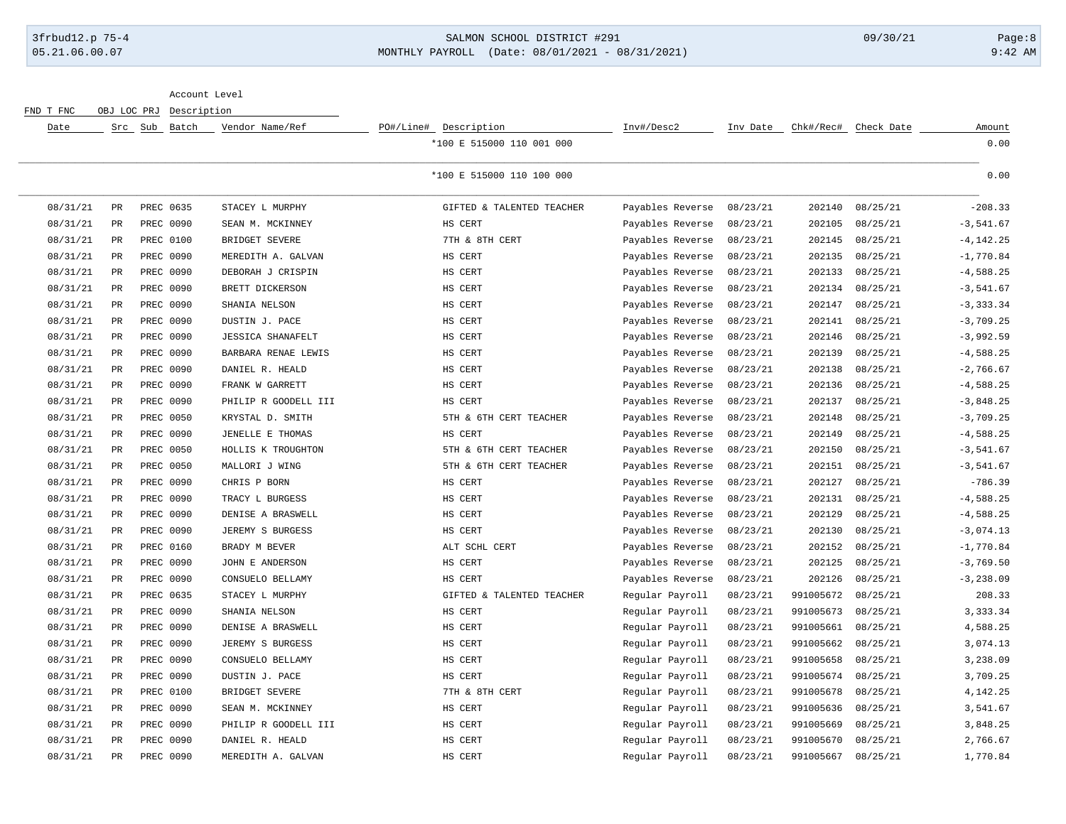| Date | Src | Sub | Batch | Vendor Name/Ref | PO#/Line# | Description | Inv#/Desc2 | Inv Date | Chk#/Rec# | Check Date | Amount |
|---|---|---|---|---|---|---|---|---|---|---|---|
| | | | | | | *100 E 515000 110 001 000 | | | | | 0.00 |
| | | | | | | *100 E 515000 110 100 000 | | | | | 0.00 |
| 08/31/21 | PR | | PREC 0635 | STACEY L MURPHY | | GIFTED & TALENTED TEACHER | Payables Reverse | 08/23/21 | 202140 | 08/25/21 | -208.33 |
| 08/31/21 | PR | | PREC 0090 | SEAN M. MCKINNEY | | HS CERT | Payables Reverse | 08/23/21 | 202105 | 08/25/21 | -3,541.67 |
| 08/31/21 | PR | | PREC 0100 | BRIDGET SEVERE | | 7TH & 8TH CERT | Payables Reverse | 08/23/21 | 202145 | 08/25/21 | -4,142.25 |
| 08/31/21 | PR | | PREC 0090 | MEREDITH A. GALVAN | | HS CERT | Payables Reverse | 08/23/21 | 202135 | 08/25/21 | -1,770.84 |
| 08/31/21 | PR | | PREC 0090 | DEBORAH J CRISPIN | | HS CERT | Payables Reverse | 08/23/21 | 202133 | 08/25/21 | -4,588.25 |
| 08/31/21 | PR | | PREC 0090 | BRETT DICKERSON | | HS CERT | Payables Reverse | 08/23/21 | 202134 | 08/25/21 | -3,541.67 |
| 08/31/21 | PR | | PREC 0090 | SHANIA NELSON | | HS CERT | Payables Reverse | 08/23/21 | 202147 | 08/25/21 | -3,333.34 |
| 08/31/21 | PR | | PREC 0090 | DUSTIN J. PACE | | HS CERT | Payables Reverse | 08/23/21 | 202141 | 08/25/21 | -3,709.25 |
| 08/31/21 | PR | | PREC 0090 | JESSICA SHANAFELT | | HS CERT | Payables Reverse | 08/23/21 | 202146 | 08/25/21 | -3,992.59 |
| 08/31/21 | PR | | PREC 0090 | BARBARA RENAE LEWIS | | HS CERT | Payables Reverse | 08/23/21 | 202139 | 08/25/21 | -4,588.25 |
| 08/31/21 | PR | | PREC 0090 | DANIEL R. HEALD | | HS CERT | Payables Reverse | 08/23/21 | 202138 | 08/25/21 | -2,766.67 |
| 08/31/21 | PR | | PREC 0090 | FRANK W GARRETT | | HS CERT | Payables Reverse | 08/23/21 | 202136 | 08/25/21 | -4,588.25 |
| 08/31/21 | PR | | PREC 0090 | PHILIP R GOODELL III | | HS CERT | Payables Reverse | 08/23/21 | 202137 | 08/25/21 | -3,848.25 |
| 08/31/21 | PR | | PREC 0050 | KRYSTAL D. SMITH | | 5TH & 6TH CERT TEACHER | Payables Reverse | 08/23/21 | 202148 | 08/25/21 | -3,709.25 |
| 08/31/21 | PR | | PREC 0090 | JENELLE E THOMAS | | HS CERT | Payables Reverse | 08/23/21 | 202149 | 08/25/21 | -4,588.25 |
| 08/31/21 | PR | | PREC 0050 | HOLLIS K TROUGHTON | | 5TH & 6TH CERT TEACHER | Payables Reverse | 08/23/21 | 202150 | 08/25/21 | -3,541.67 |
| 08/31/21 | PR | | PREC 0050 | MALLORI J WING | | 5TH & 6TH CERT TEACHER | Payables Reverse | 08/23/21 | 202151 | 08/25/21 | -3,541.67 |
| 08/31/21 | PR | | PREC 0090 | CHRIS P BORN | | HS CERT | Payables Reverse | 08/23/21 | 202127 | 08/25/21 | -786.39 |
| 08/31/21 | PR | | PREC 0090 | TRACY L BURGESS | | HS CERT | Payables Reverse | 08/23/21 | 202131 | 08/25/21 | -4,588.25 |
| 08/31/21 | PR | | PREC 0090 | DENISE A BRASWELL | | HS CERT | Payables Reverse | 08/23/21 | 202129 | 08/25/21 | -4,588.25 |
| 08/31/21 | PR | | PREC 0090 | JEREMY S BURGESS | | HS CERT | Payables Reverse | 08/23/21 | 202130 | 08/25/21 | -3,074.13 |
| 08/31/21 | PR | | PREC 0160 | BRADY M BEVER | | ALT SCHL CERT | Payables Reverse | 08/23/21 | 202152 | 08/25/21 | -1,770.84 |
| 08/31/21 | PR | | PREC 0090 | JOHN E ANDERSON | | HS CERT | Payables Reverse | 08/23/21 | 202125 | 08/25/21 | -3,769.50 |
| 08/31/21 | PR | | PREC 0090 | CONSUELO BELLAMY | | HS CERT | Payables Reverse | 08/23/21 | 202126 | 08/25/21 | -3,238.09 |
| 08/31/21 | PR | | PREC 0635 | STACEY L MURPHY | | GIFTED & TALENTED TEACHER | Regular Payroll | 08/23/21 | 991005672 | 08/25/21 | 208.33 |
| 08/31/21 | PR | | PREC 0090 | SHANIA NELSON | | HS CERT | Regular Payroll | 08/23/21 | 991005673 | 08/25/21 | 3,333.34 |
| 08/31/21 | PR | | PREC 0090 | DENISE A BRASWELL | | HS CERT | Regular Payroll | 08/23/21 | 991005661 | 08/25/21 | 4,588.25 |
| 08/31/21 | PR | | PREC 0090 | JEREMY S BURGESS | | HS CERT | Regular Payroll | 08/23/21 | 991005662 | 08/25/21 | 3,074.13 |
| 08/31/21 | PR | | PREC 0090 | CONSUELO BELLAMY | | HS CERT | Regular Payroll | 08/23/21 | 991005658 | 08/25/21 | 3,238.09 |
| 08/31/21 | PR | | PREC 0090 | DUSTIN J. PACE | | HS CERT | Regular Payroll | 08/23/21 | 991005674 | 08/25/21 | 3,709.25 |
| 08/31/21 | PR | | PREC 0100 | BRIDGET SEVERE | | 7TH & 8TH CERT | Regular Payroll | 08/23/21 | 991005678 | 08/25/21 | 4,142.25 |
| 08/31/21 | PR | | PREC 0090 | SEAN M. MCKINNEY | | HS CERT | Regular Payroll | 08/23/21 | 991005636 | 08/25/21 | 3,541.67 |
| 08/31/21 | PR | | PREC 0090 | PHILIP R GOODELL III | | HS CERT | Regular Payroll | 08/23/21 | 991005669 | 08/25/21 | 3,848.25 |
| 08/31/21 | PR | | PREC 0090 | DANIEL R. HEALD | | HS CERT | Regular Payroll | 08/23/21 | 991005670 | 08/25/21 | 2,766.67 |
| 08/31/21 | PR | | PREC 0090 | MEREDITH A. GALVAN | | HS CERT | Regular Payroll | 08/23/21 | 991005667 | 08/25/21 | 1,770.84 |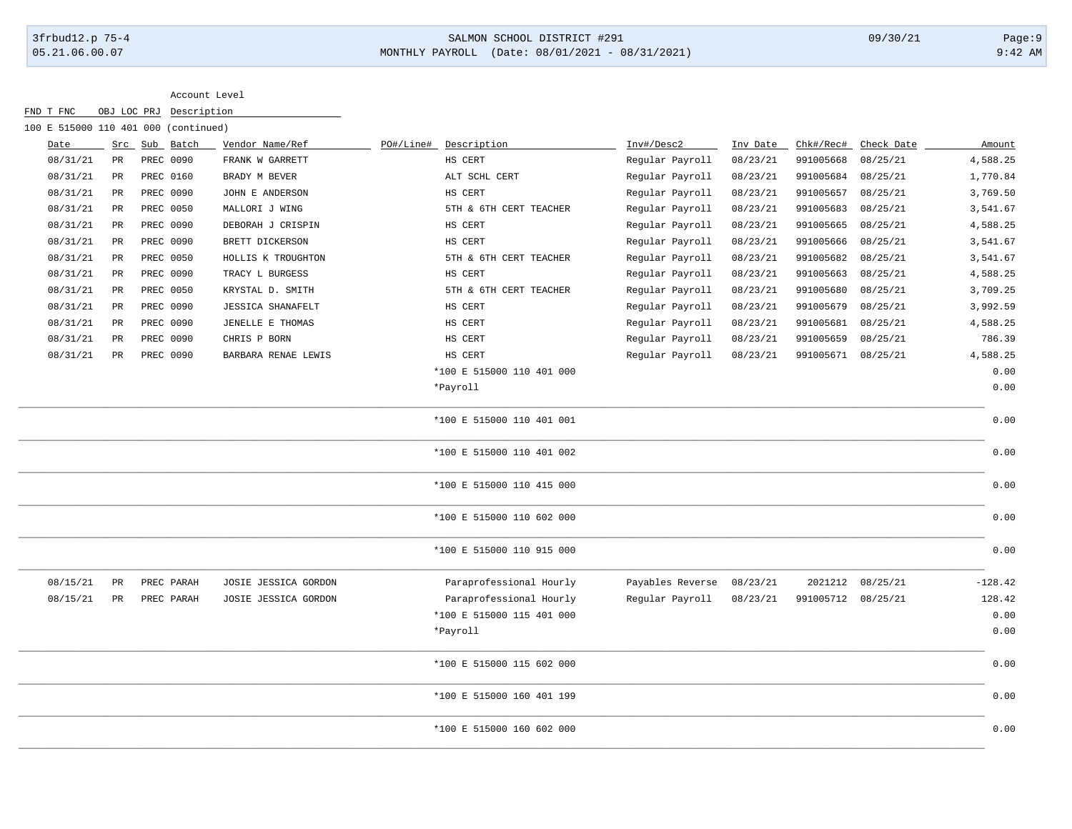Account Level

FND T FNC OBJ LOC PRJ Description

100 E 515000 110 401 000 (continued)

| Date | Src | Sub | Batch | Vendor Name/Ref | PO#/Line# | Description | Inv#/Desc2 | Inv Date | Chk#/Rec# | Check Date | Amount |
|---|---|---|---|---|---|---|---|---|---|---|---|
| 08/31/21 | PR | PREC | 0090 | FRANK W GARRETT | | HS CERT | Regular Payroll | 08/23/21 | 991005668 | 08/25/21 | 4,588.25 |
| 08/31/21 | PR | PREC | 0160 | BRADY M BEVER | | ALT SCHL CERT | Regular Payroll | 08/23/21 | 991005684 | 08/25/21 | 1,770.84 |
| 08/31/21 | PR | PREC | 0090 | JOHN E ANDERSON | | HS CERT | Regular Payroll | 08/23/21 | 991005657 | 08/25/21 | 3,769.50 |
| 08/31/21 | PR | PREC | 0050 | MALLORI J WING | | 5TH & 6TH CERT TEACHER | Regular Payroll | 08/23/21 | 991005683 | 08/25/21 | 3,541.67 |
| 08/31/21 | PR | PREC | 0090 | DEBORAH J CRISPIN | | HS CERT | Regular Payroll | 08/23/21 | 991005665 | 08/25/21 | 4,588.25 |
| 08/31/21 | PR | PREC | 0090 | BRETT DICKERSON | | HS CERT | Regular Payroll | 08/23/21 | 991005666 | 08/25/21 | 3,541.67 |
| 08/31/21 | PR | PREC | 0050 | HOLLIS K TROUGHTON | | 5TH & 6TH CERT TEACHER | Regular Payroll | 08/23/21 | 991005682 | 08/25/21 | 3,541.67 |
| 08/31/21 | PR | PREC | 0090 | TRACY L BURGESS | | HS CERT | Regular Payroll | 08/23/21 | 991005663 | 08/25/21 | 4,588.25 |
| 08/31/21 | PR | PREC | 0050 | KRYSTAL D. SMITH | | 5TH & 6TH CERT TEACHER | Regular Payroll | 08/23/21 | 991005680 | 08/25/21 | 3,709.25 |
| 08/31/21 | PR | PREC | 0090 | JESSICA SHANAFELT | | HS CERT | Regular Payroll | 08/23/21 | 991005679 | 08/25/21 | 3,992.59 |
| 08/31/21 | PR | PREC | 0090 | JENELLE E THOMAS | | HS CERT | Regular Payroll | 08/23/21 | 991005681 | 08/25/21 | 4,588.25 |
| 08/31/21 | PR | PREC | 0090 | CHRIS P BORN | | HS CERT | Regular Payroll | 08/23/21 | 991005659 | 08/25/21 | 786.39 |
| 08/31/21 | PR | PREC | 0090 | BARBARA RENAE LEWIS | | HS CERT | Regular Payroll | 08/23/21 | 991005671 | 08/25/21 | 4,588.25 |
| | | | | | | *100 E 515000 110 401 000 | | | | | 0.00 |
| | | | | | | *Payroll | | | | | 0.00 |
| | | | | | | *100 E 515000 110 401 001 | | | | | 0.00 |
| | | | | | | *100 E 515000 110 401 002 | | | | | 0.00 |
| | | | | | | *100 E 515000 110 415 000 | | | | | 0.00 |
| | | | | | | *100 E 515000 110 602 000 | | | | | 0.00 |
| | | | | | | *100 E 515000 110 915 000 | | | | | 0.00 |
| 08/15/21 | PR | PREC | PARAH | JOSIE JESSICA GORDON | | Paraprofessional Hourly | Payables Reverse | 08/23/21 | 2021212 | 08/25/21 | -128.42 |
| 08/15/21 | PR | PREC | PARAH | JOSIE JESSICA GORDON | | Paraprofessional Hourly | Regular Payroll | 08/23/21 | 991005712 | 08/25/21 | 128.42 |
| | | | | | | *100 E 515000 115 401 000 | | | | | 0.00 |
| | | | | | | *Payroll | | | | | 0.00 |
| | | | | | | *100 E 515000 115 602 000 | | | | | 0.00 |
| | | | | | | *100 E 515000 160 401 199 | | | | | 0.00 |
| | | | | | | *100 E 515000 160 602 000 | | | | | 0.00 |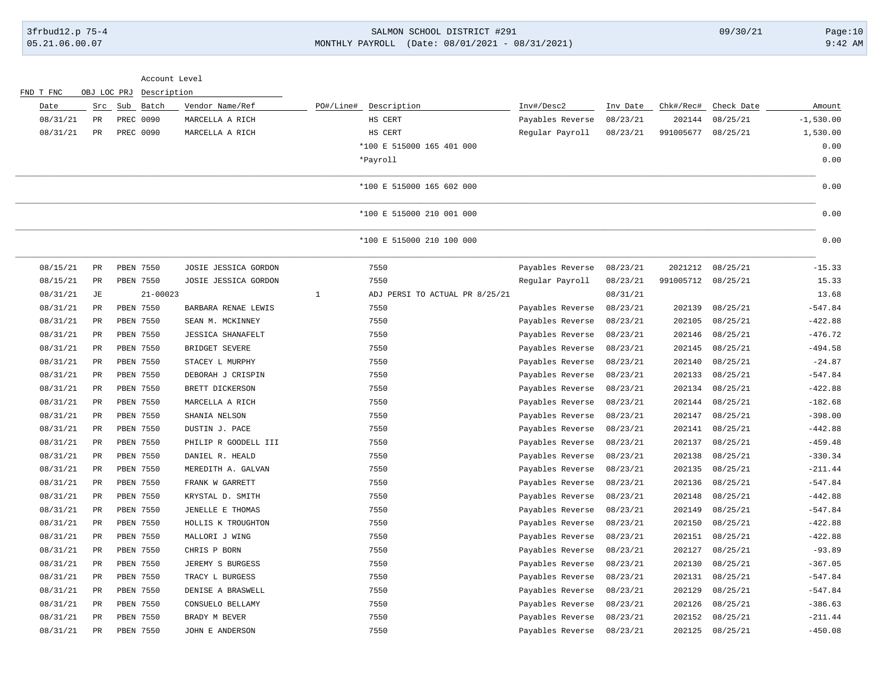| Date | Src | Sub | Batch | Vendor Name/Ref | PO#/Line# | Description | Inv#/Desc2 | Inv Date | Chk#/Rec# | Check Date | Amount |
|---|---|---|---|---|---|---|---|---|---|---|---|
| 08/31/21 | PR | PREC | 0090 | MARCELLA A RICH | | HS CERT | Payables Reverse | 08/23/21 | 202144 | 08/25/21 | -1,530.00 |
| 08/31/21 | PR | PREC | 0090 | MARCELLA A RICH | | HS CERT | Regular Payroll | 08/23/21 | 991005677 | 08/25/21 | 1,530.00 |
| | | | | | | *100 E 515000 165 401 000 | | | | | 0.00 |
| | | | | | | *Payroll | | | | | 0.00 |
| | | | | | | *100 E 515000 165 602 000 | | | | | 0.00 |
| | | | | | | *100 E 515000 210 001 000 | | | | | 0.00 |
| | | | | | | *100 E 515000 210 100 000 | | | | | 0.00 |
| 08/15/21 | PR | PBEN | 7550 | JOSIE JESSICA GORDON | | 7550 | Payables Reverse | 08/23/21 | 2021212 | 08/25/21 | -15.33 |
| 08/15/21 | PR | PBEN | 7550 | JOSIE JESSICA GORDON | | 7550 | Regular Payroll | 08/23/21 | 991005712 | 08/25/21 | 15.33 |
| 08/31/21 | JE | | 21-00023 | | 1 | ADJ PERSI TO ACTUAL PR 8/25/21 | | 08/31/21 | | | 13.68 |
| 08/31/21 | PR | PBEN | 7550 | BARBARA RENAE LEWIS | | 7550 | Payables Reverse | 08/23/21 | 202139 | 08/25/21 | -547.84 |
| 08/31/21 | PR | PBEN | 7550 | SEAN M. MCKINNEY | | 7550 | Payables Reverse | 08/23/21 | 202105 | 08/25/21 | -422.88 |
| 08/31/21 | PR | PBEN | 7550 | JESSICA SHANAFELT | | 7550 | Payables Reverse | 08/23/21 | 202146 | 08/25/21 | -476.72 |
| 08/31/21 | PR | PBEN | 7550 | BRIDGET SEVERE | | 7550 | Payables Reverse | 08/23/21 | 202145 | 08/25/21 | -494.58 |
| 08/31/21 | PR | PBEN | 7550 | STACEY L MURPHY | | 7550 | Payables Reverse | 08/23/21 | 202140 | 08/25/21 | -24.87 |
| 08/31/21 | PR | PBEN | 7550 | DEBORAH J CRISPIN | | 7550 | Payables Reverse | 08/23/21 | 202133 | 08/25/21 | -547.84 |
| 08/31/21 | PR | PBEN | 7550 | BRETT DICKERSON | | 7550 | Payables Reverse | 08/23/21 | 202134 | 08/25/21 | -422.88 |
| 08/31/21 | PR | PBEN | 7550 | MARCELLA A RICH | | 7550 | Payables Reverse | 08/23/21 | 202144 | 08/25/21 | -182.68 |
| 08/31/21 | PR | PBEN | 7550 | SHANIA NELSON | | 7550 | Payables Reverse | 08/23/21 | 202147 | 08/25/21 | -398.00 |
| 08/31/21 | PR | PBEN | 7550 | DUSTIN J. PACE | | 7550 | Payables Reverse | 08/23/21 | 202141 | 08/25/21 | -442.88 |
| 08/31/21 | PR | PBEN | 7550 | PHILIP R GOODELL III | | 7550 | Payables Reverse | 08/23/21 | 202137 | 08/25/21 | -459.48 |
| 08/31/21 | PR | PBEN | 7550 | DANIEL R. HEALD | | 7550 | Payables Reverse | 08/23/21 | 202138 | 08/25/21 | -330.34 |
| 08/31/21 | PR | PBEN | 7550 | MEREDITH A. GALVAN | | 7550 | Payables Reverse | 08/23/21 | 202135 | 08/25/21 | -211.44 |
| 08/31/21 | PR | PBEN | 7550 | FRANK W GARRETT | | 7550 | Payables Reverse | 08/23/21 | 202136 | 08/25/21 | -547.84 |
| 08/31/21 | PR | PBEN | 7550 | KRYSTAL D. SMITH | | 7550 | Payables Reverse | 08/23/21 | 202148 | 08/25/21 | -442.88 |
| 08/31/21 | PR | PBEN | 7550 | JENELLE E THOMAS | | 7550 | Payables Reverse | 08/23/21 | 202149 | 08/25/21 | -547.84 |
| 08/31/21 | PR | PBEN | 7550 | HOLLIS K TROUGHTON | | 7550 | Payables Reverse | 08/23/21 | 202150 | 08/25/21 | -422.88 |
| 08/31/21 | PR | PBEN | 7550 | MALLORI J WING | | 7550 | Payables Reverse | 08/23/21 | 202151 | 08/25/21 | -422.88 |
| 08/31/21 | PR | PBEN | 7550 | CHRIS P BORN | | 7550 | Payables Reverse | 08/23/21 | 202127 | 08/25/21 | -93.89 |
| 08/31/21 | PR | PBEN | 7550 | JEREMY S BURGESS | | 7550 | Payables Reverse | 08/23/21 | 202130 | 08/25/21 | -367.05 |
| 08/31/21 | PR | PBEN | 7550 | TRACY L BURGESS | | 7550 | Payables Reverse | 08/23/21 | 202131 | 08/25/21 | -547.84 |
| 08/31/21 | PR | PBEN | 7550 | DENISE A BRASWELL | | 7550 | Payables Reverse | 08/23/21 | 202129 | 08/25/21 | -547.84 |
| 08/31/21 | PR | PBEN | 7550 | CONSUELO BELLAMY | | 7550 | Payables Reverse | 08/23/21 | 202126 | 08/25/21 | -386.63 |
| 08/31/21 | PR | PBEN | 7550 | BRADY M BEVER | | 7550 | Payables Reverse | 08/23/21 | 202152 | 08/25/21 | -211.44 |
| 08/31/21 | PR | PBEN | 7550 | JOHN E ANDERSON | | 7550 | Payables Reverse | 08/23/21 | 202125 | 08/25/21 | -450.08 |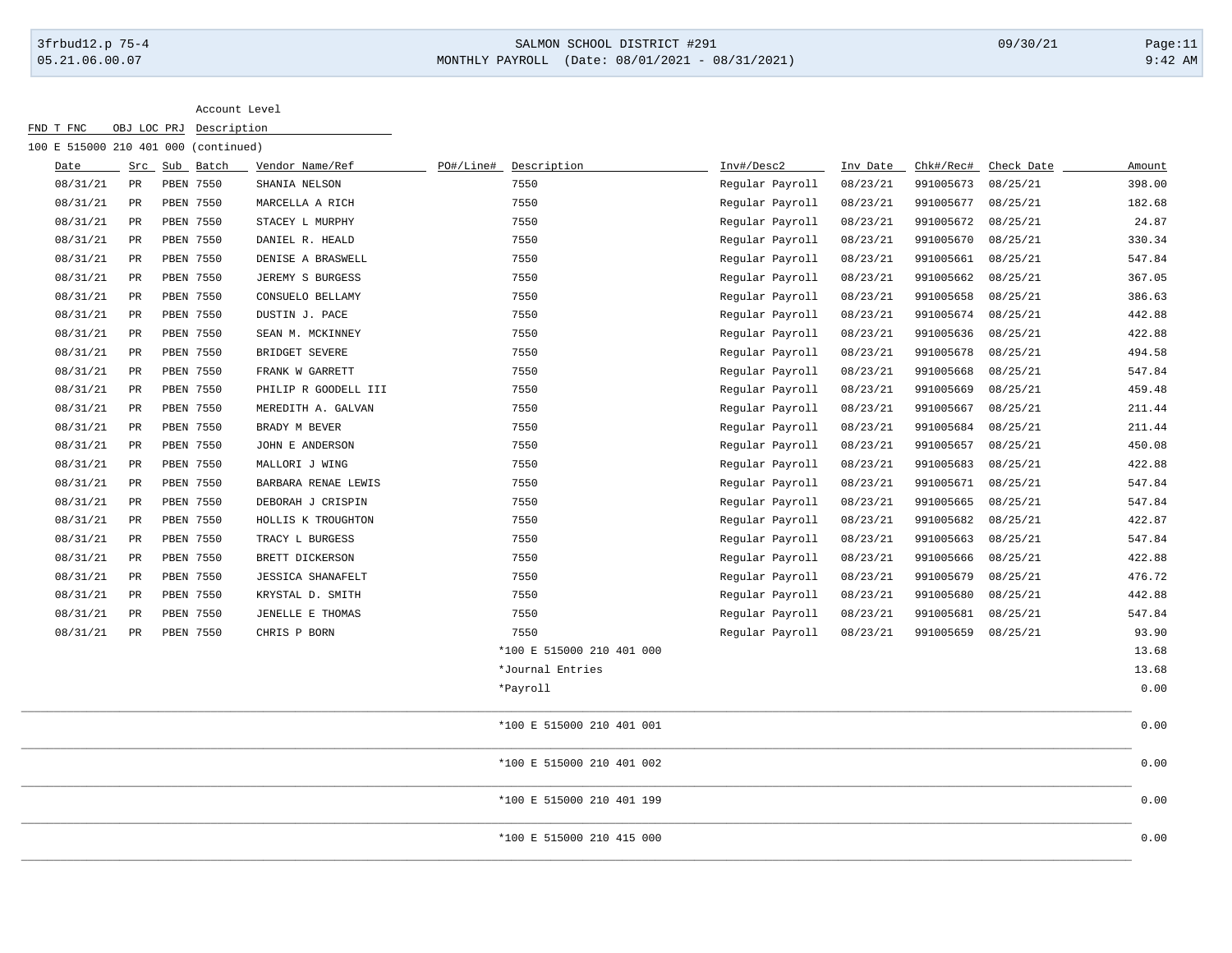Account Level

FND T FNC OBJ LOC PRJ Description

100 E 515000 210 401 000 (continued)

| Date | Src | Sub | Batch | Vendor Name/Ref | PO#/Line# | Description | Inv#/Desc2 | Inv Date | Chk#/Rec# | Check Date | Amount |
|---|---|---|---|---|---|---|---|---|---|---|---|
| 08/31/21 | PR | PBEN | 7550 | SHANIA NELSON | | 7550 | Regular Payroll | 08/23/21 | 991005673 | 08/25/21 | 398.00 |
| 08/31/21 | PR | PBEN | 7550 | MARCELLA A RICH | | 7550 | Regular Payroll | 08/23/21 | 991005677 | 08/25/21 | 182.68 |
| 08/31/21 | PR | PBEN | 7550 | STACEY L MURPHY | | 7550 | Regular Payroll | 08/23/21 | 991005672 | 08/25/21 | 24.87 |
| 08/31/21 | PR | PBEN | 7550 | DANIEL R. HEALD | | 7550 | Regular Payroll | 08/23/21 | 991005670 | 08/25/21 | 330.34 |
| 08/31/21 | PR | PBEN | 7550 | DENISE A BRASWELL | | 7550 | Regular Payroll | 08/23/21 | 991005661 | 08/25/21 | 547.84 |
| 08/31/21 | PR | PBEN | 7550 | JEREMY S BURGESS | | 7550 | Regular Payroll | 08/23/21 | 991005662 | 08/25/21 | 367.05 |
| 08/31/21 | PR | PBEN | 7550 | CONSUELO BELLAMY | | 7550 | Regular Payroll | 08/23/21 | 991005658 | 08/25/21 | 386.63 |
| 08/31/21 | PR | PBEN | 7550 | DUSTIN J. PACE | | 7550 | Regular Payroll | 08/23/21 | 991005674 | 08/25/21 | 442.88 |
| 08/31/21 | PR | PBEN | 7550 | SEAN M. MCKINNEY | | 7550 | Regular Payroll | 08/23/21 | 991005636 | 08/25/21 | 422.88 |
| 08/31/21 | PR | PBEN | 7550 | BRIDGET SEVERE | | 7550 | Regular Payroll | 08/23/21 | 991005678 | 08/25/21 | 494.58 |
| 08/31/21 | PR | PBEN | 7550 | FRANK W GARRETT | | 7550 | Regular Payroll | 08/23/21 | 991005668 | 08/25/21 | 547.84 |
| 08/31/21 | PR | PBEN | 7550 | PHILIP R GOODELL III | | 7550 | Regular Payroll | 08/23/21 | 991005669 | 08/25/21 | 459.48 |
| 08/31/21 | PR | PBEN | 7550 | MEREDITH A. GALVAN | | 7550 | Regular Payroll | 08/23/21 | 991005667 | 08/25/21 | 211.44 |
| 08/31/21 | PR | PBEN | 7550 | BRADY M BEVER | | 7550 | Regular Payroll | 08/23/21 | 991005684 | 08/25/21 | 211.44 |
| 08/31/21 | PR | PBEN | 7550 | JOHN E ANDERSON | | 7550 | Regular Payroll | 08/23/21 | 991005657 | 08/25/21 | 450.08 |
| 08/31/21 | PR | PBEN | 7550 | MALLORI J WING | | 7550 | Regular Payroll | 08/23/21 | 991005683 | 08/25/21 | 422.88 |
| 08/31/21 | PR | PBEN | 7550 | BARBARA RENAE LEWIS | | 7550 | Regular Payroll | 08/23/21 | 991005671 | 08/25/21 | 547.84 |
| 08/31/21 | PR | PBEN | 7550 | DEBORAH J CRISPIN | | 7550 | Regular Payroll | 08/23/21 | 991005665 | 08/25/21 | 547.84 |
| 08/31/21 | PR | PBEN | 7550 | HOLLIS K TROUGHTON | | 7550 | Regular Payroll | 08/23/21 | 991005682 | 08/25/21 | 422.87 |
| 08/31/21 | PR | PBEN | 7550 | TRACY L BURGESS | | 7550 | Regular Payroll | 08/23/21 | 991005663 | 08/25/21 | 547.84 |
| 08/31/21 | PR | PBEN | 7550 | BRETT DICKERSON | | 7550 | Regular Payroll | 08/23/21 | 991005666 | 08/25/21 | 422.88 |
| 08/31/21 | PR | PBEN | 7550 | JESSICA SHANAFELT | | 7550 | Regular Payroll | 08/23/21 | 991005679 | 08/25/21 | 476.72 |
| 08/31/21 | PR | PBEN | 7550 | KRYSTAL D. SMITH | | 7550 | Regular Payroll | 08/23/21 | 991005680 | 08/25/21 | 442.88 |
| 08/31/21 | PR | PBEN | 7550 | JENELLE E THOMAS | | 7550 | Regular Payroll | 08/23/21 | 991005681 | 08/25/21 | 547.84 |
| 08/31/21 | PR | PBEN | 7550 | CHRIS P BORN | | 7550 | Regular Payroll | 08/23/21 | 991005659 | 08/25/21 | 93.90 |
| | | | | | | *100 E 515000 210 401 000 | | | | | 13.68 |
| | | | | | | *Journal Entries | | | | | 13.68 |
| | | | | | | *Payroll | | | | | 0.00 |
| | | | | | | *100 E 515000 210 401 001 | | | | | 0.00 |
| | | | | | | *100 E 515000 210 401 002 | | | | | 0.00 |
| | | | | | | *100 E 515000 210 401 199 | | | | | 0.00 |
| | | | | | | *100 E 515000 210 415 000 | | | | | 0.00 |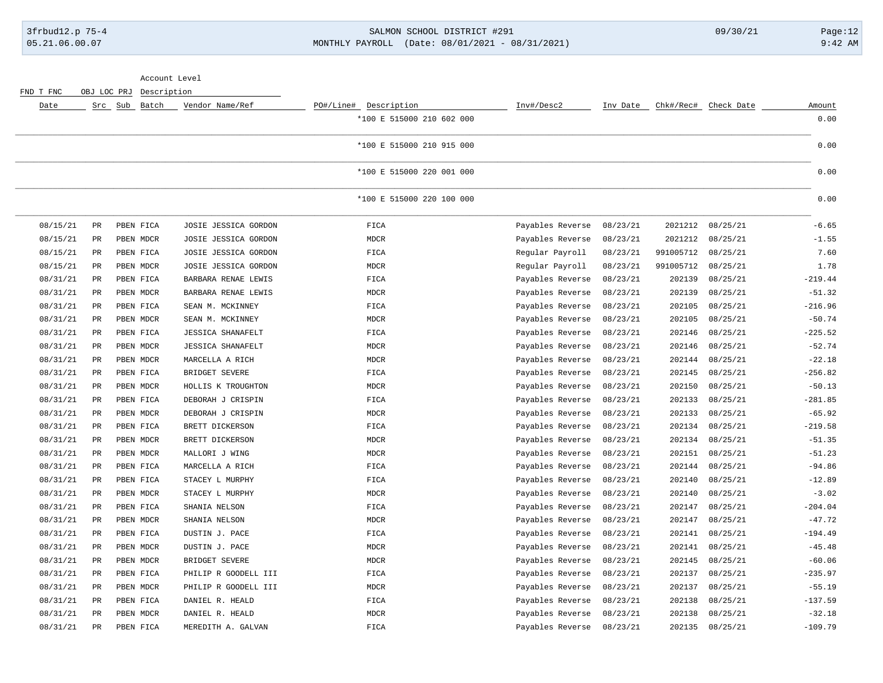| Date | Src | Sub | Batch | Vendor Name/Ref | PO#/Line# | Description | Inv#/Desc2 | Inv Date | Chk#/Rec# | Check Date | Amount |
|---|---|---|---|---|---|---|---|---|---|---|---|
| | | | | | | *100 E 515000 210 602 000 | | | | | 0.00 |
| | | | | | | *100 E 515000 210 915 000 | | | | | 0.00 |
| | | | | | | *100 E 515000 220 001 000 | | | | | 0.00 |
| | | | | | | *100 E 515000 220 100 000 | | | | | 0.00 |
| 08/15/21 | PR | PBEN | FICA | JOSIE JESSICA GORDON | | FICA | Payables Reverse | 08/23/21 | 2021212 | 08/25/21 | -6.65 |
| 08/15/21 | PR | PBEN | MDCR | JOSIE JESSICA GORDON | | MDCR | Payables Reverse | 08/23/21 | 2021212 | 08/25/21 | -1.55 |
| 08/15/21 | PR | PBEN | FICA | JOSIE JESSICA GORDON | | FICA | Regular Payroll | 08/23/21 | 991005712 | 08/25/21 | 7.60 |
| 08/15/21 | PR | PBEN | MDCR | JOSIE JESSICA GORDON | | MDCR | Regular Payroll | 08/23/21 | 991005712 | 08/25/21 | 1.78 |
| 08/31/21 | PR | PBEN | FICA | BARBARA RENAE LEWIS | | FICA | Payables Reverse | 08/23/21 | 202139 | 08/25/21 | -219.44 |
| 08/31/21 | PR | PBEN | MDCR | BARBARA RENAE LEWIS | | MDCR | Payables Reverse | 08/23/21 | 202139 | 08/25/21 | -51.32 |
| 08/31/21 | PR | PBEN | FICA | SEAN M. MCKINNEY | | FICA | Payables Reverse | 08/23/21 | 202105 | 08/25/21 | -216.96 |
| 08/31/21 | PR | PBEN | MDCR | SEAN M. MCKINNEY | | MDCR | Payables Reverse | 08/23/21 | 202105 | 08/25/21 | -50.74 |
| 08/31/21 | PR | PBEN | FICA | JESSICA SHANAFELT | | FICA | Payables Reverse | 08/23/21 | 202146 | 08/25/21 | -225.52 |
| 08/31/21 | PR | PBEN | MDCR | JESSICA SHANAFELT | | MDCR | Payables Reverse | 08/23/21 | 202146 | 08/25/21 | -52.74 |
| 08/31/21 | PR | PBEN | MDCR | MARCELLA A RICH | | MDCR | Payables Reverse | 08/23/21 | 202144 | 08/25/21 | -22.18 |
| 08/31/21 | PR | PBEN | FICA | BRIDGET SEVERE | | FICA | Payables Reverse | 08/23/21 | 202145 | 08/25/21 | -256.82 |
| 08/31/21 | PR | PBEN | MDCR | HOLLIS K TROUGHTON | | MDCR | Payables Reverse | 08/23/21 | 202150 | 08/25/21 | -50.13 |
| 08/31/21 | PR | PBEN | FICA | DEBORAH J CRISPIN | | FICA | Payables Reverse | 08/23/21 | 202133 | 08/25/21 | -281.85 |
| 08/31/21 | PR | PBEN | MDCR | DEBORAH J CRISPIN | | MDCR | Payables Reverse | 08/23/21 | 202133 | 08/25/21 | -65.92 |
| 08/31/21 | PR | PBEN | FICA | BRETT DICKERSON | | FICA | Payables Reverse | 08/23/21 | 202134 | 08/25/21 | -219.58 |
| 08/31/21 | PR | PBEN | MDCR | BRETT DICKERSON | | MDCR | Payables Reverse | 08/23/21 | 202134 | 08/25/21 | -51.35 |
| 08/31/21 | PR | PBEN | MDCR | MALLORI J WING | | MDCR | Payables Reverse | 08/23/21 | 202151 | 08/25/21 | -51.23 |
| 08/31/21 | PR | PBEN | FICA | MARCELLA A RICH | | FICA | Payables Reverse | 08/23/21 | 202144 | 08/25/21 | -94.86 |
| 08/31/21 | PR | PBEN | FICA | STACEY L MURPHY | | FICA | Payables Reverse | 08/23/21 | 202140 | 08/25/21 | -12.89 |
| 08/31/21 | PR | PBEN | MDCR | STACEY L MURPHY | | MDCR | Payables Reverse | 08/23/21 | 202140 | 08/25/21 | -3.02 |
| 08/31/21 | PR | PBEN | FICA | SHANIA NELSON | | FICA | Payables Reverse | 08/23/21 | 202147 | 08/25/21 | -204.04 |
| 08/31/21 | PR | PBEN | MDCR | SHANIA NELSON | | MDCR | Payables Reverse | 08/23/21 | 202147 | 08/25/21 | -47.72 |
| 08/31/21 | PR | PBEN | FICA | DUSTIN J. PACE | | FICA | Payables Reverse | 08/23/21 | 202141 | 08/25/21 | -194.49 |
| 08/31/21 | PR | PBEN | MDCR | DUSTIN J. PACE | | MDCR | Payables Reverse | 08/23/21 | 202141 | 08/25/21 | -45.48 |
| 08/31/21 | PR | PBEN | MDCR | BRIDGET SEVERE | | MDCR | Payables Reverse | 08/23/21 | 202145 | 08/25/21 | -60.06 |
| 08/31/21 | PR | PBEN | FICA | PHILIP R GOODELL III | | FICA | Payables Reverse | 08/23/21 | 202137 | 08/25/21 | -235.97 |
| 08/31/21 | PR | PBEN | MDCR | PHILIP R GOODELL III | | MDCR | Payables Reverse | 08/23/21 | 202137 | 08/25/21 | -55.19 |
| 08/31/21 | PR | PBEN | FICA | DANIEL R. HEALD | | FICA | Payables Reverse | 08/23/21 | 202138 | 08/25/21 | -137.59 |
| 08/31/21 | PR | PBEN | MDCR | DANIEL R. HEALD | | MDCR | Payables Reverse | 08/23/21 | 202138 | 08/25/21 | -32.18 |
| 08/31/21 | PR | PBEN | FICA | MEREDITH A. GALVAN | | FICA | Payables Reverse | 08/23/21 | 202135 | 08/25/21 | -109.79 |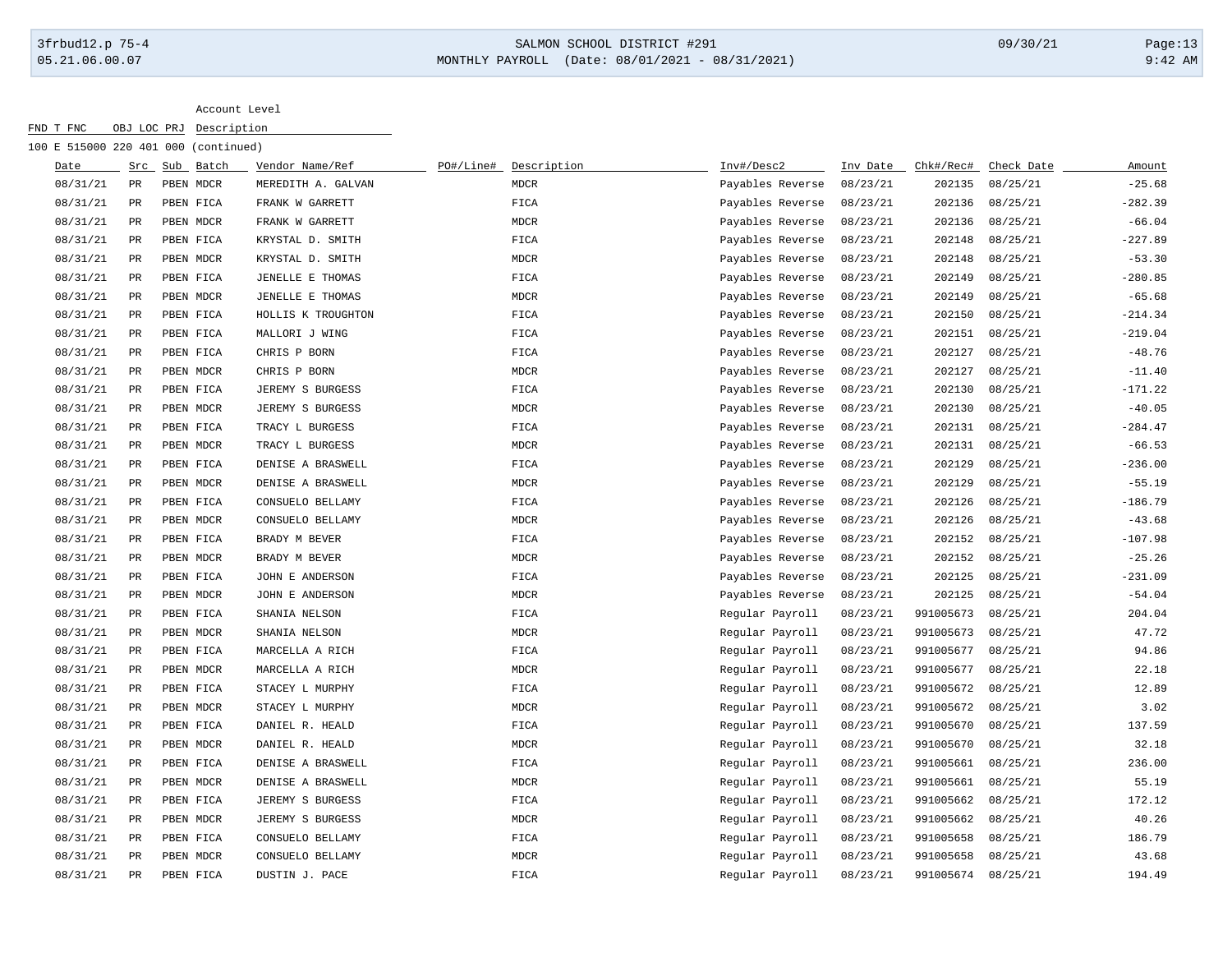| FND T FNC | OBJ LOC PRJ | Account Level Description |
|---|---|---|
| 100 E 515000 | 220 401 000 | (continued) |

| Date | Src | Sub | Batch | Vendor Name/Ref | PO#/Line# | Description | Inv#/Desc2 | Inv Date | Chk#/Rec# | Check Date | Amount |
|---|---|---|---|---|---|---|---|---|---|---|---|
| 08/31/21 | PR | PBEN | MDCR | MEREDITH A. GALVAN | | MDCR | Payables Reverse | 08/23/21 | 202135 | 08/25/21 | -25.68 |
| 08/31/21 | PR | PBEN | FICA | FRANK W GARRETT | | FICA | Payables Reverse | 08/23/21 | 202136 | 08/25/21 | -282.39 |
| 08/31/21 | PR | PBEN | MDCR | FRANK W GARRETT | | MDCR | Payables Reverse | 08/23/21 | 202136 | 08/25/21 | -66.04 |
| 08/31/21 | PR | PBEN | FICA | KRYSTAL D. SMITH | | FICA | Payables Reverse | 08/23/21 | 202148 | 08/25/21 | -227.89 |
| 08/31/21 | PR | PBEN | MDCR | KRYSTAL D. SMITH | | MDCR | Payables Reverse | 08/23/21 | 202148 | 08/25/21 | -53.30 |
| 08/31/21 | PR | PBEN | FICA | JENELLE E THOMAS | | FICA | Payables Reverse | 08/23/21 | 202149 | 08/25/21 | -280.85 |
| 08/31/21 | PR | PBEN | MDCR | JENELLE E THOMAS | | MDCR | Payables Reverse | 08/23/21 | 202149 | 08/25/21 | -65.68 |
| 08/31/21 | PR | PBEN | FICA | HOLLIS K TROUGHTON | | FICA | Payables Reverse | 08/23/21 | 202150 | 08/25/21 | -214.34 |
| 08/31/21 | PR | PBEN | FICA | MALLORI J WING | | FICA | Payables Reverse | 08/23/21 | 202151 | 08/25/21 | -219.04 |
| 08/31/21 | PR | PBEN | FICA | CHRIS P BORN | | FICA | Payables Reverse | 08/23/21 | 202127 | 08/25/21 | -48.76 |
| 08/31/21 | PR | PBEN | MDCR | CHRIS P BORN | | MDCR | Payables Reverse | 08/23/21 | 202127 | 08/25/21 | -11.40 |
| 08/31/21 | PR | PBEN | FICA | JEREMY S BURGESS | | FICA | Payables Reverse | 08/23/21 | 202130 | 08/25/21 | -171.22 |
| 08/31/21 | PR | PBEN | MDCR | JEREMY S BURGESS | | MDCR | Payables Reverse | 08/23/21 | 202130 | 08/25/21 | -40.05 |
| 08/31/21 | PR | PBEN | FICA | TRACY L BURGESS | | FICA | Payables Reverse | 08/23/21 | 202131 | 08/25/21 | -284.47 |
| 08/31/21 | PR | PBEN | MDCR | TRACY L BURGESS | | MDCR | Payables Reverse | 08/23/21 | 202131 | 08/25/21 | -66.53 |
| 08/31/21 | PR | PBEN | FICA | DENISE A BRASWELL | | FICA | Payables Reverse | 08/23/21 | 202129 | 08/25/21 | -236.00 |
| 08/31/21 | PR | PBEN | MDCR | DENISE A BRASWELL | | MDCR | Payables Reverse | 08/23/21 | 202129 | 08/25/21 | -55.19 |
| 08/31/21 | PR | PBEN | FICA | CONSUELO BELLAMY | | FICA | Payables Reverse | 08/23/21 | 202126 | 08/25/21 | -186.79 |
| 08/31/21 | PR | PBEN | MDCR | CONSUELO BELLAMY | | MDCR | Payables Reverse | 08/23/21 | 202126 | 08/25/21 | -43.68 |
| 08/31/21 | PR | PBEN | FICA | BRADY M BEVER | | FICA | Payables Reverse | 08/23/21 | 202152 | 08/25/21 | -107.98 |
| 08/31/21 | PR | PBEN | MDCR | BRADY M BEVER | | MDCR | Payables Reverse | 08/23/21 | 202152 | 08/25/21 | -25.26 |
| 08/31/21 | PR | PBEN | FICA | JOHN E ANDERSON | | FICA | Payables Reverse | 08/23/21 | 202125 | 08/25/21 | -231.09 |
| 08/31/21 | PR | PBEN | MDCR | JOHN E ANDERSON | | MDCR | Payables Reverse | 08/23/21 | 202125 | 08/25/21 | -54.04 |
| 08/31/21 | PR | PBEN | FICA | SHANIA NELSON | | FICA | Regular Payroll | 08/23/21 | 991005673 | 08/25/21 | 204.04 |
| 08/31/21 | PR | PBEN | MDCR | SHANIA NELSON | | MDCR | Regular Payroll | 08/23/21 | 991005673 | 08/25/21 | 47.72 |
| 08/31/21 | PR | PBEN | FICA | MARCELLA A RICH | | FICA | Regular Payroll | 08/23/21 | 991005677 | 08/25/21 | 94.86 |
| 08/31/21 | PR | PBEN | MDCR | MARCELLA A RICH | | MDCR | Regular Payroll | 08/23/21 | 991005677 | 08/25/21 | 22.18 |
| 08/31/21 | PR | PBEN | FICA | STACEY L MURPHY | | FICA | Regular Payroll | 08/23/21 | 991005672 | 08/25/21 | 12.89 |
| 08/31/21 | PR | PBEN | MDCR | STACEY L MURPHY | | MDCR | Regular Payroll | 08/23/21 | 991005672 | 08/25/21 | 3.02 |
| 08/31/21 | PR | PBEN | FICA | DANIEL R. HEALD | | FICA | Regular Payroll | 08/23/21 | 991005670 | 08/25/21 | 137.59 |
| 08/31/21 | PR | PBEN | MDCR | DANIEL R. HEALD | | MDCR | Regular Payroll | 08/23/21 | 991005670 | 08/25/21 | 32.18 |
| 08/31/21 | PR | PBEN | FICA | DENISE A BRASWELL | | FICA | Regular Payroll | 08/23/21 | 991005661 | 08/25/21 | 236.00 |
| 08/31/21 | PR | PBEN | MDCR | DENISE A BRASWELL | | MDCR | Regular Payroll | 08/23/21 | 991005661 | 08/25/21 | 55.19 |
| 08/31/21 | PR | PBEN | FICA | JEREMY S BURGESS | | FICA | Regular Payroll | 08/23/21 | 991005662 | 08/25/21 | 172.12 |
| 08/31/21 | PR | PBEN | MDCR | JEREMY S BURGESS | | MDCR | Regular Payroll | 08/23/21 | 991005662 | 08/25/21 | 40.26 |
| 08/31/21 | PR | PBEN | FICA | CONSUELO BELLAMY | | FICA | Regular Payroll | 08/23/21 | 991005658 | 08/25/21 | 186.79 |
| 08/31/21 | PR | PBEN | MDCR | CONSUELO BELLAMY | | MDCR | Regular Payroll | 08/23/21 | 991005658 | 08/25/21 | 43.68 |
| 08/31/21 | PR | PBEN | FICA | DUSTIN J. PACE | | FICA | Regular Payroll | 08/23/21 | 991005674 | 08/25/21 | 194.49 |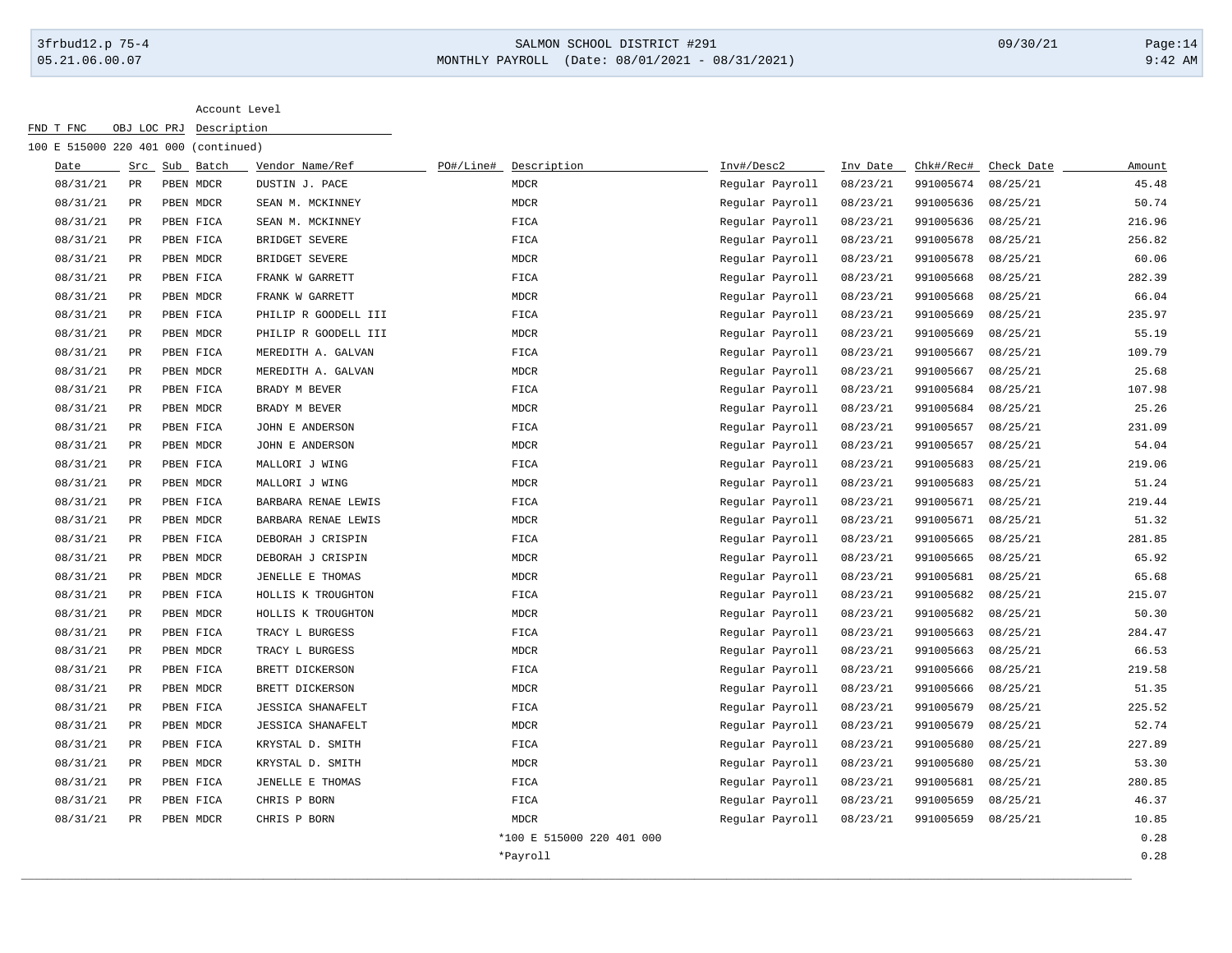Account Level

FND T FNC OBJ LOC PRJ Description

100 E 515000 220 401 000 (continued)

| Date | Src | Sub | Batch | Vendor Name/Ref | PO#/Line# | Description | Inv#/Desc2 | Inv Date | Chk#/Rec# | Check Date | Amount |
|---|---|---|---|---|---|---|---|---|---|---|---|
| 08/31/21 | PR | PBEN | MDCR | DUSTIN J. PACE | | MDCR | Regular Payroll | 08/23/21 | 991005674 | 08/25/21 | 45.48 |
| 08/31/21 | PR | PBEN | MDCR | SEAN M. MCKINNEY | | MDCR | Regular Payroll | 08/23/21 | 991005636 | 08/25/21 | 50.74 |
| 08/31/21 | PR | PBEN | FICA | SEAN M. MCKINNEY | | FICA | Regular Payroll | 08/23/21 | 991005636 | 08/25/21 | 216.96 |
| 08/31/21 | PR | PBEN | FICA | BRIDGET SEVERE | | FICA | Regular Payroll | 08/23/21 | 991005678 | 08/25/21 | 256.82 |
| 08/31/21 | PR | PBEN | MDCR | BRIDGET SEVERE | | MDCR | Regular Payroll | 08/23/21 | 991005678 | 08/25/21 | 60.06 |
| 08/31/21 | PR | PBEN | FICA | FRANK W GARRETT | | FICA | Regular Payroll | 08/23/21 | 991005668 | 08/25/21 | 282.39 |
| 08/31/21 | PR | PBEN | MDCR | FRANK W GARRETT | | MDCR | Regular Payroll | 08/23/21 | 991005668 | 08/25/21 | 66.04 |
| 08/31/21 | PR | PBEN | FICA | PHILIP R GOODELL III | | FICA | Regular Payroll | 08/23/21 | 991005669 | 08/25/21 | 235.97 |
| 08/31/21 | PR | PBEN | MDCR | PHILIP R GOODELL III | | MDCR | Regular Payroll | 08/23/21 | 991005669 | 08/25/21 | 55.19 |
| 08/31/21 | PR | PBEN | FICA | MEREDITH A. GALVAN | | FICA | Regular Payroll | 08/23/21 | 991005667 | 08/25/21 | 109.79 |
| 08/31/21 | PR | PBEN | MDCR | MEREDITH A. GALVAN | | MDCR | Regular Payroll | 08/23/21 | 991005667 | 08/25/21 | 25.68 |
| 08/31/21 | PR | PBEN | FICA | BRADY M BEVER | | FICA | Regular Payroll | 08/23/21 | 991005684 | 08/25/21 | 107.98 |
| 08/31/21 | PR | PBEN | MDCR | BRADY M BEVER | | MDCR | Regular Payroll | 08/23/21 | 991005684 | 08/25/21 | 25.26 |
| 08/31/21 | PR | PBEN | FICA | JOHN E ANDERSON | | FICA | Regular Payroll | 08/23/21 | 991005657 | 08/25/21 | 231.09 |
| 08/31/21 | PR | PBEN | MDCR | JOHN E ANDERSON | | MDCR | Regular Payroll | 08/23/21 | 991005657 | 08/25/21 | 54.04 |
| 08/31/21 | PR | PBEN | FICA | MALLORI J WING | | FICA | Regular Payroll | 08/23/21 | 991005683 | 08/25/21 | 219.06 |
| 08/31/21 | PR | PBEN | MDCR | MALLORI J WING | | MDCR | Regular Payroll | 08/23/21 | 991005683 | 08/25/21 | 51.24 |
| 08/31/21 | PR | PBEN | FICA | BARBARA RENAE LEWIS | | FICA | Regular Payroll | 08/23/21 | 991005671 | 08/25/21 | 219.44 |
| 08/31/21 | PR | PBEN | MDCR | BARBARA RENAE LEWIS | | MDCR | Regular Payroll | 08/23/21 | 991005671 | 08/25/21 | 51.32 |
| 08/31/21 | PR | PBEN | FICA | DEBORAH J CRISPIN | | FICA | Regular Payroll | 08/23/21 | 991005665 | 08/25/21 | 281.85 |
| 08/31/21 | PR | PBEN | MDCR | DEBORAH J CRISPIN | | MDCR | Regular Payroll | 08/23/21 | 991005665 | 08/25/21 | 65.92 |
| 08/31/21 | PR | PBEN | MDCR | JENELLE E THOMAS | | MDCR | Regular Payroll | 08/23/21 | 991005681 | 08/25/21 | 65.68 |
| 08/31/21 | PR | PBEN | FICA | HOLLIS K TROUGHTON | | FICA | Regular Payroll | 08/23/21 | 991005682 | 08/25/21 | 215.07 |
| 08/31/21 | PR | PBEN | MDCR | HOLLIS K TROUGHTON | | MDCR | Regular Payroll | 08/23/21 | 991005682 | 08/25/21 | 50.30 |
| 08/31/21 | PR | PBEN | FICA | TRACY L BURGESS | | FICA | Regular Payroll | 08/23/21 | 991005663 | 08/25/21 | 284.47 |
| 08/31/21 | PR | PBEN | MDCR | TRACY L BURGESS | | MDCR | Regular Payroll | 08/23/21 | 991005663 | 08/25/21 | 66.53 |
| 08/31/21 | PR | PBEN | FICA | BRETT DICKERSON | | FICA | Regular Payroll | 08/23/21 | 991005666 | 08/25/21 | 219.58 |
| 08/31/21 | PR | PBEN | MDCR | BRETT DICKERSON | | MDCR | Regular Payroll | 08/23/21 | 991005666 | 08/25/21 | 51.35 |
| 08/31/21 | PR | PBEN | FICA | JESSICA SHANAFELT | | FICA | Regular Payroll | 08/23/21 | 991005679 | 08/25/21 | 225.52 |
| 08/31/21 | PR | PBEN | MDCR | JESSICA SHANAFELT | | MDCR | Regular Payroll | 08/23/21 | 991005679 | 08/25/21 | 52.74 |
| 08/31/21 | PR | PBEN | FICA | KRYSTAL D. SMITH | | FICA | Regular Payroll | 08/23/21 | 991005680 | 08/25/21 | 227.89 |
| 08/31/21 | PR | PBEN | MDCR | KRYSTAL D. SMITH | | MDCR | Regular Payroll | 08/23/21 | 991005680 | 08/25/21 | 53.30 |
| 08/31/21 | PR | PBEN | FICA | JENELLE E THOMAS | | FICA | Regular Payroll | 08/23/21 | 991005681 | 08/25/21 | 280.85 |
| 08/31/21 | PR | PBEN | FICA | CHRIS P BORN | | FICA | Regular Payroll | 08/23/21 | 991005659 | 08/25/21 | 46.37 |
| 08/31/21 | PR | PBEN | MDCR | CHRIS P BORN | | MDCR | Regular Payroll | 08/23/21 | 991005659 | 08/25/21 | 10.85 |
| | | | | | | *100 E 515000 220 401 000 | | | | | 0.28 |
| | | | | | | *Payroll | | | | | 0.28 |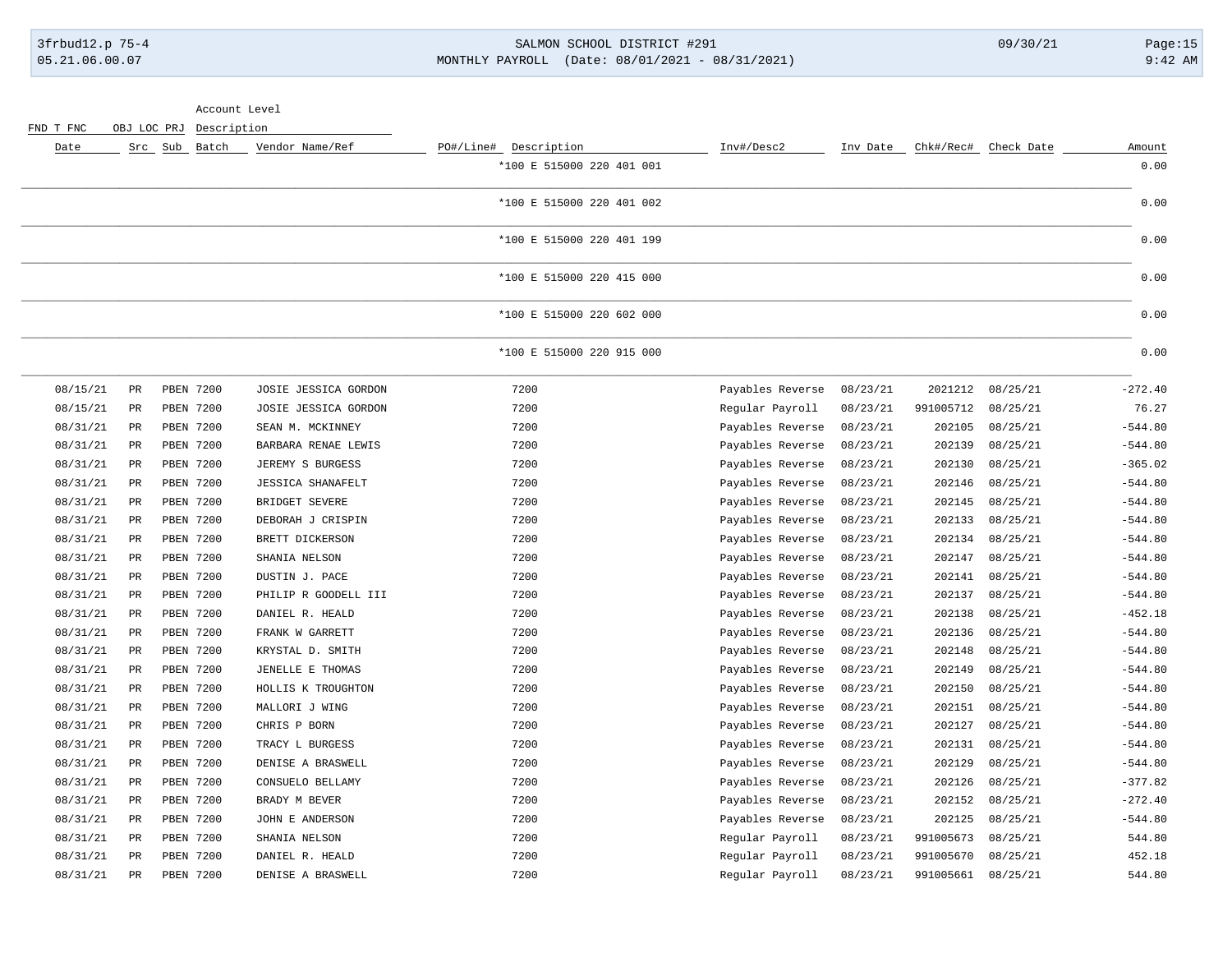| Date | Src | Sub | Batch | Vendor Name/Ref | PO#/Line# | Description | Inv#/Desc2 | Inv Date | Chk#/Rec# | Check Date | Amount |
|---|---|---|---|---|---|---|---|---|---|---|---|
| | | | | | | *100 E 515000 220 401 001 | | | | | 0.00 |
| | | | | | | *100 E 515000 220 401 002 | | | | | 0.00 |
| | | | | | | *100 E 515000 220 401 199 | | | | | 0.00 |
| | | | | | | *100 E 515000 220 415 000 | | | | | 0.00 |
| | | | | | | *100 E 515000 220 602 000 | | | | | 0.00 |
| | | | | | | *100 E 515000 220 915 000 | | | | | 0.00 |
| 08/15/21 | PR | PBEN | 7200 | JOSIE JESSICA GORDON | | 7200 | Payables Reverse | 08/23/21 | 2021212 | 08/25/21 | -272.40 |
| 08/15/21 | PR | PBEN | 7200 | JOSIE JESSICA GORDON | | 7200 | Regular Payroll | 08/23/21 | 991005712 | 08/25/21 | 76.27 |
| 08/31/21 | PR | PBEN | 7200 | SEAN M. MCKINNEY | | 7200 | Payables Reverse | 08/23/21 | 202105 | 08/25/21 | -544.80 |
| 08/31/21 | PR | PBEN | 7200 | BARBARA RENAE LEWIS | | 7200 | Payables Reverse | 08/23/21 | 202139 | 08/25/21 | -544.80 |
| 08/31/21 | PR | PBEN | 7200 | JEREMY S BURGESS | | 7200 | Payables Reverse | 08/23/21 | 202130 | 08/25/21 | -365.02 |
| 08/31/21 | PR | PBEN | 7200 | JESSICA SHANAFELT | | 7200 | Payables Reverse | 08/23/21 | 202146 | 08/25/21 | -544.80 |
| 08/31/21 | PR | PBEN | 7200 | BRIDGET SEVERE | | 7200 | Payables Reverse | 08/23/21 | 202145 | 08/25/21 | -544.80 |
| 08/31/21 | PR | PBEN | 7200 | DEBORAH J CRISPIN | | 7200 | Payables Reverse | 08/23/21 | 202133 | 08/25/21 | -544.80 |
| 08/31/21 | PR | PBEN | 7200 | BRETT DICKERSON | | 7200 | Payables Reverse | 08/23/21 | 202134 | 08/25/21 | -544.80 |
| 08/31/21 | PR | PBEN | 7200 | SHANIA NELSON | | 7200 | Payables Reverse | 08/23/21 | 202147 | 08/25/21 | -544.80 |
| 08/31/21 | PR | PBEN | 7200 | DUSTIN J. PACE | | 7200 | Payables Reverse | 08/23/21 | 202141 | 08/25/21 | -544.80 |
| 08/31/21 | PR | PBEN | 7200 | PHILIP R GOODELL III | | 7200 | Payables Reverse | 08/23/21 | 202137 | 08/25/21 | -544.80 |
| 08/31/21 | PR | PBEN | 7200 | DANIEL R. HEALD | | 7200 | Payables Reverse | 08/23/21 | 202138 | 08/25/21 | -452.18 |
| 08/31/21 | PR | PBEN | 7200 | FRANK W GARRETT | | 7200 | Payables Reverse | 08/23/21 | 202136 | 08/25/21 | -544.80 |
| 08/31/21 | PR | PBEN | 7200 | KRYSTAL D. SMITH | | 7200 | Payables Reverse | 08/23/21 | 202148 | 08/25/21 | -544.80 |
| 08/31/21 | PR | PBEN | 7200 | JENELLE E THOMAS | | 7200 | Payables Reverse | 08/23/21 | 202149 | 08/25/21 | -544.80 |
| 08/31/21 | PR | PBEN | 7200 | HOLLIS K TROUGHTON | | 7200 | Payables Reverse | 08/23/21 | 202150 | 08/25/21 | -544.80 |
| 08/31/21 | PR | PBEN | 7200 | MALLORI J WING | | 7200 | Payables Reverse | 08/23/21 | 202151 | 08/25/21 | -544.80 |
| 08/31/21 | PR | PBEN | 7200 | CHRIS P BORN | | 7200 | Payables Reverse | 08/23/21 | 202127 | 08/25/21 | -544.80 |
| 08/31/21 | PR | PBEN | 7200 | TRACY L BURGESS | | 7200 | Payables Reverse | 08/23/21 | 202131 | 08/25/21 | -544.80 |
| 08/31/21 | PR | PBEN | 7200 | DENISE A BRASWELL | | 7200 | Payables Reverse | 08/23/21 | 202129 | 08/25/21 | -544.80 |
| 08/31/21 | PR | PBEN | 7200 | CONSUELO BELLAMY | | 7200 | Payables Reverse | 08/23/21 | 202126 | 08/25/21 | -377.82 |
| 08/31/21 | PR | PBEN | 7200 | BRADY M BEVER | | 7200 | Payables Reverse | 08/23/21 | 202152 | 08/25/21 | -272.40 |
| 08/31/21 | PR | PBEN | 7200 | JOHN E ANDERSON | | 7200 | Payables Reverse | 08/23/21 | 202125 | 08/25/21 | -544.80 |
| 08/31/21 | PR | PBEN | 7200 | SHANIA NELSON | | 7200 | Regular Payroll | 08/23/21 | 991005673 | 08/25/21 | 544.80 |
| 08/31/21 | PR | PBEN | 7200 | DANIEL R. HEALD | | 7200 | Regular Payroll | 08/23/21 | 991005670 | 08/25/21 | 452.18 |
| 08/31/21 | PR | PBEN | 7200 | DENISE A BRASWELL | | 7200 | Regular Payroll | 08/23/21 | 991005661 | 08/25/21 | 544.80 |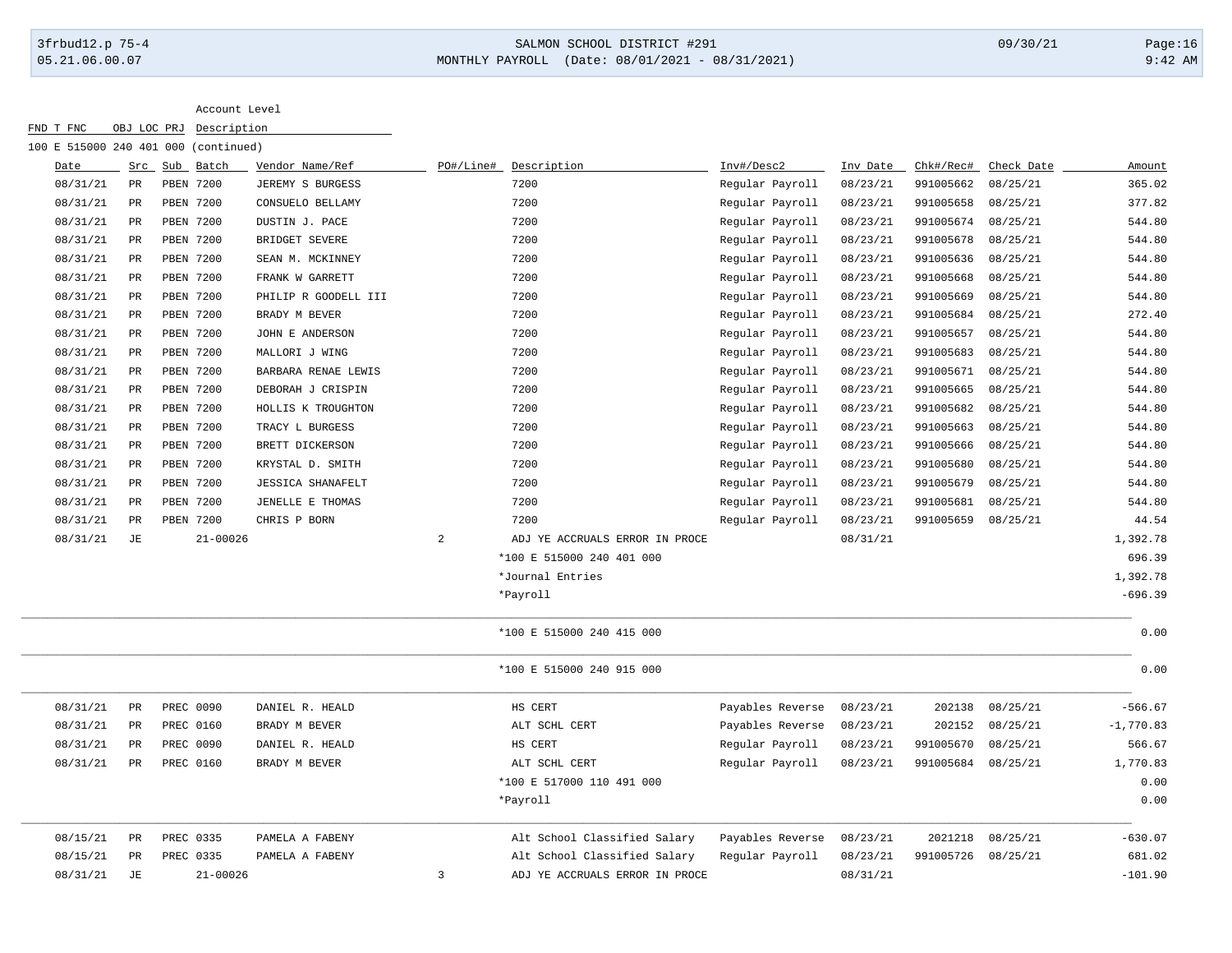Account Level

FND T FNC OBJ LOC PRJ Description

100 E 515000 240 401 000 (continued)

| Date | Src | Sub | Batch | Vendor Name/Ref | PO#/Line# | Description | Inv#/Desc2 | Inv Date | Chk#/Rec# | Check Date | Amount |
|---|---|---|---|---|---|---|---|---|---|---|---|
| 08/31/21 | PR | PBEN | 7200 | JEREMY S BURGESS | | 7200 | Regular Payroll | 08/23/21 | 991005662 | 08/25/21 | 365.02 |
| 08/31/21 | PR | PBEN | 7200 | CONSUELO BELLAMY | | 7200 | Regular Payroll | 08/23/21 | 991005658 | 08/25/21 | 377.82 |
| 08/31/21 | PR | PBEN | 7200 | DUSTIN J. PACE | | 7200 | Regular Payroll | 08/23/21 | 991005674 | 08/25/21 | 544.80 |
| 08/31/21 | PR | PBEN | 7200 | BRIDGET SEVERE | | 7200 | Regular Payroll | 08/23/21 | 991005678 | 08/25/21 | 544.80 |
| 08/31/21 | PR | PBEN | 7200 | SEAN M. MCKINNEY | | 7200 | Regular Payroll | 08/23/21 | 991005636 | 08/25/21 | 544.80 |
| 08/31/21 | PR | PBEN | 7200 | FRANK W GARRETT | | 7200 | Regular Payroll | 08/23/21 | 991005668 | 08/25/21 | 544.80 |
| 08/31/21 | PR | PBEN | 7200 | PHILIP R GOODELL III | | 7200 | Regular Payroll | 08/23/21 | 991005669 | 08/25/21 | 544.80 |
| 08/31/21 | PR | PBEN | 7200 | BRADY M BEVER | | 7200 | Regular Payroll | 08/23/21 | 991005684 | 08/25/21 | 272.40 |
| 08/31/21 | PR | PBEN | 7200 | JOHN E ANDERSON | | 7200 | Regular Payroll | 08/23/21 | 991005657 | 08/25/21 | 544.80 |
| 08/31/21 | PR | PBEN | 7200 | MALLORI J WING | | 7200 | Regular Payroll | 08/23/21 | 991005683 | 08/25/21 | 544.80 |
| 08/31/21 | PR | PBEN | 7200 | BARBARA RENAE LEWIS | | 7200 | Regular Payroll | 08/23/21 | 991005671 | 08/25/21 | 544.80 |
| 08/31/21 | PR | PBEN | 7200 | DEBORAH J CRISPIN | | 7200 | Regular Payroll | 08/23/21 | 991005665 | 08/25/21 | 544.80 |
| 08/31/21 | PR | PBEN | 7200 | HOLLIS K TROUGHTON | | 7200 | Regular Payroll | 08/23/21 | 991005682 | 08/25/21 | 544.80 |
| 08/31/21 | PR | PBEN | 7200 | TRACY L BURGESS | | 7200 | Regular Payroll | 08/23/21 | 991005663 | 08/25/21 | 544.80 |
| 08/31/21 | PR | PBEN | 7200 | BRETT DICKERSON | | 7200 | Regular Payroll | 08/23/21 | 991005666 | 08/25/21 | 544.80 |
| 08/31/21 | PR | PBEN | 7200 | KRYSTAL D. SMITH | | 7200 | Regular Payroll | 08/23/21 | 991005680 | 08/25/21 | 544.80 |
| 08/31/21 | PR | PBEN | 7200 | JESSICA SHANAFELT | | 7200 | Regular Payroll | 08/23/21 | 991005679 | 08/25/21 | 544.80 |
| 08/31/21 | PR | PBEN | 7200 | JENELLE E THOMAS | | 7200 | Regular Payroll | 08/23/21 | 991005681 | 08/25/21 | 544.80 |
| 08/31/21 | PR | PBEN | 7200 | CHRIS P BORN | | 7200 | Regular Payroll | 08/23/21 | 991005659 | 08/25/21 | 44.54 |
| 08/31/21 | JE | | 21-00026 | | 2 | ADJ YE ACCRUALS ERROR IN PROCE | | 08/31/21 | | | 1,392.78 |
| | | | | | | *100 E 515000 240 401 000 | | | | | 696.39 |
| | | | | | | *Journal Entries | | | | | 1,392.78 |
| | | | | | | *Payroll | | | | | -696.39 |
| | | | | | | *100 E 515000 240 415 000 | | | | | 0.00 |
| | | | | | | *100 E 515000 240 915 000 | | | | | 0.00 |
| 08/31/21 | PR | PREC | 0090 | DANIEL R. HEALD | | HS CERT | Payables Reverse | 08/23/21 | 202138 | 08/25/21 | -566.67 |
| 08/31/21 | PR | PREC | 0160 | BRADY M BEVER | | ALT SCHL CERT | Payables Reverse | 08/23/21 | 202152 | 08/25/21 | -1,770.83 |
| 08/31/21 | PR | PREC | 0090 | DANIEL R. HEALD | | HS CERT | Regular Payroll | 08/23/21 | 991005670 | 08/25/21 | 566.67 |
| 08/31/21 | PR | PREC | 0160 | BRADY M BEVER | | ALT SCHL CERT | Regular Payroll | 08/23/21 | 991005684 | 08/25/21 | 1,770.83 |
| | | | | | | *100 E 517000 110 491 000 | | | | | 0.00 |
| | | | | | | *Payroll | | | | | 0.00 |
| 08/15/21 | PR | PREC | 0335 | PAMELA A FABENY | | Alt School Classified Salary | Payables Reverse | 08/23/21 | 2021218 | 08/25/21 | -630.07 |
| 08/15/21 | PR | PREC | 0335 | PAMELA A FABENY | | Alt School Classified Salary | Regular Payroll | 08/23/21 | 991005726 | 08/25/21 | 681.02 |
| 08/31/21 | JE | | 21-00026 | | 3 | ADJ YE ACCRUALS ERROR IN PROCE | | 08/31/21 | | | -101.90 |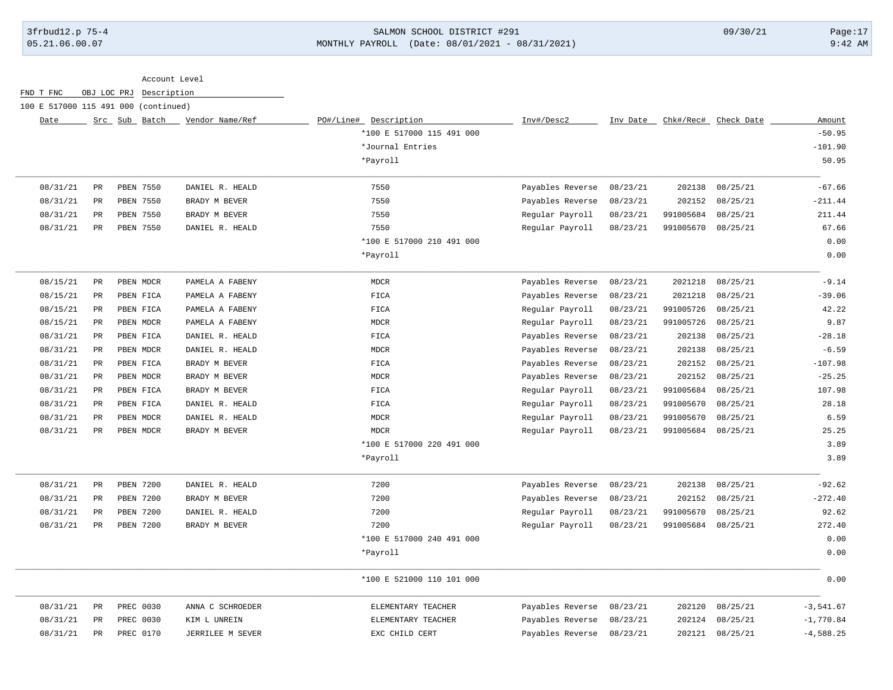Account Level

FND T FNC OBJ LOC PRJ Description

100 E 517000 115 491 000 (continued)

| Date | Src | Sub | Batch | Vendor Name/Ref | PO#/Line# | Description | Inv#/Desc2 | Inv Date | Chk#/Rec# | Check Date | Amount |
|---|---|---|---|---|---|---|---|---|---|---|---|
| | | | | | | *100 E 517000 115 491 000 | | | | | -50.95 |
| | | | | | | *Journal Entries | | | | | -101.90 |
| | | | | | | *Payroll | | | | | 50.95 |
| 08/31/21 | PR | PBEN | 7550 | DANIEL R. HEALD | | 7550 | Payables Reverse | 08/23/21 | 202138 | 08/25/21 | -67.66 |
| 08/31/21 | PR | PBEN | 7550 | BRADY M BEVER | | 7550 | Payables Reverse | 08/23/21 | 202152 | 08/25/21 | -211.44 |
| 08/31/21 | PR | PBEN | 7550 | BRADY M BEVER | | 7550 | Regular Payroll | 08/23/21 | 991005684 | 08/25/21 | 211.44 |
| 08/31/21 | PR | PBEN | 7550 | DANIEL R. HEALD | | 7550 | Regular Payroll | 08/23/21 | 991005670 | 08/25/21 | 67.66 |
| | | | | | | *100 E 517000 210 491 000 | | | | | 0.00 |
| | | | | | | *Payroll | | | | | 0.00 |
| 08/15/21 | PR | PBEN | MDCR | PAMELA A FABENY | | MDCR | Payables Reverse | 08/23/21 | 2021218 | 08/25/21 | -9.14 |
| 08/15/21 | PR | PBEN | FICA | PAMELA A FABENY | | FICA | Payables Reverse | 08/23/21 | 2021218 | 08/25/21 | -39.06 |
| 08/15/21 | PR | PBEN | FICA | PAMELA A FABENY | | FICA | Regular Payroll | 08/23/21 | 991005726 | 08/25/21 | 42.22 |
| 08/15/21 | PR | PBEN | MDCR | PAMELA A FABENY | | MDCR | Regular Payroll | 08/23/21 | 991005726 | 08/25/21 | 9.87 |
| 08/31/21 | PR | PBEN | FICA | DANIEL R. HEALD | | FICA | Payables Reverse | 08/23/21 | 202138 | 08/25/21 | -28.18 |
| 08/31/21 | PR | PBEN | MDCR | DANIEL R. HEALD | | MDCR | Payables Reverse | 08/23/21 | 202138 | 08/25/21 | -6.59 |
| 08/31/21 | PR | PBEN | FICA | BRADY M BEVER | | FICA | Payables Reverse | 08/23/21 | 202152 | 08/25/21 | -107.98 |
| 08/31/21 | PR | PBEN | MDCR | BRADY M BEVER | | MDCR | Payables Reverse | 08/23/21 | 202152 | 08/25/21 | -25.25 |
| 08/31/21 | PR | PBEN | FICA | BRADY M BEVER | | FICA | Regular Payroll | 08/23/21 | 991005684 | 08/25/21 | 107.98 |
| 08/31/21 | PR | PBEN | FICA | DANIEL R. HEALD | | FICA | Regular Payroll | 08/23/21 | 991005670 | 08/25/21 | 28.18 |
| 08/31/21 | PR | PBEN | MDCR | DANIEL R. HEALD | | MDCR | Regular Payroll | 08/23/21 | 991005670 | 08/25/21 | 6.59 |
| 08/31/21 | PR | PBEN | MDCR | BRADY M BEVER | | MDCR | Regular Payroll | 08/23/21 | 991005684 | 08/25/21 | 25.25 |
| | | | | | | *100 E 517000 220 491 000 | | | | | 3.89 |
| | | | | | | *Payroll | | | | | 3.89 |
| 08/31/21 | PR | PBEN | 7200 | DANIEL R. HEALD | | 7200 | Payables Reverse | 08/23/21 | 202138 | 08/25/21 | -92.62 |
| 08/31/21 | PR | PBEN | 7200 | BRADY M BEVER | | 7200 | Payables Reverse | 08/23/21 | 202152 | 08/25/21 | -272.40 |
| 08/31/21 | PR | PBEN | 7200 | DANIEL R. HEALD | | 7200 | Regular Payroll | 08/23/21 | 991005670 | 08/25/21 | 92.62 |
| 08/31/21 | PR | PBEN | 7200 | BRADY M BEVER | | 7200 | Regular Payroll | 08/23/21 | 991005684 | 08/25/21 | 272.40 |
| | | | | | | *100 E 517000 240 491 000 | | | | | 0.00 |
| | | | | | | *Payroll | | | | | 0.00 |
| | | | | | | *100 E 521000 110 101 000 | | | | | 0.00 |
| 08/31/21 | PR | PREC | 0030 | ANNA C SCHROEDER | | ELEMENTARY TEACHER | Payables Reverse | 08/23/21 | 202120 | 08/25/21 | -3,541.67 |
| 08/31/21 | PR | PREC | 0030 | KIM L UNREIN | | ELEMENTARY TEACHER | Payables Reverse | 08/23/21 | 202124 | 08/25/21 | -1,770.84 |
| 08/31/21 | PR | PREC | 0170 | JERRILEE M SEVER | | EXC CHILD CERT | Payables Reverse | 08/23/21 | 202121 | 08/25/21 | -4,588.25 |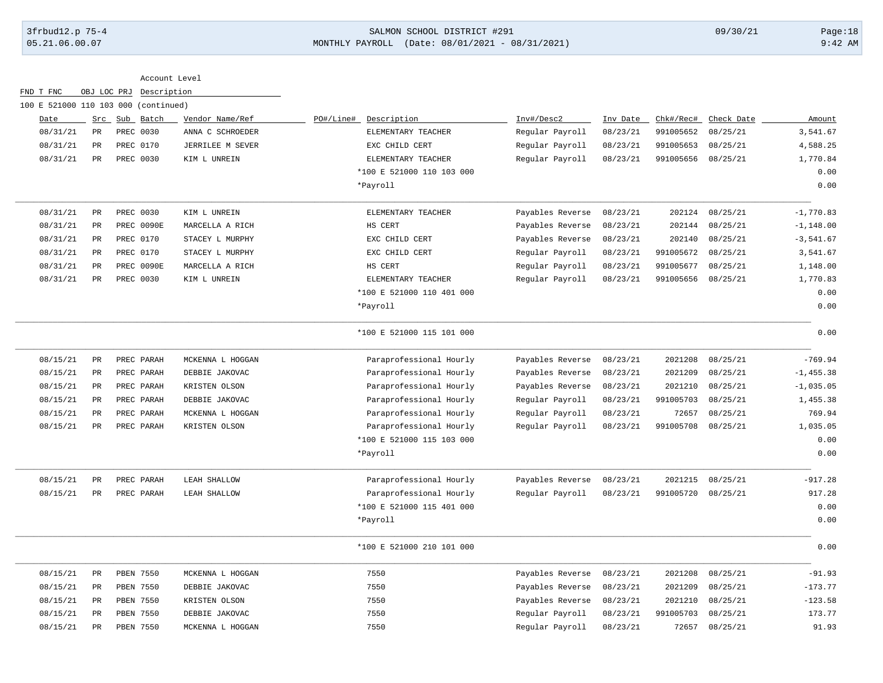Account Level

FND T FNC OBJ LOC PRJ Description

100 E 521000 110 103 000 (continued)

| Date | Src | Sub | Batch | Vendor Name/Ref | PO#/Line# | Description | Inv#/Desc2 | Inv Date | Chk#/Rec# | Check Date | Amount |
|---|---|---|---|---|---|---|---|---|---|---|---|
| 08/31/21 | PR | PREC | 0030 | ANNA C SCHROEDER | | ELEMENTARY TEACHER | Regular Payroll | 08/23/21 | 991005652 | 08/25/21 | 3,541.67 |
| 08/31/21 | PR | PREC | 0170 | JERRILEE M SEVER | | EXC CHILD CERT | Regular Payroll | 08/23/21 | 991005653 | 08/25/21 | 4,588.25 |
| 08/31/21 | PR | PREC | 0030 | KIM L UNREIN | | ELEMENTARY TEACHER | Regular Payroll | 08/23/21 | 991005656 | 08/25/21 | 1,770.84 |
| | | | | | | *100 E 521000 110 103 000 | | | | | 0.00 |
| | | | | | | *Payroll | | | | | 0.00 |
| 08/31/21 | PR | PREC | 0030 | KIM L UNREIN | | ELEMENTARY TEACHER | Payables Reverse | 08/23/21 | 202124 | 08/25/21 | -1,770.83 |
| 08/31/21 | PR | PREC | 0090E | MARCELLA A RICH | | HS CERT | Payables Reverse | 08/23/21 | 202144 | 08/25/21 | -1,148.00 |
| 08/31/21 | PR | PREC | 0170 | STACEY L MURPHY | | EXC CHILD CERT | Payables Reverse | 08/23/21 | 202140 | 08/25/21 | -3,541.67 |
| 08/31/21 | PR | PREC | 0170 | STACEY L MURPHY | | EXC CHILD CERT | Regular Payroll | 08/23/21 | 991005672 | 08/25/21 | 3,541.67 |
| 08/31/21 | PR | PREC | 0090E | MARCELLA A RICH | | HS CERT | Regular Payroll | 08/23/21 | 991005677 | 08/25/21 | 1,148.00 |
| 08/31/21 | PR | PREC | 0030 | KIM L UNREIN | | ELEMENTARY TEACHER | Regular Payroll | 08/23/21 | 991005656 | 08/25/21 | 1,770.83 |
| | | | | | | *100 E 521000 110 401 000 | | | | | 0.00 |
| | | | | | | *Payroll | | | | | 0.00 |
| | | | | | | *100 E 521000 115 101 000 | | | | | 0.00 |
| 08/15/21 | PR | PREC | PARAH | MCKENNA L HOGGAN | | Paraprofessional Hourly | Payables Reverse | 08/23/21 | 2021208 | 08/25/21 | -769.94 |
| 08/15/21 | PR | PREC | PARAH | DEBBIE JAKOVAC | | Paraprofessional Hourly | Payables Reverse | 08/23/21 | 2021209 | 08/25/21 | -1,455.38 |
| 08/15/21 | PR | PREC | PARAH | KRISTEN OLSON | | Paraprofessional Hourly | Payables Reverse | 08/23/21 | 2021210 | 08/25/21 | -1,035.05 |
| 08/15/21 | PR | PREC | PARAH | DEBBIE JAKOVAC | | Paraprofessional Hourly | Regular Payroll | 08/23/21 | 991005703 | 08/25/21 | 1,455.38 |
| 08/15/21 | PR | PREC | PARAH | MCKENNA L HOGGAN | | Paraprofessional Hourly | Regular Payroll | 08/23/21 | 72657 | 08/25/21 | 769.94 |
| 08/15/21 | PR | PREC | PARAH | KRISTEN OLSON | | Paraprofessional Hourly | Regular Payroll | 08/23/21 | 991005708 | 08/25/21 | 1,035.05 |
| | | | | | | *100 E 521000 115 103 000 | | | | | 0.00 |
| | | | | | | *Payroll | | | | | 0.00 |
| 08/15/21 | PR | PREC | PARAH | LEAH SHALLOW | | Paraprofessional Hourly | Payables Reverse | 08/23/21 | 2021215 | 08/25/21 | -917.28 |
| 08/15/21 | PR | PREC | PARAH | LEAH SHALLOW | | Paraprofessional Hourly | Regular Payroll | 08/23/21 | 991005720 | 08/25/21 | 917.28 |
| | | | | | | *100 E 521000 115 401 000 | | | | | 0.00 |
| | | | | | | *Payroll | | | | | 0.00 |
| | | | | | | *100 E 521000 210 101 000 | | | | | 0.00 |
| 08/15/21 | PR | PBEN | 7550 | MCKENNA L HOGGAN | | 7550 | Payables Reverse | 08/23/21 | 2021208 | 08/25/21 | -91.93 |
| 08/15/21 | PR | PBEN | 7550 | DEBBIE JAKOVAC | | 7550 | Payables Reverse | 08/23/21 | 2021209 | 08/25/21 | -173.77 |
| 08/15/21 | PR | PBEN | 7550 | KRISTEN OLSON | | 7550 | Payables Reverse | 08/23/21 | 2021210 | 08/25/21 | -123.58 |
| 08/15/21 | PR | PBEN | 7550 | DEBBIE JAKOVAC | | 7550 | Regular Payroll | 08/23/21 | 991005703 | 08/25/21 | 173.77 |
| 08/15/21 | PR | PBEN | 7550 | MCKENNA L HOGGAN | | 7550 | Regular Payroll | 08/23/21 | 72657 | 08/25/21 | 91.93 |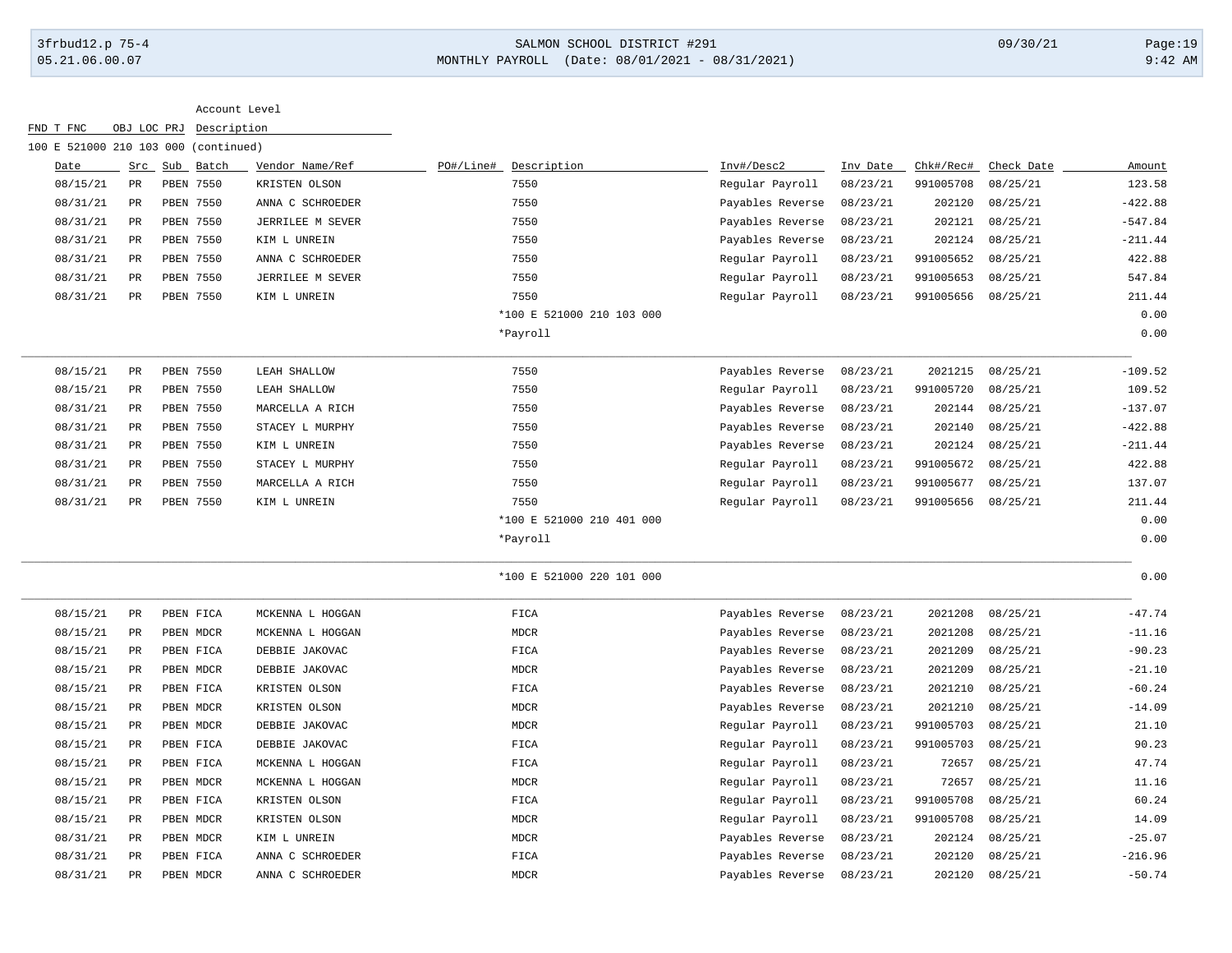| FND | T | FNC | OBJ | LOC | PRJ | Account Level Description |
|---|---|---|---|---|---|---|
| 100 | E | 521000 | 210 | 103 | 000 | (continued) |

| Date | Src | Sub | Batch | Vendor Name/Ref | PO#/Line# | Description | Inv#/Desc2 | Inv Date | Chk#/Rec# | Check Date | Amount |
|---|---|---|---|---|---|---|---|---|---|---|---|
| 08/15/21 | PR | PBEN | 7550 | KRISTEN OLSON | | 7550 | Regular Payroll | 08/23/21 | 991005708 | 08/25/21 | 123.58 |
| 08/31/21 | PR | PBEN | 7550 | ANNA C SCHROEDER | | 7550 | Payables Reverse | 08/23/21 | 202120 | 08/25/21 | -422.88 |
| 08/31/21 | PR | PBEN | 7550 | JERRILEE M SEVER | | 7550 | Payables Reverse | 08/23/21 | 202121 | 08/25/21 | -547.84 |
| 08/31/21 | PR | PBEN | 7550 | KIM L UNREIN | | 7550 | Payables Reverse | 08/23/21 | 202124 | 08/25/21 | -211.44 |
| 08/31/21 | PR | PBEN | 7550 | ANNA C SCHROEDER | | 7550 | Regular Payroll | 08/23/21 | 991005652 | 08/25/21 | 422.88 |
| 08/31/21 | PR | PBEN | 7550 | JERRILEE M SEVER | | 7550 | Regular Payroll | 08/23/21 | 991005653 | 08/25/21 | 547.84 |
| 08/31/21 | PR | PBEN | 7550 | KIM L UNREIN | | 7550 | Regular Payroll | 08/23/21 | 991005656 | 08/25/21 | 211.44 |
| | | | | | | *100 E 521000 210 103 000 | | | | | 0.00 |
| | | | | | | *Payroll | | | | | 0.00 |
| 08/15/21 | PR | PBEN | 7550 | LEAH SHALLOW | | 7550 | Payables Reverse | 08/23/21 | 2021215 | 08/25/21 | -109.52 |
| 08/15/21 | PR | PBEN | 7550 | LEAH SHALLOW | | 7550 | Regular Payroll | 08/23/21 | 991005720 | 08/25/21 | 109.52 |
| 08/31/21 | PR | PBEN | 7550 | MARCELLA A RICH | | 7550 | Payables Reverse | 08/23/21 | 202144 | 08/25/21 | -137.07 |
| 08/31/21 | PR | PBEN | 7550 | STACEY L MURPHY | | 7550 | Payables Reverse | 08/23/21 | 202140 | 08/25/21 | -422.88 |
| 08/31/21 | PR | PBEN | 7550 | KIM L UNREIN | | 7550 | Payables Reverse | 08/23/21 | 202124 | 08/25/21 | -211.44 |
| 08/31/21 | PR | PBEN | 7550 | STACEY L MURPHY | | 7550 | Regular Payroll | 08/23/21 | 991005672 | 08/25/21 | 422.88 |
| 08/31/21 | PR | PBEN | 7550 | MARCELLA A RICH | | 7550 | Regular Payroll | 08/23/21 | 991005677 | 08/25/21 | 137.07 |
| 08/31/21 | PR | PBEN | 7550 | KIM L UNREIN | | 7550 | Regular Payroll | 08/23/21 | 991005656 | 08/25/21 | 211.44 |
| | | | | | | *100 E 521000 210 401 000 | | | | | 0.00 |
| | | | | | | *Payroll | | | | | 0.00 |
| | | | | | | *100 E 521000 220 101 000 | | | | | 0.00 |
| 08/15/21 | PR | PBEN | FICA | MCKENNA L HOGGAN | | FICA | Payables Reverse | 08/23/21 | 2021208 | 08/25/21 | -47.74 |
| 08/15/21 | PR | PBEN | MDCR | MCKENNA L HOGGAN | | MDCR | Payables Reverse | 08/23/21 | 2021208 | 08/25/21 | -11.16 |
| 08/15/21 | PR | PBEN | FICA | DEBBIE JAKOVAC | | FICA | Payables Reverse | 08/23/21 | 2021209 | 08/25/21 | -90.23 |
| 08/15/21 | PR | PBEN | MDCR | DEBBIE JAKOVAC | | MDCR | Payables Reverse | 08/23/21 | 2021209 | 08/25/21 | -21.10 |
| 08/15/21 | PR | PBEN | FICA | KRISTEN OLSON | | FICA | Payables Reverse | 08/23/21 | 2021210 | 08/25/21 | -60.24 |
| 08/15/21 | PR | PBEN | MDCR | KRISTEN OLSON | | MDCR | Payables Reverse | 08/23/21 | 2021210 | 08/25/21 | -14.09 |
| 08/15/21 | PR | PBEN | MDCR | DEBBIE JAKOVAC | | MDCR | Regular Payroll | 08/23/21 | 991005703 | 08/25/21 | 21.10 |
| 08/15/21 | PR | PBEN | FICA | DEBBIE JAKOVAC | | FICA | Regular Payroll | 08/23/21 | 991005703 | 08/25/21 | 90.23 |
| 08/15/21 | PR | PBEN | FICA | MCKENNA L HOGGAN | | FICA | Regular Payroll | 08/23/21 | 72657 | 08/25/21 | 47.74 |
| 08/15/21 | PR | PBEN | MDCR | MCKENNA L HOGGAN | | MDCR | Regular Payroll | 08/23/21 | 72657 | 08/25/21 | 11.16 |
| 08/15/21 | PR | PBEN | FICA | KRISTEN OLSON | | FICA | Regular Payroll | 08/23/21 | 991005708 | 08/25/21 | 60.24 |
| 08/15/21 | PR | PBEN | MDCR | KRISTEN OLSON | | MDCR | Regular Payroll | 08/23/21 | 991005708 | 08/25/21 | 14.09 |
| 08/31/21 | PR | PBEN | MDCR | KIM L UNREIN | | MDCR | Payables Reverse | 08/23/21 | 202124 | 08/25/21 | -25.07 |
| 08/31/21 | PR | PBEN | FICA | ANNA C SCHROEDER | | FICA | Payables Reverse | 08/23/21 | 202120 | 08/25/21 | -216.96 |
| 08/31/21 | PR | PBEN | MDCR | ANNA C SCHROEDER | | MDCR | Payables Reverse | 08/23/21 | 202120 | 08/25/21 | -50.74 |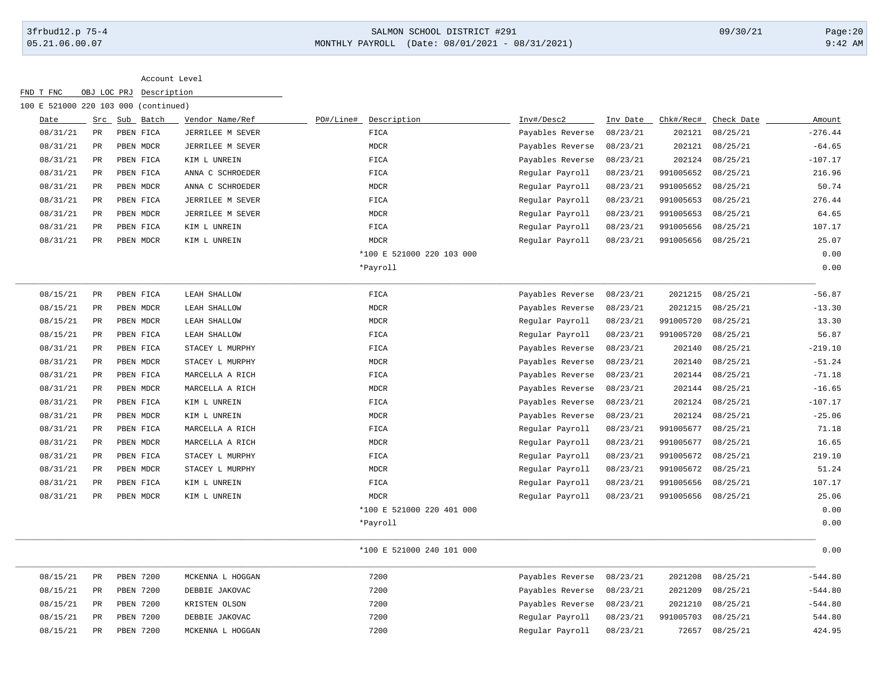| Account Level | | | | | | | | | |
|---|---|---|---|---|---|---|---|---|---|
| FND T FNC OBJ LOC PRJ | Description | | | | | | | | |
| 100 E 521000 220 103 000 (continued) | | | | | | | | | |

| Date | Src | Sub Batch | Vendor Name/Ref | PO#/Line# | Description | Inv#/Desc2 | Inv Date | Chk#/Rec# | Check Date | Amount |
|---|---|---|---|---|---|---|---|---|---|---|
| 08/31/21 | PR | PBEN FICA | JERRILEE M SEVER | | FICA | Payables Reverse | 08/23/21 | 202121 | 08/25/21 | -276.44 |
| 08/31/21 | PR | PBEN MDCR | JERRILEE M SEVER | | MDCR | Payables Reverse | 08/23/21 | 202121 | 08/25/21 | -64.65 |
| 08/31/21 | PR | PBEN FICA | KIM L UNREIN | | FICA | Payables Reverse | 08/23/21 | 202124 | 08/25/21 | -107.17 |
| 08/31/21 | PR | PBEN FICA | ANNA C SCHROEDER | | FICA | Regular Payroll | 08/23/21 | 991005652 | 08/25/21 | 216.96 |
| 08/31/21 | PR | PBEN MDCR | ANNA C SCHROEDER | | MDCR | Regular Payroll | 08/23/21 | 991005652 | 08/25/21 | 50.74 |
| 08/31/21 | PR | PBEN FICA | JERRILEE M SEVER | | FICA | Regular Payroll | 08/23/21 | 991005653 | 08/25/21 | 276.44 |
| 08/31/21 | PR | PBEN MDCR | JERRILEE M SEVER | | MDCR | Regular Payroll | 08/23/21 | 991005653 | 08/25/21 | 64.65 |
| 08/31/21 | PR | PBEN FICA | KIM L UNREIN | | FICA | Regular Payroll | 08/23/21 | 991005656 | 08/25/21 | 107.17 |
| 08/31/21 | PR | PBEN MDCR | KIM L UNREIN | | MDCR | Regular Payroll | 08/23/21 | 991005656 | 08/25/21 | 25.07 |
| | | | | | *100 E 521000 220 103 000 | | | | | 0.00 |
| | | | | | *Payroll | | | | | 0.00 |
| 08/15/21 | PR | PBEN FICA | LEAH SHALLOW | | FICA | Payables Reverse | 08/23/21 | 2021215 | 08/25/21 | -56.87 |
| 08/15/21 | PR | PBEN MDCR | LEAH SHALLOW | | MDCR | Payables Reverse | 08/23/21 | 2021215 | 08/25/21 | -13.30 |
| 08/15/21 | PR | PBEN MDCR | LEAH SHALLOW | | MDCR | Regular Payroll | 08/23/21 | 991005720 | 08/25/21 | 13.30 |
| 08/15/21 | PR | PBEN FICA | LEAH SHALLOW | | FICA | Regular Payroll | 08/23/21 | 991005720 | 08/25/21 | 56.87 |
| 08/31/21 | PR | PBEN FICA | STACEY L MURPHY | | FICA | Payables Reverse | 08/23/21 | 202140 | 08/25/21 | -219.10 |
| 08/31/21 | PR | PBEN MDCR | STACEY L MURPHY | | MDCR | Payables Reverse | 08/23/21 | 202140 | 08/25/21 | -51.24 |
| 08/31/21 | PR | PBEN FICA | MARCELLA A RICH | | FICA | Payables Reverse | 08/23/21 | 202144 | 08/25/21 | -71.18 |
| 08/31/21 | PR | PBEN MDCR | MARCELLA A RICH | | MDCR | Payables Reverse | 08/23/21 | 202144 | 08/25/21 | -16.65 |
| 08/31/21 | PR | PBEN FICA | KIM L UNREIN | | FICA | Payables Reverse | 08/23/21 | 202124 | 08/25/21 | -107.17 |
| 08/31/21 | PR | PBEN MDCR | KIM L UNREIN | | MDCR | Payables Reverse | 08/23/21 | 202124 | 08/25/21 | -25.06 |
| 08/31/21 | PR | PBEN FICA | MARCELLA A RICH | | FICA | Regular Payroll | 08/23/21 | 991005677 | 08/25/21 | 71.18 |
| 08/31/21 | PR | PBEN MDCR | MARCELLA A RICH | | MDCR | Regular Payroll | 08/23/21 | 991005677 | 08/25/21 | 16.65 |
| 08/31/21 | PR | PBEN FICA | STACEY L MURPHY | | FICA | Regular Payroll | 08/23/21 | 991005672 | 08/25/21 | 219.10 |
| 08/31/21 | PR | PBEN MDCR | STACEY L MURPHY | | MDCR | Regular Payroll | 08/23/21 | 991005672 | 08/25/21 | 51.24 |
| 08/31/21 | PR | PBEN FICA | KIM L UNREIN | | FICA | Regular Payroll | 08/23/21 | 991005656 | 08/25/21 | 107.17 |
| 08/31/21 | PR | PBEN MDCR | KIM L UNREIN | | MDCR | Regular Payroll | 08/23/21 | 991005656 | 08/25/21 | 25.06 |
| | | | | | *100 E 521000 220 401 000 | | | | | 0.00 |
| | | | | | *Payroll | | | | | 0.00 |
| | | | | | *100 E 521000 240 101 000 | | | | | 0.00 |
| 08/15/21 | PR | PBEN 7200 | MCKENNA L HOGGAN | | 7200 | Payables Reverse | 08/23/21 | 2021208 | 08/25/21 | -544.80 |
| 08/15/21 | PR | PBEN 7200 | DEBBIE JAKOVAC | | 7200 | Payables Reverse | 08/23/21 | 2021209 | 08/25/21 | -544.80 |
| 08/15/21 | PR | PBEN 7200 | KRISTEN OLSON | | 7200 | Payables Reverse | 08/23/21 | 2021210 | 08/25/21 | -544.80 |
| 08/15/21 | PR | PBEN 7200 | DEBBIE JAKOVAC | | 7200 | Regular Payroll | 08/23/21 | 991005703 | 08/25/21 | 544.80 |
| 08/15/21 | PR | PBEN 7200 | MCKENNA L HOGGAN | | 7200 | Regular Payroll | 08/23/21 | 72657 | 08/25/21 | 424.95 |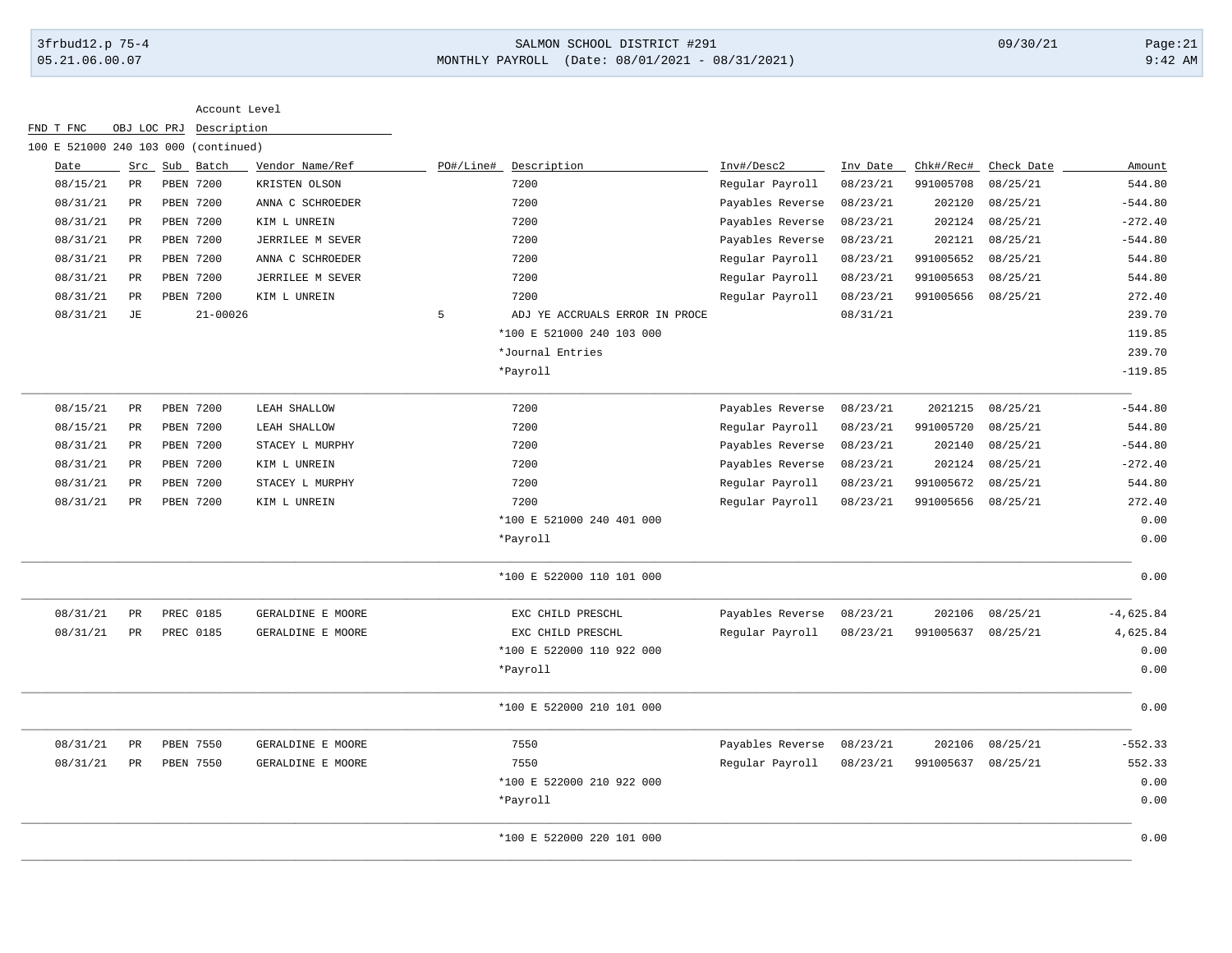SALMON SCHOOL DISTRICT #291

MONTHLY PAYROLL (Date: 08/01/2021 - 08/31/2021)

| FND T FNC OBJ LOC PRJ | Account Level Description |
|---|---|

100 E 521000 240 103 000 (continued)

| Date | Src | Sub | Batch | Vendor Name/Ref | PO#/Line# | Description | Inv#/Desc2 | Inv Date | Chk#/Rec# | Check Date | Amount |
|---|---|---|---|---|---|---|---|---|---|---|---|
| 08/15/21 | PR | PBEN | 7200 | KRISTEN OLSON | | 7200 | Regular Payroll | 08/23/21 | 991005708 | 08/25/21 | 544.80 |
| 08/31/21 | PR | PBEN | 7200 | ANNA C SCHROEDER | | 7200 | Payables Reverse | 08/23/21 | 202120 | 08/25/21 | -544.80 |
| 08/31/21 | PR | PBEN | 7200 | KIM L UNREIN | | 7200 | Payables Reverse | 08/23/21 | 202124 | 08/25/21 | -272.40 |
| 08/31/21 | PR | PBEN | 7200 | JERRILEE M SEVER | | 7200 | Payables Reverse | 08/23/21 | 202121 | 08/25/21 | -544.80 |
| 08/31/21 | PR | PBEN | 7200 | ANNA C SCHROEDER | | 7200 | Regular Payroll | 08/23/21 | 991005652 | 08/25/21 | 544.80 |
| 08/31/21 | PR | PBEN | 7200 | JERRILEE M SEVER | | 7200 | Regular Payroll | 08/23/21 | 991005653 | 08/25/21 | 544.80 |
| 08/31/21 | PR | PBEN | 7200 | KIM L UNREIN | | 7200 | Regular Payroll | 08/23/21 | 991005656 | 08/25/21 | 272.40 |
| 08/31/21 | JE | | 21-00026 | | 5 | ADJ YE ACCRUALS ERROR IN PROCE | | 08/31/21 | | | 239.70 |
| | | | | | | *100 E 521000 240 103 000 | | | | | 119.85 |
| | | | | | | *Journal Entries | | | | | 239.70 |
| | | | | | | *Payroll | | | | | -119.85 |
| 08/15/21 | PR | PBEN | 7200 | LEAH SHALLOW | | 7200 | Payables Reverse | 08/23/21 | 2021215 | 08/25/21 | -544.80 |
| 08/15/21 | PR | PBEN | 7200 | LEAH SHALLOW | | 7200 | Regular Payroll | 08/23/21 | 991005720 | 08/25/21 | 544.80 |
| 08/31/21 | PR | PBEN | 7200 | STACEY L MURPHY | | 7200 | Payables Reverse | 08/23/21 | 202140 | 08/25/21 | -544.80 |
| 08/31/21 | PR | PBEN | 7200 | KIM L UNREIN | | 7200 | Payables Reverse | 08/23/21 | 202124 | 08/25/21 | -272.40 |
| 08/31/21 | PR | PBEN | 7200 | STACEY L MURPHY | | 7200 | Regular Payroll | 08/23/21 | 991005672 | 08/25/21 | 544.80 |
| 08/31/21 | PR | PBEN | 7200 | KIM L UNREIN | | 7200 | Regular Payroll | 08/23/21 | 991005656 | 08/25/21 | 272.40 |
| | | | | | | *100 E 521000 240 401 000 | | | | | 0.00 |
| | | | | | | *Payroll | | | | | 0.00 |
| | | | | | | *100 E 522000 110 101 000 | | | | | 0.00 |
| 08/31/21 | PR | PREC | 0185 | GERALDINE E MOORE | | EXC CHILD PRESCHL | Payables Reverse | 08/23/21 | 202106 | 08/25/21 | -4,625.84 |
| 08/31/21 | PR | PREC | 0185 | GERALDINE E MOORE | | EXC CHILD PRESCHL | Regular Payroll | 08/23/21 | 991005637 | 08/25/21 | 4,625.84 |
| | | | | | | *100 E 522000 110 922 000 | | | | | 0.00 |
| | | | | | | *Payroll | | | | | 0.00 |
| | | | | | | *100 E 522000 210 101 000 | | | | | 0.00 |
| 08/31/21 | PR | PBEN | 7550 | GERALDINE E MOORE | | 7550 | Payables Reverse | 08/23/21 | 202106 | 08/25/21 | -552.33 |
| 08/31/21 | PR | PBEN | 7550 | GERALDINE E MOORE | | 7550 | Regular Payroll | 08/23/21 | 991005637 | 08/25/21 | 552.33 |
| | | | | | | *100 E 522000 210 922 000 | | | | | 0.00 |
| | | | | | | *Payroll | | | | | 0.00 |
| | | | | | | *100 E 522000 220 101 000 | | | | | 0.00 |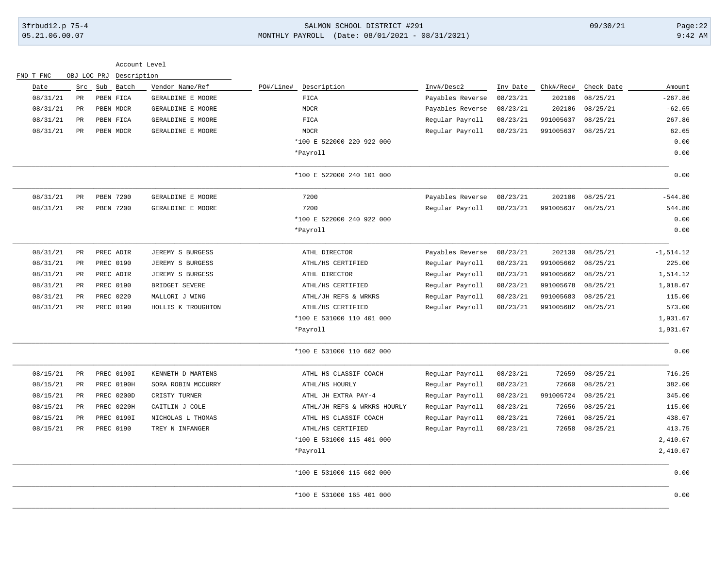| Date | Src | Sub | Batch | Vendor Name/Ref | PO#/Line# | Description | Inv#/Desc2 | Inv Date | Chk#/Rec# | Check Date | Amount |
|---|---|---|---|---|---|---|---|---|---|---|---|
| 08/31/21 | PR | PBEN | FICA | GERALDINE E MOORE | | FICA | Payables Reverse | 08/23/21 | 202106 | 08/25/21 | -267.86 |
| 08/31/21 | PR | PBEN | MDCR | GERALDINE E MOORE | | MDCR | Payables Reverse | 08/23/21 | 202106 | 08/25/21 | -62.65 |
| 08/31/21 | PR | PBEN | FICA | GERALDINE E MOORE | | FICA | Regular Payroll | 08/23/21 | 991005637 | 08/25/21 | 267.86 |
| 08/31/21 | PR | PBEN | MDCR | GERALDINE E MOORE | | MDCR | Regular Payroll | 08/23/21 | 991005637 | 08/25/21 | 62.65 |
| | | | | | | *100 E 522000 220 922 000 | | | | | 0.00 |
| | | | | | | *Payroll | | | | | 0.00 |
| | | | | | | *100 E 522000 240 101 000 | | | | | 0.00 |
| 08/31/21 | PR | PBEN | 7200 | GERALDINE E MOORE | | 7200 | Payables Reverse | 08/23/21 | 202106 | 08/25/21 | -544.80 |
| 08/31/21 | PR | PBEN | 7200 | GERALDINE E MOORE | | 7200 | Regular Payroll | 08/23/21 | 991005637 | 08/25/21 | 544.80 |
| | | | | | | *100 E 522000 240 922 000 | | | | | 0.00 |
| | | | | | | *Payroll | | | | | 0.00 |
| 08/31/21 | PR | PREC | ADIR | JEREMY S BURGESS | | ATHL DIRECTOR | Payables Reverse | 08/23/21 | 202130 | 08/25/21 | -1,514.12 |
| 08/31/21 | PR | PREC | 0190 | JEREMY S BURGESS | | ATHL/HS CERTIFIED | Regular Payroll | 08/23/21 | 991005662 | 08/25/21 | 225.00 |
| 08/31/21 | PR | PREC | ADIR | JEREMY S BURGESS | | ATHL DIRECTOR | Regular Payroll | 08/23/21 | 991005662 | 08/25/21 | 1,514.12 |
| 08/31/21 | PR | PREC | 0190 | BRIDGET SEVERE | | ATHL/HS CERTIFIED | Regular Payroll | 08/23/21 | 991005678 | 08/25/21 | 1,018.67 |
| 08/31/21 | PR | PREC | 0220 | MALLORI J WING | | ATHL/JH REFS & WRKRS | Regular Payroll | 08/23/21 | 991005683 | 08/25/21 | 115.00 |
| 08/31/21 | PR | PREC | 0190 | HOLLIS K TROUGHTON | | ATHL/HS CERTIFIED | Regular Payroll | 08/23/21 | 991005682 | 08/25/21 | 573.00 |
| | | | | | | *100 E 531000 110 401 000 | | | | | 1,931.67 |
| | | | | | | *Payroll | | | | | 1,931.67 |
| | | | | | | *100 E 531000 110 602 000 | | | | | 0.00 |
| 08/15/21 | PR | PREC | 0190I | KENNETH D MARTENS | | ATHL HS CLASSIF COACH | Regular Payroll | 08/23/21 | 72659 | 08/25/21 | 716.25 |
| 08/15/21 | PR | PREC | 0190H | SORA ROBIN MCCURRY | | ATHL/HS HOURLY | Regular Payroll | 08/23/21 | 72660 | 08/25/21 | 382.00 |
| 08/15/21 | PR | PREC | 0200D | CRISTY TURNER | | ATHL JH EXTRA PAY-4 | Regular Payroll | 08/23/21 | 991005724 | 08/25/21 | 345.00 |
| 08/15/21 | PR | PREC | 0220H | CAITLIN J COLE | | ATHL/JH REFS & WRKRS HOURLY | Regular Payroll | 08/23/21 | 72656 | 08/25/21 | 115.00 |
| 08/15/21 | PR | PREC | 0190I | NICHOLAS L THOMAS | | ATHL HS CLASSIF COACH | Regular Payroll | 08/23/21 | 72661 | 08/25/21 | 438.67 |
| 08/15/21 | PR | PREC | 0190 | TREY N INFANGER | | ATHL/HS CERTIFIED | Regular Payroll | 08/23/21 | 72658 | 08/25/21 | 413.75 |
| | | | | | | *100 E 531000 115 401 000 | | | | | 2,410.67 |
| | | | | | | *Payroll | | | | | 2,410.67 |
| | | | | | | *100 E 531000 115 602 000 | | | | | 0.00 |
| | | | | | | *100 E 531000 165 401 000 | | | | | 0.00 |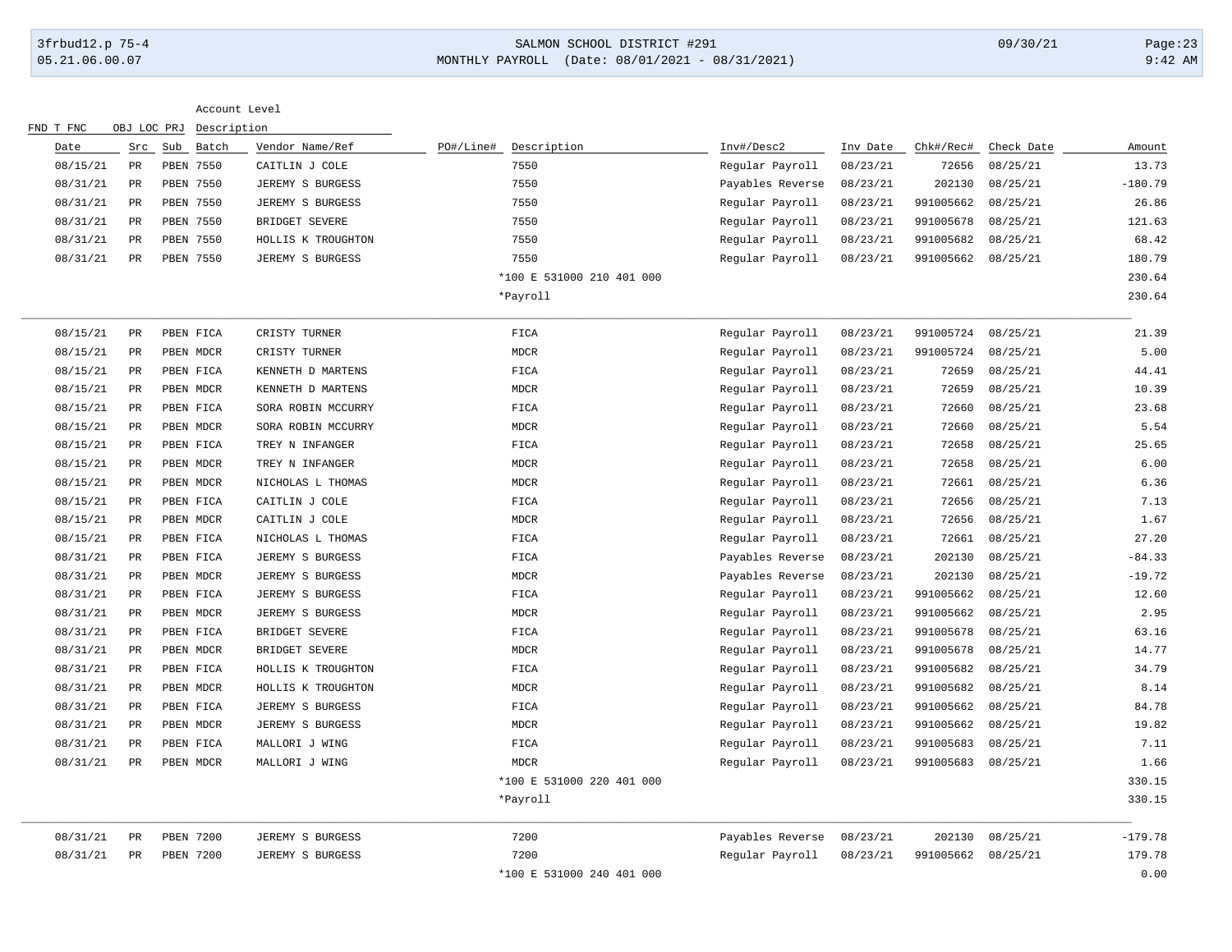Account Level

| Date | Src | Sub | Batch | Vendor Name/Ref | PO#/Line# | Description | Inv#/Desc2 | Inv Date | Chk#/Rec# | Check Date | Amount |
|---|---|---|---|---|---|---|---|---|---|---|---|
| 08/15/21 | PR | PBEN | 7550 | CAITLIN J COLE | | 7550 | Regular Payroll | 08/23/21 | 72656 | 08/25/21 | 13.73 |
| 08/31/21 | PR | PBEN | 7550 | JEREMY S BURGESS | | 7550 | Payables Reverse | 08/23/21 | 202130 | 08/25/21 | -180.79 |
| 08/31/21 | PR | PBEN | 7550 | JEREMY S BURGESS | | 7550 | Regular Payroll | 08/23/21 | 991005662 | 08/25/21 | 26.86 |
| 08/31/21 | PR | PBEN | 7550 | BRIDGET SEVERE | | 7550 | Regular Payroll | 08/23/21 | 991005678 | 08/25/21 | 121.63 |
| 08/31/21 | PR | PBEN | 7550 | HOLLIS K TROUGHTON | | 7550 | Regular Payroll | 08/23/21 | 991005682 | 08/25/21 | 68.42 |
| 08/31/21 | PR | PBEN | 7550 | JEREMY S BURGESS | | 7550 | Regular Payroll | 08/23/21 | 991005662 | 08/25/21 | 180.79 |
| | | | | | | *100 E 531000 210 401 000 | | | | | 230.64 |
| | | | | | | *Payroll | | | | | 230.64 |
| 08/15/21 | PR | PBEN | FICA | CRISTY TURNER | | FICA | Regular Payroll | 08/23/21 | 991005724 | 08/25/21 | 21.39 |
| 08/15/21 | PR | PBEN | MDCR | CRISTY TURNER | | MDCR | Regular Payroll | 08/23/21 | 991005724 | 08/25/21 | 5.00 |
| 08/15/21 | PR | PBEN | FICA | KENNETH D MARTENS | | FICA | Regular Payroll | 08/23/21 | 72659 | 08/25/21 | 44.41 |
| 08/15/21 | PR | PBEN | MDCR | KENNETH D MARTENS | | MDCR | Regular Payroll | 08/23/21 | 72659 | 08/25/21 | 10.39 |
| 08/15/21 | PR | PBEN | FICA | SORA ROBIN MCCURRY | | FICA | Regular Payroll | 08/23/21 | 72660 | 08/25/21 | 23.68 |
| 08/15/21 | PR | PBEN | MDCR | SORA ROBIN MCCURRY | | MDCR | Regular Payroll | 08/23/21 | 72660 | 08/25/21 | 5.54 |
| 08/15/21 | PR | PBEN | FICA | TREY N INFANGER | | FICA | Regular Payroll | 08/23/21 | 72658 | 08/25/21 | 25.65 |
| 08/15/21 | PR | PBEN | MDCR | TREY N INFANGER | | MDCR | Regular Payroll | 08/23/21 | 72658 | 08/25/21 | 6.00 |
| 08/15/21 | PR | PBEN | MDCR | NICHOLAS L THOMAS | | MDCR | Regular Payroll | 08/23/21 | 72661 | 08/25/21 | 6.36 |
| 08/15/21 | PR | PBEN | FICA | CAITLIN J COLE | | FICA | Regular Payroll | 08/23/21 | 72656 | 08/25/21 | 7.13 |
| 08/15/21 | PR | PBEN | MDCR | CAITLIN J COLE | | MDCR | Regular Payroll | 08/23/21 | 72656 | 08/25/21 | 1.67 |
| 08/15/21 | PR | PBEN | FICA | NICHOLAS L THOMAS | | FICA | Regular Payroll | 08/23/21 | 72661 | 08/25/21 | 27.20 |
| 08/31/21 | PR | PBEN | FICA | JEREMY S BURGESS | | FICA | Payables Reverse | 08/23/21 | 202130 | 08/25/21 | -84.33 |
| 08/31/21 | PR | PBEN | MDCR | JEREMY S BURGESS | | MDCR | Payables Reverse | 08/23/21 | 202130 | 08/25/21 | -19.72 |
| 08/31/21 | PR | PBEN | FICA | JEREMY S BURGESS | | FICA | Regular Payroll | 08/23/21 | 991005662 | 08/25/21 | 12.60 |
| 08/31/21 | PR | PBEN | MDCR | JEREMY S BURGESS | | MDCR | Regular Payroll | 08/23/21 | 991005662 | 08/25/21 | 2.95 |
| 08/31/21 | PR | PBEN | FICA | BRIDGET SEVERE | | FICA | Regular Payroll | 08/23/21 | 991005678 | 08/25/21 | 63.16 |
| 08/31/21 | PR | PBEN | MDCR | BRIDGET SEVERE | | MDCR | Regular Payroll | 08/23/21 | 991005678 | 08/25/21 | 14.77 |
| 08/31/21 | PR | PBEN | FICA | HOLLIS K TROUGHTON | | FICA | Regular Payroll | 08/23/21 | 991005682 | 08/25/21 | 34.79 |
| 08/31/21 | PR | PBEN | MDCR | HOLLIS K TROUGHTON | | MDCR | Regular Payroll | 08/23/21 | 991005682 | 08/25/21 | 8.14 |
| 08/31/21 | PR | PBEN | FICA | JEREMY S BURGESS | | FICA | Regular Payroll | 08/23/21 | 991005662 | 08/25/21 | 84.78 |
| 08/31/21 | PR | PBEN | MDCR | JEREMY S BURGESS | | MDCR | Regular Payroll | 08/23/21 | 991005662 | 08/25/21 | 19.82 |
| 08/31/21 | PR | PBEN | FICA | MALLORI J WING | | FICA | Regular Payroll | 08/23/21 | 991005683 | 08/25/21 | 7.11 |
| 08/31/21 | PR | PBEN | MDCR | MALLORI J WING | | MDCR | Regular Payroll | 08/23/21 | 991005683 | 08/25/21 | 1.66 |
| | | | | | | *100 E 531000 220 401 000 | | | | | 330.15 |
| | | | | | | *Payroll | | | | | 330.15 |
| 08/31/21 | PR | PBEN | 7200 | JEREMY S BURGESS | | 7200 | Payables Reverse | 08/23/21 | 202130 | 08/25/21 | -179.78 |
| 08/31/21 | PR | PBEN | 7200 | JEREMY S BURGESS | | 7200 | Regular Payroll | 08/23/21 | 991005662 | 08/25/21 | 179.78 |
| | | | | | | *100 E 531000 240 401 000 | | | | | 0.00 |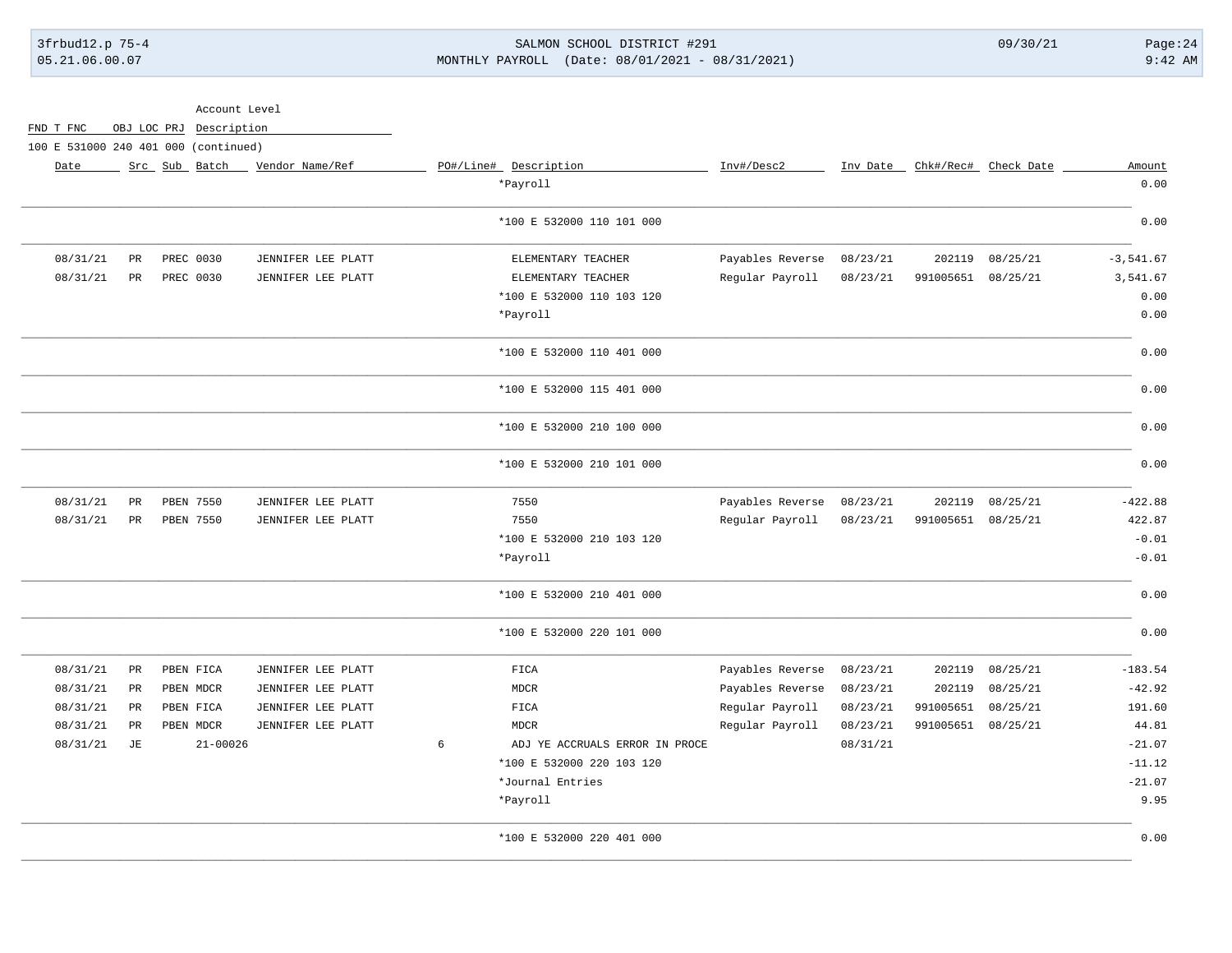Account Level

FND T FNC OBJ LOC PRJ Description

100 E 531000 240 401 000 (continued)

| Date | Src | Sub | Batch | Vendor Name/Ref | PO#/Line# | Description | Inv#/Desc2 | Inv Date | Chk#/Rec# | Check Date | Amount |
|---|---|---|---|---|---|---|---|---|---|---|---|
| | | | | | | *Payroll | | | | | 0.00 |
| | | | | | | *100 E 532000 110 101 000 | | | | | 0.00 |
| 08/31/21 | PR | PREC | 0030 | JENNIFER LEE PLATT | | ELEMENTARY TEACHER | Payables Reverse | 08/23/21 | 202119 | 08/25/21 | -3,541.67 |
| 08/31/21 | PR | PREC | 0030 | JENNIFER LEE PLATT | | ELEMENTARY TEACHER | Regular Payroll | 08/23/21 | 991005651 | 08/25/21 | 3,541.67 |
| | | | | | | *100 E 532000 110 103 120 | | | | | 0.00 |
| | | | | | | *Payroll | | | | | 0.00 |
| | | | | | | *100 E 532000 110 401 000 | | | | | 0.00 |
| | | | | | | *100 E 532000 115 401 000 | | | | | 0.00 |
| | | | | | | *100 E 532000 210 100 000 | | | | | 0.00 |
| | | | | | | *100 E 532000 210 101 000 | | | | | 0.00 |
| 08/31/21 | PR | PBEN | 7550 | JENNIFER LEE PLATT | | 7550 | Payables Reverse | 08/23/21 | 202119 | 08/25/21 | -422.88 |
| 08/31/21 | PR | PBEN | 7550 | JENNIFER LEE PLATT | | 7550 | Regular Payroll | 08/23/21 | 991005651 | 08/25/21 | 422.87 |
| | | | | | | *100 E 532000 210 103 120 | | | | | -0.01 |
| | | | | | | *Payroll | | | | | -0.01 |
| | | | | | | *100 E 532000 210 401 000 | | | | | 0.00 |
| | | | | | | *100 E 532000 220 101 000 | | | | | 0.00 |
| 08/31/21 | PR | PBEN | FICA | JENNIFER LEE PLATT | | FICA | Payables Reverse | 08/23/21 | 202119 | 08/25/21 | -183.54 |
| 08/31/21 | PR | PBEN | MDCR | JENNIFER LEE PLATT | | MDCR | Payables Reverse | 08/23/21 | 202119 | 08/25/21 | -42.92 |
| 08/31/21 | PR | PBEN | FICA | JENNIFER LEE PLATT | | FICA | Regular Payroll | 08/23/21 | 991005651 | 08/25/21 | 191.60 |
| 08/31/21 | PR | PBEN | MDCR | JENNIFER LEE PLATT | | MDCR | Regular Payroll | 08/23/21 | 991005651 | 08/25/21 | 44.81 |
| 08/31/21 | JE | | 21-00026 | | 6 | ADJ YE ACCRUALS ERROR IN PROCE | | 08/31/21 | | | -21.07 |
| | | | | | | *100 E 532000 220 103 120 | | | | | -11.12 |
| | | | | | | *Journal Entries | | | | | -21.07 |
| | | | | | | *Payroll | | | | | 9.95 |
| | | | | | | *100 E 532000 220 401 000 | | | | | 0.00 |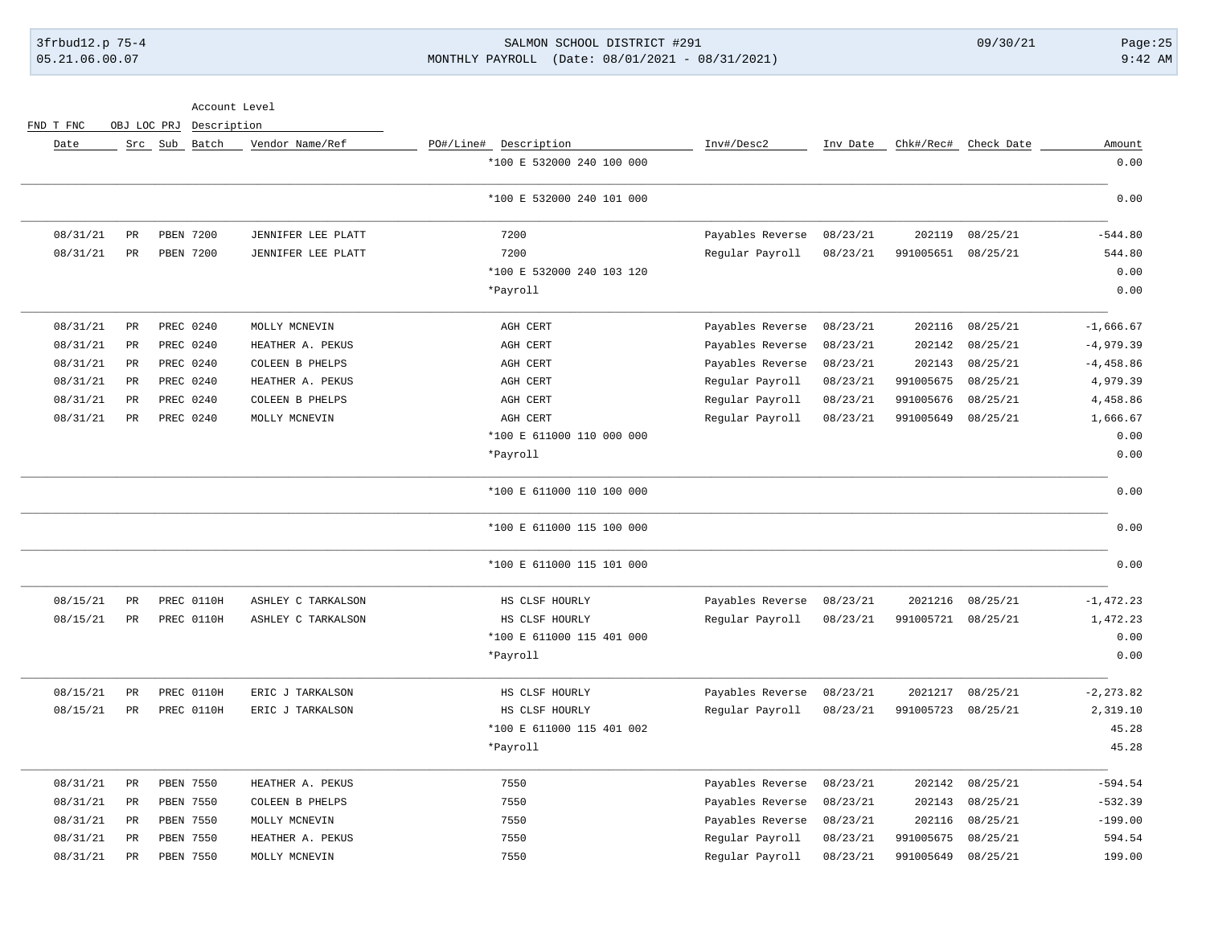| Date | Src | Sub | Batch | Vendor Name/Ref | PO#/Line# | Description | Inv#/Desc2 | Inv Date | Chk#/Rec# | Check Date | Amount |
|---|---|---|---|---|---|---|---|---|---|---|---|
| | | | | | | *100 E 532000 240 100 000 | | | | | 0.00 |
| | | | | | | *100 E 532000 240 101 000 | | | | | 0.00 |
| 08/31/21 | PR | PBEN | 7200 | JENNIFER LEE PLATT | | 7200 | Payables Reverse | 08/23/21 | 202119 | 08/25/21 | -544.80 |
| 08/31/21 | PR | PBEN | 7200 | JENNIFER LEE PLATT | | 7200 | Regular Payroll | 08/23/21 | 991005651 | 08/25/21 | 544.80 |
| | | | | | | *100 E 532000 240 103 120 | | | | | 0.00 |
| | | | | | | *Payroll | | | | | 0.00 |
| 08/31/21 | PR | PREC | 0240 | MOLLY MCNEVIN | | AGH CERT | Payables Reverse | 08/23/21 | 202116 | 08/25/21 | -1,666.67 |
| 08/31/21 | PR | PREC | 0240 | HEATHER A. PEKUS | | AGH CERT | Payables Reverse | 08/23/21 | 202142 | 08/25/21 | -4,979.39 |
| 08/31/21 | PR | PREC | 0240 | COLEEN B PHELPS | | AGH CERT | Payables Reverse | 08/23/21 | 202143 | 08/25/21 | -4,458.86 |
| 08/31/21 | PR | PREC | 0240 | HEATHER A. PEKUS | | AGH CERT | Regular Payroll | 08/23/21 | 991005675 | 08/25/21 | 4,979.39 |
| 08/31/21 | PR | PREC | 0240 | COLEEN B PHELPS | | AGH CERT | Regular Payroll | 08/23/21 | 991005676 | 08/25/21 | 4,458.86 |
| 08/31/21 | PR | PREC | 0240 | MOLLY MCNEVIN | | AGH CERT | Regular Payroll | 08/23/21 | 991005649 | 08/25/21 | 1,666.67 |
| | | | | | | *100 E 611000 110 000 000 | | | | | 0.00 |
| | | | | | | *Payroll | | | | | 0.00 |
| | | | | | | *100 E 611000 110 100 000 | | | | | 0.00 |
| | | | | | | *100 E 611000 115 100 000 | | | | | 0.00 |
| | | | | | | *100 E 611000 115 101 000 | | | | | 0.00 |
| 08/15/21 | PR | PREC | 0110H | ASHLEY C TARKALSON | | HS CLSF HOURLY | Payables Reverse | 08/23/21 | 2021216 | 08/25/21 | -1,472.23 |
| 08/15/21 | PR | PREC | 0110H | ASHLEY C TARKALSON | | HS CLSF HOURLY | Regular Payroll | 08/23/21 | 991005721 | 08/25/21 | 1,472.23 |
| | | | | | | *100 E 611000 115 401 000 | | | | | 0.00 |
| | | | | | | *Payroll | | | | | 0.00 |
| 08/15/21 | PR | PREC | 0110H | ERIC J TARKALSON | | HS CLSF HOURLY | Payables Reverse | 08/23/21 | 2021217 | 08/25/21 | -2,273.82 |
| 08/15/21 | PR | PREC | 0110H | ERIC J TARKALSON | | HS CLSF HOURLY | Regular Payroll | 08/23/21 | 991005723 | 08/25/21 | 2,319.10 |
| | | | | | | *100 E 611000 115 401 002 | | | | | 45.28 |
| | | | | | | *Payroll | | | | | 45.28 |
| 08/31/21 | PR | PBEN | 7550 | HEATHER A. PEKUS | | 7550 | Payables Reverse | 08/23/21 | 202142 | 08/25/21 | -594.54 |
| 08/31/21 | PR | PBEN | 7550 | COLEEN B PHELPS | | 7550 | Payables Reverse | 08/23/21 | 202143 | 08/25/21 | -532.39 |
| 08/31/21 | PR | PBEN | 7550 | MOLLY MCNEVIN | | 7550 | Payables Reverse | 08/23/21 | 202116 | 08/25/21 | -199.00 |
| 08/31/21 | PR | PBEN | 7550 | HEATHER A. PEKUS | | 7550 | Regular Payroll | 08/23/21 | 991005675 | 08/25/21 | 594.54 |
| 08/31/21 | PR | PBEN | 7550 | MOLLY MCNEVIN | | 7550 | Regular Payroll | 08/23/21 | 991005649 | 08/25/21 | 199.00 |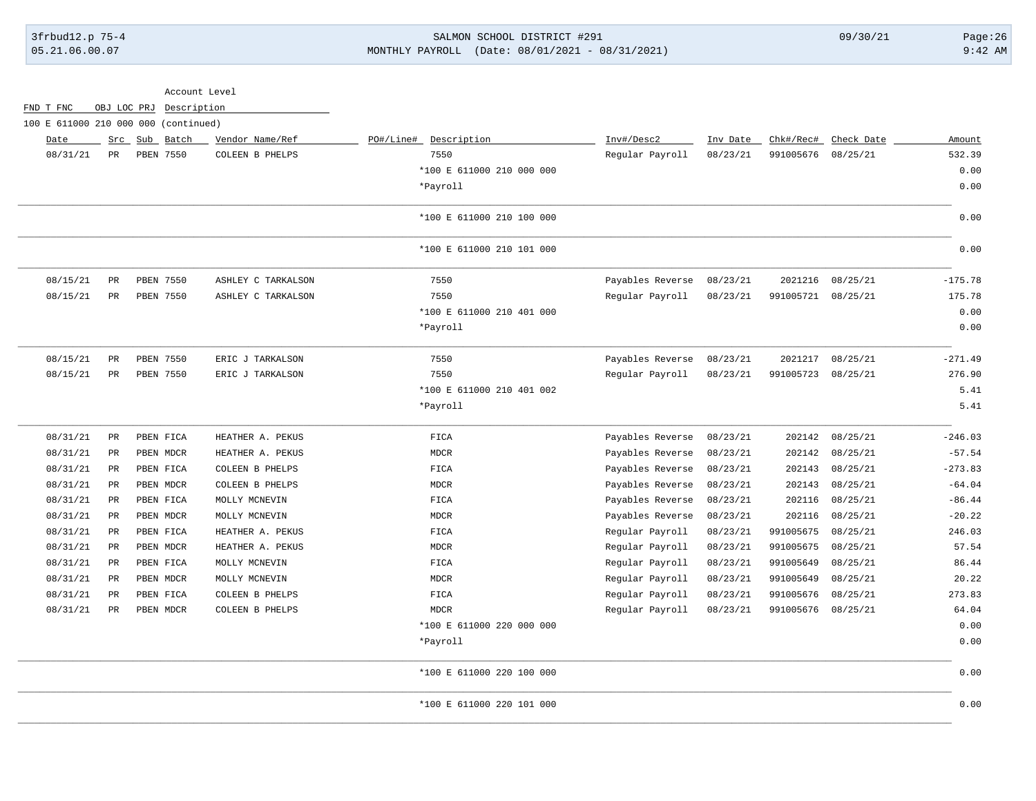| FND T FNC | OBJ LOC PRJ | Account Level Description |
|---|---|---|
| 100 E 611000 210 000 000 (continued) | | |

| Date | Src | Sub | Batch | Vendor Name/Ref | PO#/Line# | Description | Inv#/Desc2 | Inv Date | Chk#/Rec# | Check Date | Amount |
|---|---|---|---|---|---|---|---|---|---|---|---|
| 08/31/21 | PR | PBEN | 7550 | COLEEN B PHELPS | | 7550 | Regular Payroll | 08/23/21 | 991005676 | 08/25/21 | 532.39 |
| | | | | | | *100 E 611000 210 000 000 | | | | | 0.00 |
| | | | | | | *Payroll | | | | | 0.00 |
| | | | | | | *100 E 611000 210 100 000 | | | | | 0.00 |
| | | | | | | *100 E 611000 210 101 000 | | | | | 0.00 |
| 08/15/21 | PR | PBEN | 7550 | ASHLEY C TARKALSON | | 7550 | Payables Reverse | 08/23/21 | 2021216 | 08/25/21 | -175.78 |
| 08/15/21 | PR | PBEN | 7550 | ASHLEY C TARKALSON | | 7550 | Regular Payroll | 08/23/21 | 991005721 | 08/25/21 | 175.78 |
| | | | | | | *100 E 611000 210 401 000 | | | | | 0.00 |
| | | | | | | *Payroll | | | | | 0.00 |
| 08/15/21 | PR | PBEN | 7550 | ERIC J TARKALSON | | 7550 | Payables Reverse | 08/23/21 | 2021217 | 08/25/21 | -271.49 |
| 08/15/21 | PR | PBEN | 7550 | ERIC J TARKALSON | | 7550 | Regular Payroll | 08/23/21 | 991005723 | 08/25/21 | 276.90 |
| | | | | | | *100 E 611000 210 401 002 | | | | | 5.41 |
| | | | | | | *Payroll | | | | | 5.41 |
| 08/31/21 | PR | PBEN | FICA | HEATHER A. PEKUS | | FICA | Payables Reverse | 08/23/21 | 202142 | 08/25/21 | -246.03 |
| 08/31/21 | PR | PBEN | MDCR | HEATHER A. PEKUS | | MDCR | Payables Reverse | 08/23/21 | 202142 | 08/25/21 | -57.54 |
| 08/31/21 | PR | PBEN | FICA | COLEEN B PHELPS | | FICA | Payables Reverse | 08/23/21 | 202143 | 08/25/21 | -273.83 |
| 08/31/21 | PR | PBEN | MDCR | COLEEN B PHELPS | | MDCR | Payables Reverse | 08/23/21 | 202143 | 08/25/21 | -64.04 |
| 08/31/21 | PR | PBEN | FICA | MOLLY MCNEVIN | | FICA | Payables Reverse | 08/23/21 | 202116 | 08/25/21 | -86.44 |
| 08/31/21 | PR | PBEN | MDCR | MOLLY MCNEVIN | | MDCR | Payables Reverse | 08/23/21 | 202116 | 08/25/21 | -20.22 |
| 08/31/21 | PR | PBEN | FICA | HEATHER A. PEKUS | | FICA | Regular Payroll | 08/23/21 | 991005675 | 08/25/21 | 246.03 |
| 08/31/21 | PR | PBEN | MDCR | HEATHER A. PEKUS | | MDCR | Regular Payroll | 08/23/21 | 991005675 | 08/25/21 | 57.54 |
| 08/31/21 | PR | PBEN | FICA | MOLLY MCNEVIN | | FICA | Regular Payroll | 08/23/21 | 991005649 | 08/25/21 | 86.44 |
| 08/31/21 | PR | PBEN | MDCR | MOLLY MCNEVIN | | MDCR | Regular Payroll | 08/23/21 | 991005649 | 08/25/21 | 20.22 |
| 08/31/21 | PR | PBEN | FICA | COLEEN B PHELPS | | FICA | Regular Payroll | 08/23/21 | 991005676 | 08/25/21 | 273.83 |
| 08/31/21 | PR | PBEN | MDCR | COLEEN B PHELPS | | MDCR | Regular Payroll | 08/23/21 | 991005676 | 08/25/21 | 64.04 |
| | | | | | | *100 E 611000 220 000 000 | | | | | 0.00 |
| | | | | | | *Payroll | | | | | 0.00 |
| | | | | | | *100 E 611000 220 100 000 | | | | | 0.00 |
| | | | | | | *100 E 611000 220 101 000 | | | | | 0.00 |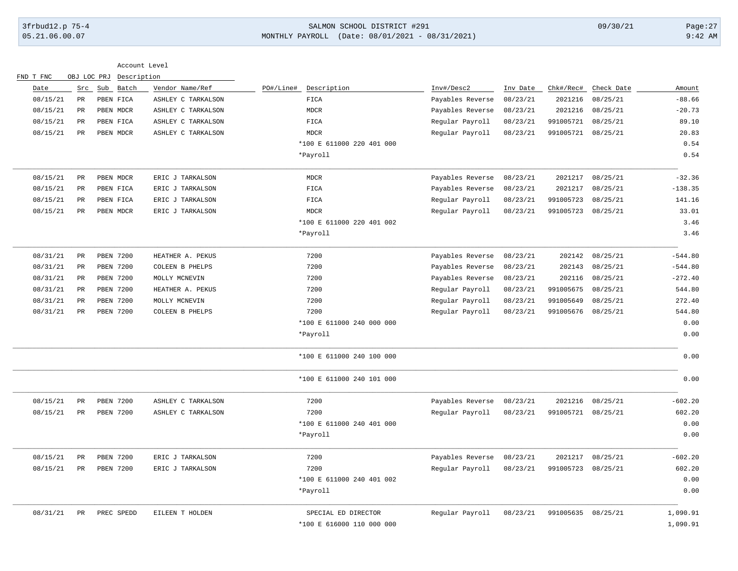| FND T FNC | OBJ LOC PRJ | Account Level Description | | | | | | | | |
|---|---|---|---|---|---|---|---|---|---|---|
| Date | Src | Sub Batch | Vendor Name/Ref | PO#/Line# | Description | Inv#/Desc2 | Inv Date | Chk#/Rec# | Check Date | Amount |
| 08/15/21 | PR | PBEN FICA | ASHLEY C TARKALSON | | FICA | Payables Reverse | 08/23/21 | 2021216 | 08/25/21 | -88.66 |
| 08/15/21 | PR | PBEN MDCR | ASHLEY C TARKALSON | | MDCR | Payables Reverse | 08/23/21 | 2021216 | 08/25/21 | -20.73 |
| 08/15/21 | PR | PBEN FICA | ASHLEY C TARKALSON | | FICA | Regular Payroll | 08/23/21 | 991005721 | 08/25/21 | 89.10 |
| 08/15/21 | PR | PBEN MDCR | ASHLEY C TARKALSON | | MDCR | Regular Payroll | 08/23/21 | 991005721 | 08/25/21 | 20.83 |
| | | | | | *100 E 611000 220 401 000 | | | | | 0.54 |
| | | | | | *Payroll | | | | | 0.54 |
| 08/15/21 | PR | PBEN MDCR | ERIC J TARKALSON | | MDCR | Payables Reverse | 08/23/21 | 2021217 | 08/25/21 | -32.36 |
| 08/15/21 | PR | PBEN FICA | ERIC J TARKALSON | | FICA | Payables Reverse | 08/23/21 | 2021217 | 08/25/21 | -138.35 |
| 08/15/21 | PR | PBEN FICA | ERIC J TARKALSON | | FICA | Regular Payroll | 08/23/21 | 991005723 | 08/25/21 | 141.16 |
| 08/15/21 | PR | PBEN MDCR | ERIC J TARKALSON | | MDCR | Regular Payroll | 08/23/21 | 991005723 | 08/25/21 | 33.01 |
| | | | | | *100 E 611000 220 401 002 | | | | | 3.46 |
| | | | | | *Payroll | | | | | 3.46 |
| 08/31/21 | PR | PBEN 7200 | HEATHER A. PEKUS | | 7200 | Payables Reverse | 08/23/21 | 202142 | 08/25/21 | -544.80 |
| 08/31/21 | PR | PBEN 7200 | COLEEN B PHELPS | | 7200 | Payables Reverse | 08/23/21 | 202143 | 08/25/21 | -544.80 |
| 08/31/21 | PR | PBEN 7200 | MOLLY MCNEVIN | | 7200 | Payables Reverse | 08/23/21 | 202116 | 08/25/21 | -272.40 |
| 08/31/21 | PR | PBEN 7200 | HEATHER A. PEKUS | | 7200 | Regular Payroll | 08/23/21 | 991005675 | 08/25/21 | 544.80 |
| 08/31/21 | PR | PBEN 7200 | MOLLY MCNEVIN | | 7200 | Regular Payroll | 08/23/21 | 991005649 | 08/25/21 | 272.40 |
| 08/31/21 | PR | PBEN 7200 | COLEEN B PHELPS | | 7200 | Regular Payroll | 08/23/21 | 991005676 | 08/25/21 | 544.80 |
| | | | | | *100 E 611000 240 000 000 | | | | | 0.00 |
| | | | | | *Payroll | | | | | 0.00 |
| | | | | | *100 E 611000 240 100 000 | | | | | 0.00 |
| | | | | | *100 E 611000 240 101 000 | | | | | 0.00 |
| 08/15/21 | PR | PBEN 7200 | ASHLEY C TARKALSON | | 7200 | Payables Reverse | 08/23/21 | 2021216 | 08/25/21 | -602.20 |
| 08/15/21 | PR | PBEN 7200 | ASHLEY C TARKALSON | | 7200 | Regular Payroll | 08/23/21 | 991005721 | 08/25/21 | 602.20 |
| | | | | | *100 E 611000 240 401 000 | | | | | 0.00 |
| | | | | | *Payroll | | | | | 0.00 |
| 08/15/21 | PR | PBEN 7200 | ERIC J TARKALSON | | 7200 | Payables Reverse | 08/23/21 | 2021217 | 08/25/21 | -602.20 |
| 08/15/21 | PR | PBEN 7200 | ERIC J TARKALSON | | 7200 | Regular Payroll | 08/23/21 | 991005723 | 08/25/21 | 602.20 |
| | | | | | *100 E 611000 240 401 002 | | | | | 0.00 |
| | | | | | *Payroll | | | | | 0.00 |
| 08/31/21 | PR | PREC SPEDD | EILEEN T HOLDEN | | SPECIAL ED DIRECTOR | Regular Payroll | 08/23/21 | 991005635 | 08/25/21 | 1,090.91 |
| | | | | | *100 E 616000 110 000 000 | | | | | 1,090.91 |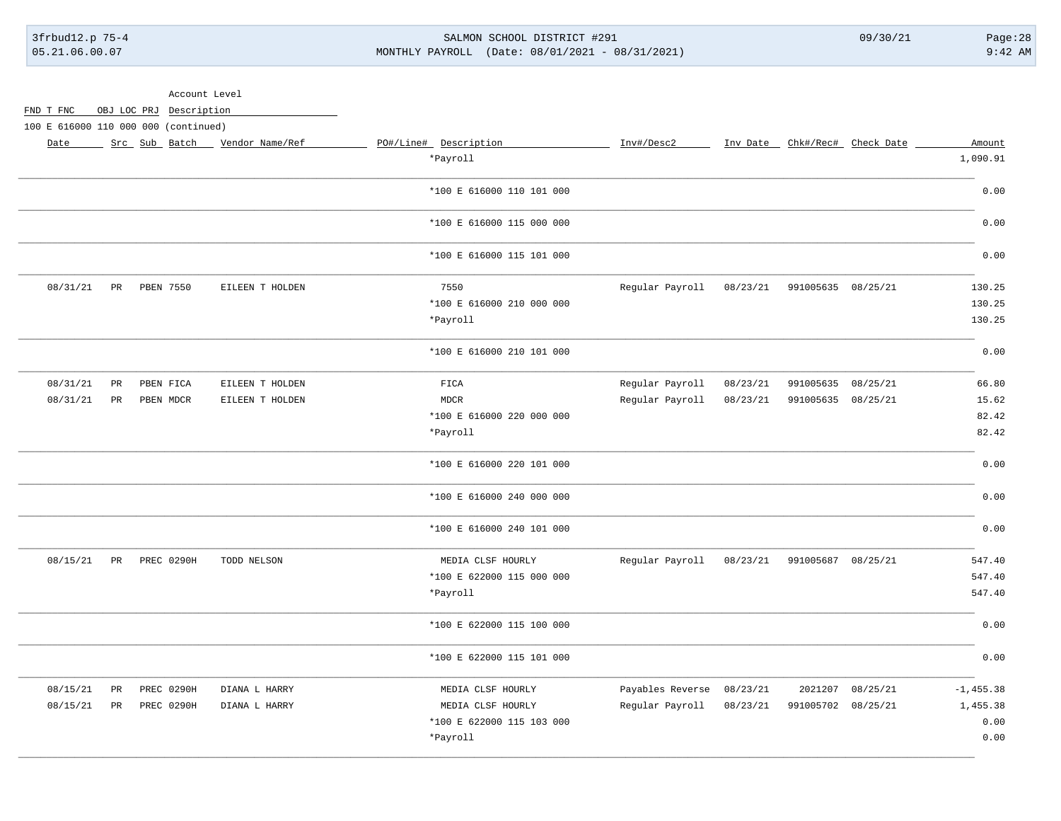Account Level

FND T FNC OBJ LOC PRJ Description

100 E 616000 110 000 000 (continued)

| Date | Src | Sub | Batch | Vendor Name/Ref | PO#/Line# | Description | Inv#/Desc2 | Inv Date | Chk#/Rec# | Check Date | Amount |
|---|---|---|---|---|---|---|---|---|---|---|---|
| | | | | | | *Payroll | | | | | 1,090.91 |
| | | | | | | *100 E 616000 110 101 000 | | | | | 0.00 |
| | | | | | | *100 E 616000 115 000 000 | | | | | 0.00 |
| | | | | | | *100 E 616000 115 101 000 | | | | | 0.00 |
| 08/31/21 | PR | PBEN | 7550 | EILEEN T HOLDEN | | 7550 | Regular Payroll | 08/23/21 | 991005635 | 08/25/21 | 130.25 |
| | | | | | | *100 E 616000 210 000 000 | | | | | 130.25 |
| | | | | | | *Payroll | | | | | 130.25 |
| | | | | | | *100 E 616000 210 101 000 | | | | | 0.00 |
| 08/31/21 | PR | PBEN | FICA | EILEEN T HOLDEN | | FICA | Regular Payroll | 08/23/21 | 991005635 | 08/25/21 | 66.80 |
| 08/31/21 | PR | PBEN | MDCR | EILEEN T HOLDEN | | MDCR | Regular Payroll | 08/23/21 | 991005635 | 08/25/21 | 15.62 |
| | | | | | | *100 E 616000 220 000 000 | | | | | 82.42 |
| | | | | | | *Payroll | | | | | 82.42 |
| | | | | | | *100 E 616000 220 101 000 | | | | | 0.00 |
| | | | | | | *100 E 616000 240 000 000 | | | | | 0.00 |
| | | | | | | *100 E 616000 240 101 000 | | | | | 0.00 |
| 08/15/21 | PR | PREC | 0290H | TODD NELSON | | MEDIA CLSF HOURLY | Regular Payroll | 08/23/21 | 991005687 | 08/25/21 | 547.40 |
| | | | | | | *100 E 622000 115 000 000 | | | | | 547.40 |
| | | | | | | *Payroll | | | | | 547.40 |
| | | | | | | *100 E 622000 115 100 000 | | | | | 0.00 |
| | | | | | | *100 E 622000 115 101 000 | | | | | 0.00 |
| 08/15/21 | PR | PREC | 0290H | DIANA L HARRY | | MEDIA CLSF HOURLY | Payables Reverse | 08/23/21 | 2021207 | 08/25/21 | -1,455.38 |
| 08/15/21 | PR | PREC | 0290H | DIANA L HARRY | | MEDIA CLSF HOURLY | Regular Payroll | 08/23/21 | 991005702 | 08/25/21 | 1,455.38 |
| | | | | | | *100 E 622000 115 103 000 | | | | | 0.00 |
| | | | | | | *Payroll | | | | | 0.00 |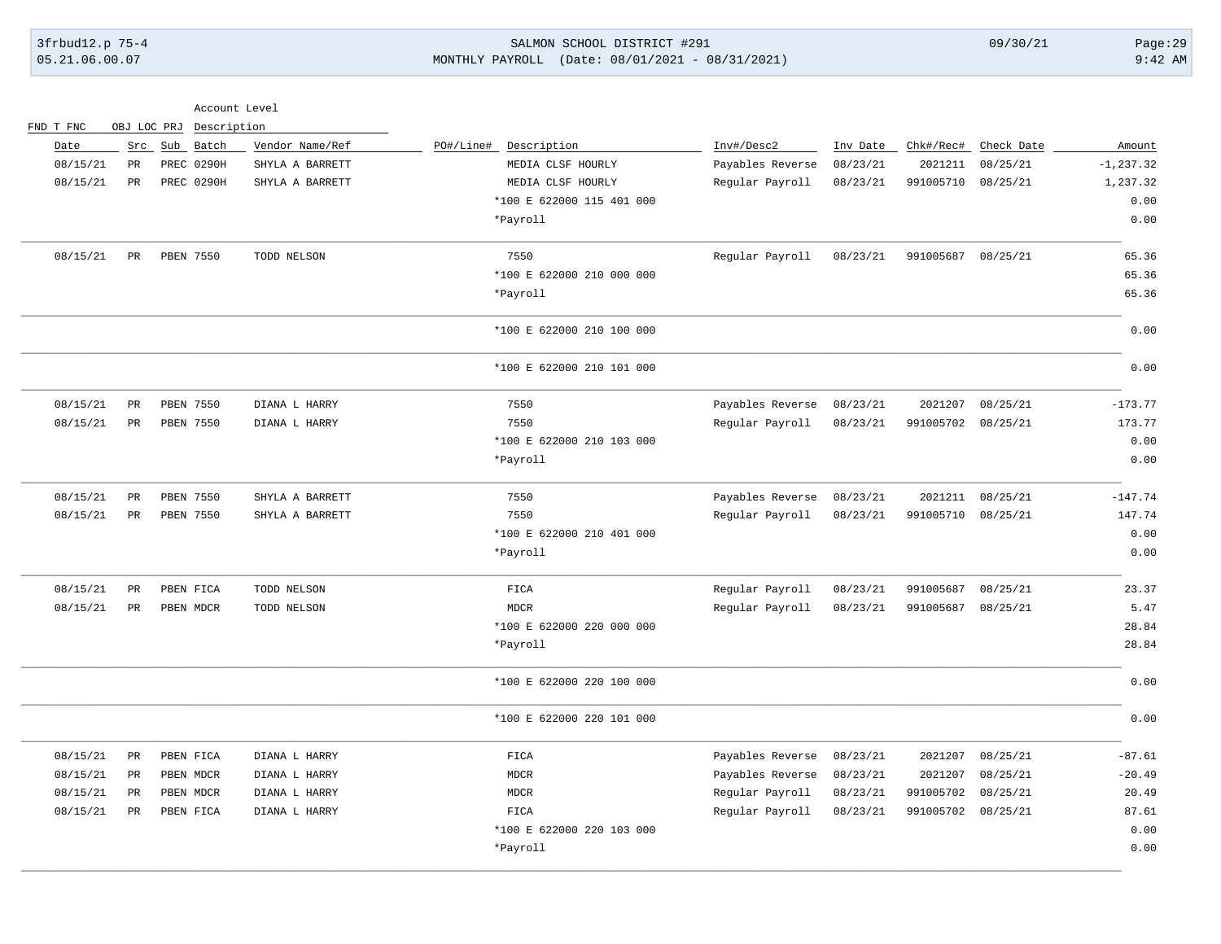| Date | Src | Sub | Batch | Vendor Name/Ref | PO#/Line# | Description | Inv#/Desc2 | Inv Date | Chk#/Rec# | Check Date | Amount |
|---|---|---|---|---|---|---|---|---|---|---|---|
| 08/15/21 | PR | PREC | 0290H | SHYLA A BARRETT | | MEDIA CLSF HOURLY | Payables Reverse | 08/23/21 | 2021211 | 08/25/21 | -1,237.32 |
| 08/15/21 | PR | PREC | 0290H | SHYLA A BARRETT | | MEDIA CLSF HOURLY | Regular Payroll | 08/23/21 | 991005710 | 08/25/21 | 1,237.32 |
| | | | | | | *100 E 622000 115 401 000 | | | | | 0.00 |
| | | | | | | *Payroll | | | | | 0.00 |
| 08/15/21 | PR | PBEN | 7550 | TODD NELSON | | 7550 | Regular Payroll | 08/23/21 | 991005687 | 08/25/21 | 65.36 |
| | | | | | | *100 E 622000 210 000 000 | | | | | 65.36 |
| | | | | | | *Payroll | | | | | 65.36 |
| | | | | | | *100 E 622000 210 100 000 | | | | | 0.00 |
| | | | | | | *100 E 622000 210 101 000 | | | | | 0.00 |
| 08/15/21 | PR | PBEN | 7550 | DIANA L HARRY | | 7550 | Payables Reverse | 08/23/21 | 2021207 | 08/25/21 | -173.77 |
| 08/15/21 | PR | PBEN | 7550 | DIANA L HARRY | | 7550 | Regular Payroll | 08/23/21 | 991005702 | 08/25/21 | 173.77 |
| | | | | | | *100 E 622000 210 103 000 | | | | | 0.00 |
| | | | | | | *Payroll | | | | | 0.00 |
| 08/15/21 | PR | PBEN | 7550 | SHYLA A BARRETT | | 7550 | Payables Reverse | 08/23/21 | 2021211 | 08/25/21 | -147.74 |
| 08/15/21 | PR | PBEN | 7550 | SHYLA A BARRETT | | 7550 | Regular Payroll | 08/23/21 | 991005710 | 08/25/21 | 147.74 |
| | | | | | | *100 E 622000 210 401 000 | | | | | 0.00 |
| | | | | | | *Payroll | | | | | 0.00 |
| 08/15/21 | PR | PBEN | FICA | TODD NELSON | | FICA | Regular Payroll | 08/23/21 | 991005687 | 08/25/21 | 23.37 |
| 08/15/21 | PR | PBEN | MDCR | TODD NELSON | | MDCR | Regular Payroll | 08/23/21 | 991005687 | 08/25/21 | 5.47 |
| | | | | | | *100 E 622000 220 000 000 | | | | | 28.84 |
| | | | | | | *Payroll | | | | | 28.84 |
| | | | | | | *100 E 622000 220 100 000 | | | | | 0.00 |
| | | | | | | *100 E 622000 220 101 000 | | | | | 0.00 |
| 08/15/21 | PR | PBEN | FICA | DIANA L HARRY | | FICA | Payables Reverse | 08/23/21 | 2021207 | 08/25/21 | -87.61 |
| 08/15/21 | PR | PBEN | MDCR | DIANA L HARRY | | MDCR | Payables Reverse | 08/23/21 | 2021207 | 08/25/21 | -20.49 |
| 08/15/21 | PR | PBEN | MDCR | DIANA L HARRY | | MDCR | Regular Payroll | 08/23/21 | 991005702 | 08/25/21 | 20.49 |
| 08/15/21 | PR | PBEN | FICA | DIANA L HARRY | | FICA | Regular Payroll | 08/23/21 | 991005702 | 08/25/21 | 87.61 |
| | | | | | | *100 E 622000 220 103 000 | | | | | 0.00 |
| | | | | | | *Payroll | | | | | 0.00 |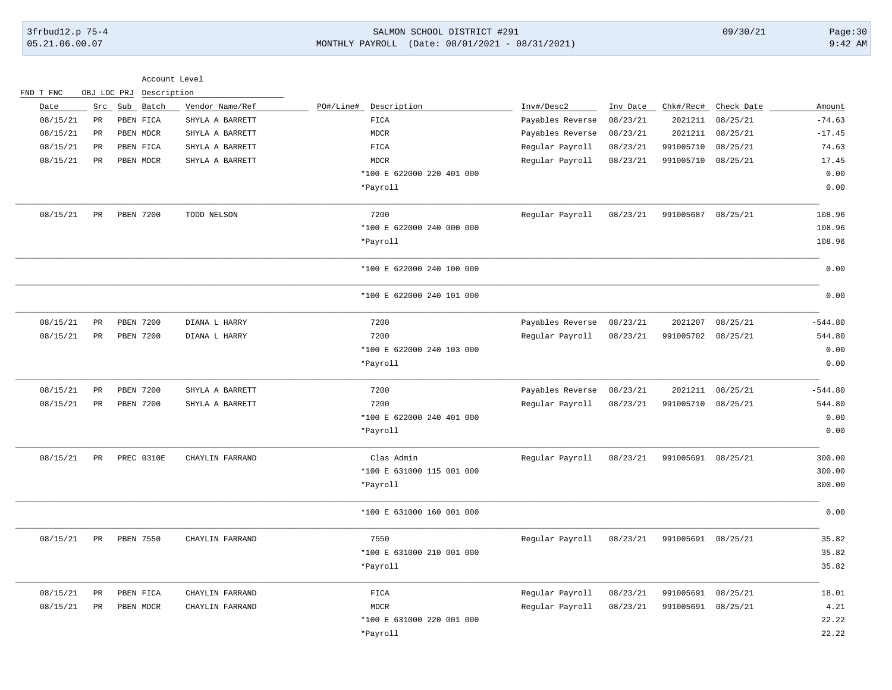| FND T FNC OBJ LOC PRJ | Account Level Description | | | | | | | | | |
|---|---|---|---|---|---|---|---|---|---|---|
| Date | Src | Sub | Batch | Vendor Name/Ref | PO#/Line# | Description | Inv#/Desc2 | Inv Date | Chk#/Rec# | Check Date | Amount |
| 08/15/21 | PR | PBEN | FICA | SHYLA A BARRETT | | FICA | Payables Reverse | 08/23/21 | 2021211 | 08/25/21 | -74.63 |
| 08/15/21 | PR | PBEN | MDCR | SHYLA A BARRETT | | MDCR | Payables Reverse | 08/23/21 | 2021211 | 08/25/21 | -17.45 |
| 08/15/21 | PR | PBEN | FICA | SHYLA A BARRETT | | FICA | Regular Payroll | 08/23/21 | 991005710 | 08/25/21 | 74.63 |
| 08/15/21 | PR | PBEN | MDCR | SHYLA A BARRETT | | MDCR | Regular Payroll | 08/23/21 | 991005710 | 08/25/21 | 17.45 |
| | | | | | | *100 E 622000 220 401 000 | | | | | 0.00 |
| | | | | | | *Payroll | | | | | 0.00 |
| 08/15/21 | PR | PBEN | 7200 | TODD NELSON | | 7200 | Regular Payroll | 08/23/21 | 991005687 | 08/25/21 | 108.96 |
| | | | | | | *100 E 622000 240 000 000 | | | | | 108.96 |
| | | | | | | *Payroll | | | | | 108.96 |
| | | | | | | *100 E 622000 240 100 000 | | | | | 0.00 |
| | | | | | | *100 E 622000 240 101 000 | | | | | 0.00 |
| 08/15/21 | PR | PBEN | 7200 | DIANA L HARRY | | 7200 | Payables Reverse | 08/23/21 | 2021207 | 08/25/21 | -544.80 |
| 08/15/21 | PR | PBEN | 7200 | DIANA L HARRY | | 7200 | Regular Payroll | 08/23/21 | 991005702 | 08/25/21 | 544.80 |
| | | | | | | *100 E 622000 240 103 000 | | | | | 0.00 |
| | | | | | | *Payroll | | | | | 0.00 |
| 08/15/21 | PR | PBEN | 7200 | SHYLA A BARRETT | | 7200 | Payables Reverse | 08/23/21 | 2021211 | 08/25/21 | -544.80 |
| 08/15/21 | PR | PBEN | 7200 | SHYLA A BARRETT | | 7200 | Regular Payroll | 08/23/21 | 991005710 | 08/25/21 | 544.80 |
| | | | | | | *100 E 622000 240 401 000 | | | | | 0.00 |
| | | | | | | *Payroll | | | | | 0.00 |
| 08/15/21 | PR | PREC | 0310E | CHAYLIN FARRAND | | Clas Admin | Regular Payroll | 08/23/21 | 991005691 | 08/25/21 | 300.00 |
| | | | | | | *100 E 631000 115 001 000 | | | | | 300.00 |
| | | | | | | *Payroll | | | | | 300.00 |
| | | | | | | *100 E 631000 160 001 000 | | | | | 0.00 |
| 08/15/21 | PR | PBEN | 7550 | CHAYLIN FARRAND | | 7550 | Regular Payroll | 08/23/21 | 991005691 | 08/25/21 | 35.82 |
| | | | | | | *100 E 631000 210 001 000 | | | | | 35.82 |
| | | | | | | *Payroll | | | | | 35.82 |
| 08/15/21 | PR | PBEN | FICA | CHAYLIN FARRAND | | FICA | Regular Payroll | 08/23/21 | 991005691 | 08/25/21 | 18.01 |
| 08/15/21 | PR | PBEN | MDCR | CHAYLIN FARRAND | | MDCR | Regular Payroll | 08/23/21 | 991005691 | 08/25/21 | 4.21 |
| | | | | | | *100 E 631000 220 001 000 | | | | | 22.22 |
| | | | | | | *Payroll | | | | | 22.22 |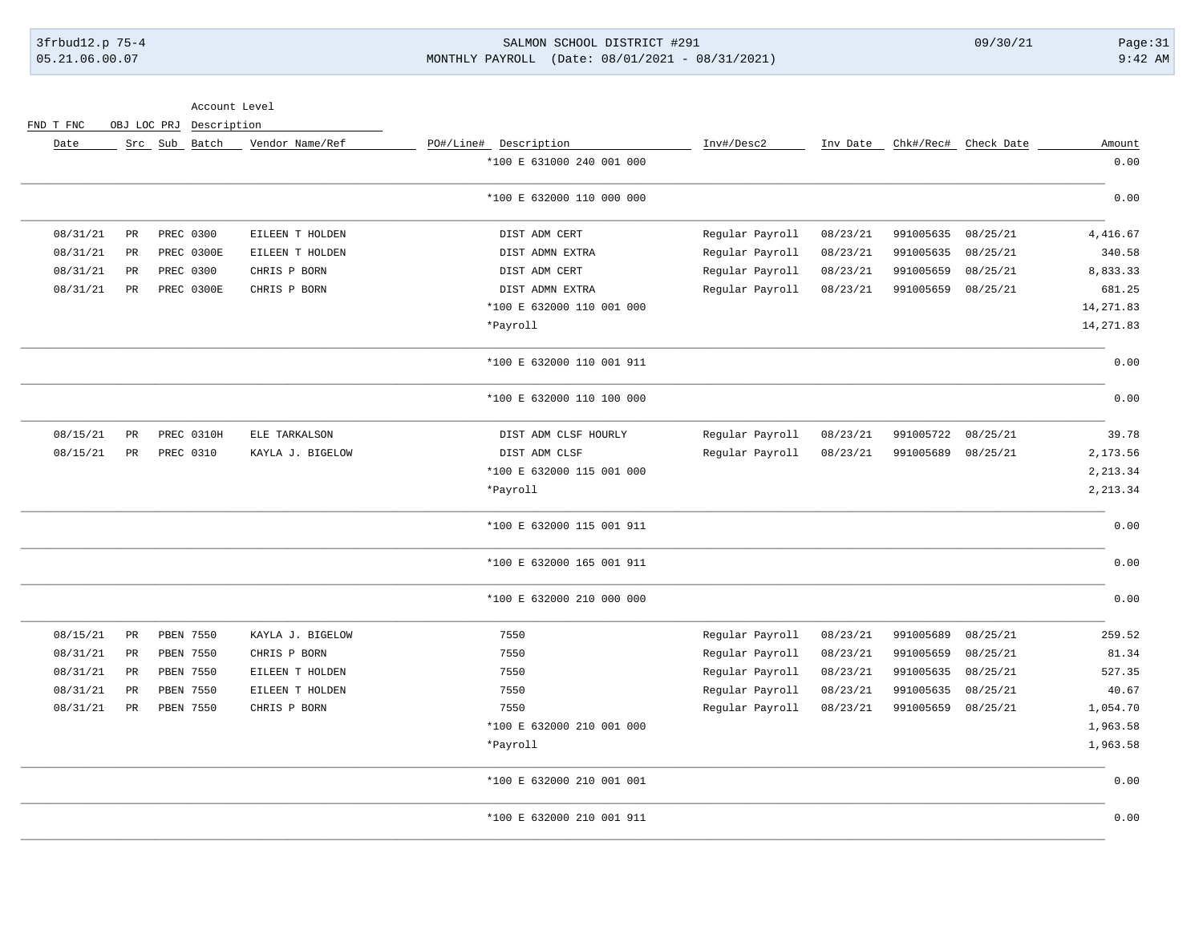| Date | Src | Sub | Batch | Vendor Name/Ref | PO#/Line# | Description | Inv#/Desc2 | Inv Date | Chk#/Rec# | Check Date | Amount |
|---|---|---|---|---|---|---|---|---|---|---|---|
| | | | | | | *100 E 631000 240 001 000 | | | | | 0.00 |
| | | | | | | *100 E 632000 110 000 000 | | | | | 0.00 |
| 08/31/21 | PR | PREC | 0300 | EILEEN T HOLDEN | | DIST ADM CERT | Regular Payroll | 08/23/21 | 991005635 | 08/25/21 | 4,416.67 |
| 08/31/21 | PR | PREC | 0300E | EILEEN T HOLDEN | | DIST ADMN EXTRA | Regular Payroll | 08/23/21 | 991005635 | 08/25/21 | 340.58 |
| 08/31/21 | PR | PREC | 0300 | CHRIS P BORN | | DIST ADM CERT | Regular Payroll | 08/23/21 | 991005659 | 08/25/21 | 8,833.33 |
| 08/31/21 | PR | PREC | 0300E | CHRIS P BORN | | DIST ADMN EXTRA | Regular Payroll | 08/23/21 | 991005659 | 08/25/21 | 681.25 |
| | | | | | | *100 E 632000 110 001 000 | | | | | 14,271.83 |
| | | | | | | *Payroll | | | | | 14,271.83 |
| | | | | | | *100 E 632000 110 001 911 | | | | | 0.00 |
| | | | | | | *100 E 632000 110 100 000 | | | | | 0.00 |
| 08/15/21 | PR | PREC | 0310H | ELE TARKALSON | | DIST ADM CLSF HOURLY | Regular Payroll | 08/23/21 | 991005722 | 08/25/21 | 39.78 |
| 08/15/21 | PR | PREC | 0310 | KAYLA J. BIGELOW | | DIST ADM CLSF | Regular Payroll | 08/23/21 | 991005689 | 08/25/21 | 2,173.56 |
| | | | | | | *100 E 632000 115 001 000 | | | | | 2,213.34 |
| | | | | | | *Payroll | | | | | 2,213.34 |
| | | | | | | *100 E 632000 115 001 911 | | | | | 0.00 |
| | | | | | | *100 E 632000 165 001 911 | | | | | 0.00 |
| | | | | | | *100 E 632000 210 000 000 | | | | | 0.00 |
| 08/15/21 | PR | PBEN | 7550 | KAYLA J. BIGELOW | | 7550 | Regular Payroll | 08/23/21 | 991005689 | 08/25/21 | 259.52 |
| 08/31/21 | PR | PBEN | 7550 | CHRIS P BORN | | 7550 | Regular Payroll | 08/23/21 | 991005659 | 08/25/21 | 81.34 |
| 08/31/21 | PR | PBEN | 7550 | EILEEN T HOLDEN | | 7550 | Regular Payroll | 08/23/21 | 991005635 | 08/25/21 | 527.35 |
| 08/31/21 | PR | PBEN | 7550 | EILEEN T HOLDEN | | 7550 | Regular Payroll | 08/23/21 | 991005635 | 08/25/21 | 40.67 |
| 08/31/21 | PR | PBEN | 7550 | CHRIS P BORN | | 7550 | Regular Payroll | 08/23/21 | 991005659 | 08/25/21 | 1,054.70 |
| | | | | | | *100 E 632000 210 001 000 | | | | | 1,963.58 |
| | | | | | | *Payroll | | | | | 1,963.58 |
| | | | | | | *100 E 632000 210 001 001 | | | | | 0.00 |
| | | | | | | *100 E 632000 210 001 911 | | | | | 0.00 |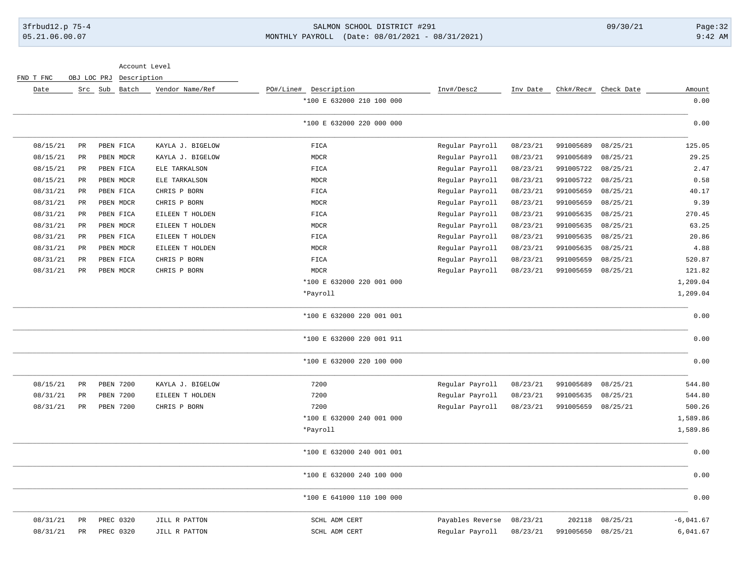| Date | Src | Sub | Batch | Vendor Name/Ref | PO#/Line# | Description | Inv#/Desc2 | Inv Date | Chk#/Rec# | Check Date | Amount |
|---|---|---|---|---|---|---|---|---|---|---|---|
| | | | | | | *100 E 632000 210 100 000 | | | | | 0.00 |
| | | | | | | *100 E 632000 220 000 000 | | | | | 0.00 |
| 08/15/21 | PR | PBEN | FICA | KAYLA J. BIGELOW | | FICA | Regular Payroll | 08/23/21 | 991005689 | 08/25/21 | 125.05 |
| 08/15/21 | PR | PBEN | MDCR | KAYLA J. BIGELOW | | MDCR | Regular Payroll | 08/23/21 | 991005689 | 08/25/21 | 29.25 |
| 08/15/21 | PR | PBEN | FICA | ELE TARKALSON | | FICA | Regular Payroll | 08/23/21 | 991005722 | 08/25/21 | 2.47 |
| 08/15/21 | PR | PBEN | MDCR | ELE TARKALSON | | MDCR | Regular Payroll | 08/23/21 | 991005722 | 08/25/21 | 0.58 |
| 08/31/21 | PR | PBEN | FICA | CHRIS P BORN | | FICA | Regular Payroll | 08/23/21 | 991005659 | 08/25/21 | 40.17 |
| 08/31/21 | PR | PBEN | MDCR | CHRIS P BORN | | MDCR | Regular Payroll | 08/23/21 | 991005659 | 08/25/21 | 9.39 |
| 08/31/21 | PR | PBEN | FICA | EILEEN T HOLDEN | | FICA | Regular Payroll | 08/23/21 | 991005635 | 08/25/21 | 270.45 |
| 08/31/21 | PR | PBEN | MDCR | EILEEN T HOLDEN | | MDCR | Regular Payroll | 08/23/21 | 991005635 | 08/25/21 | 63.25 |
| 08/31/21 | PR | PBEN | FICA | EILEEN T HOLDEN | | FICA | Regular Payroll | 08/23/21 | 991005635 | 08/25/21 | 20.86 |
| 08/31/21 | PR | PBEN | MDCR | EILEEN T HOLDEN | | MDCR | Regular Payroll | 08/23/21 | 991005635 | 08/25/21 | 4.88 |
| 08/31/21 | PR | PBEN | FICA | CHRIS P BORN | | FICA | Regular Payroll | 08/23/21 | 991005659 | 08/25/21 | 520.87 |
| 08/31/21 | PR | PBEN | MDCR | CHRIS P BORN | | MDCR | Regular Payroll | 08/23/21 | 991005659 | 08/25/21 | 121.82 |
| | | | | | | *100 E 632000 220 001 000 | | | | | 1,209.04 |
| | | | | | | *Payroll | | | | | 1,209.04 |
| | | | | | | *100 E 632000 220 001 001 | | | | | 0.00 |
| | | | | | | *100 E 632000 220 001 911 | | | | | 0.00 |
| | | | | | | *100 E 632000 220 100 000 | | | | | 0.00 |
| 08/15/21 | PR | PBEN | 7200 | KAYLA J. BIGELOW | | 7200 | Regular Payroll | 08/23/21 | 991005689 | 08/25/21 | 544.80 |
| 08/31/21 | PR | PBEN | 7200 | EILEEN T HOLDEN | | 7200 | Regular Payroll | 08/23/21 | 991005635 | 08/25/21 | 544.80 |
| 08/31/21 | PR | PBEN | 7200 | CHRIS P BORN | | 7200 | Regular Payroll | 08/23/21 | 991005659 | 08/25/21 | 500.26 |
| | | | | | | *100 E 632000 240 001 000 | | | | | 1,589.86 |
| | | | | | | *Payroll | | | | | 1,589.86 |
| | | | | | | *100 E 632000 240 001 001 | | | | | 0.00 |
| | | | | | | *100 E 632000 240 100 000 | | | | | 0.00 |
| | | | | | | *100 E 641000 110 100 000 | | | | | 0.00 |
| 08/31/21 | PR | PREC | 0320 | JILL R PATTON | | SCHL ADM CERT | Payables Reverse | 08/23/21 | 202118 | 08/25/21 | -6,041.67 |
| 08/31/21 | PR | PREC | 0320 | JILL R PATTON | | SCHL ADM CERT | Regular Payroll | 08/23/21 | 991005650 | 08/25/21 | 6,041.67 |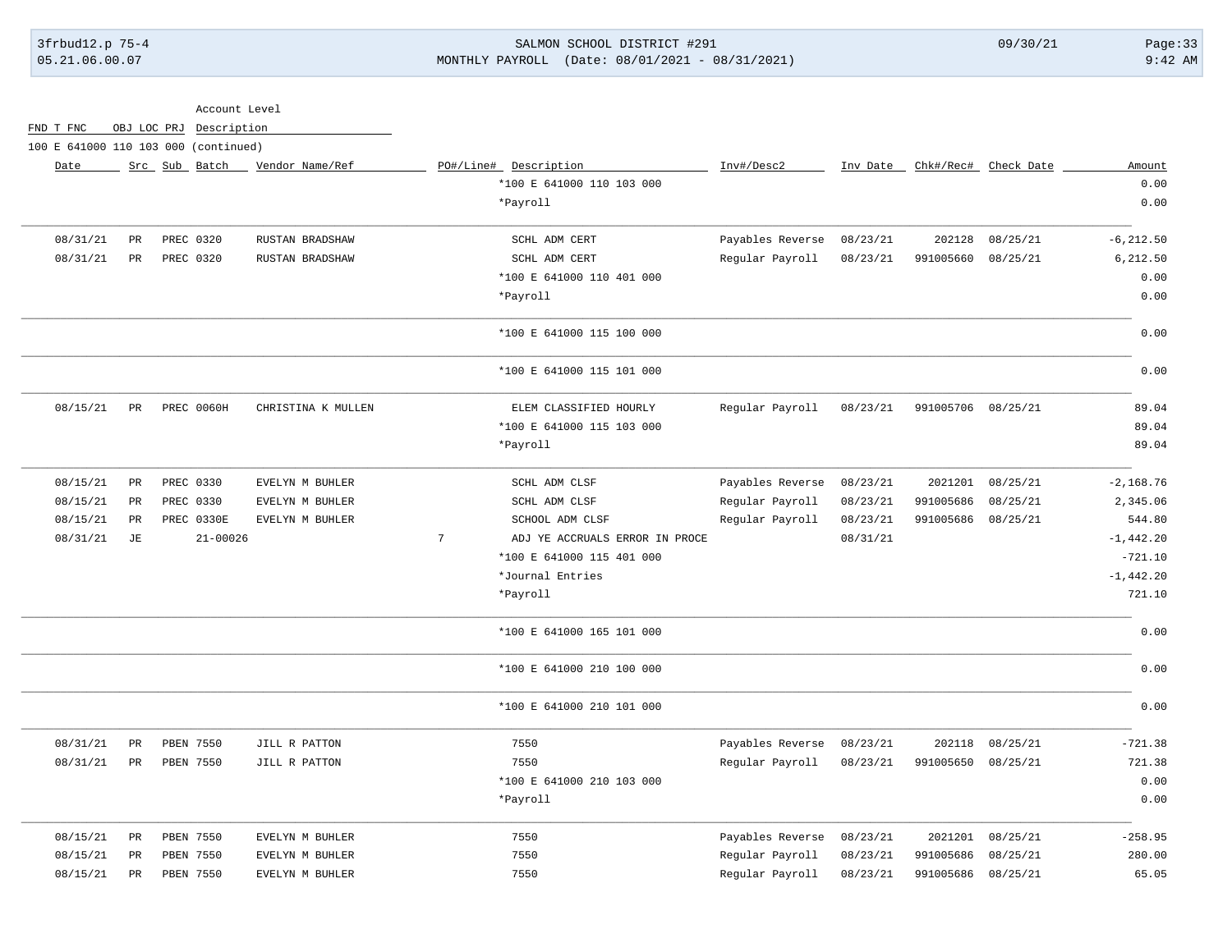Account Level

| FND T FNC | OBJ LOC PRJ | Description |
|---|---|---|

100 E 641000 110 103 000 (continued)

| Date | Src | Sub | Batch | Vendor Name/Ref | PO#/Line# | Description | Inv#/Desc2 | Inv Date | Chk#/Rec# | Check Date | Amount |
|---|---|---|---|---|---|---|---|---|---|---|---|
| | | | | | | *100 E 641000 110 103 000 | | | | | 0.00 |
| | | | | | | *Payroll | | | | | 0.00 |
| 08/31/21 | PR | PREC | 0320 | RUSTAN BRADSHAW | | SCHL ADM CERT | Payables Reverse | 08/23/21 | 202128 | 08/25/21 | -6,212.50 |
| 08/31/21 | PR | PREC | 0320 | RUSTAN BRADSHAW | | SCHL ADM CERT | Regular Payroll | 08/23/21 | 991005660 | 08/25/21 | 6,212.50 |
| | | | | | | *100 E 641000 110 401 000 | | | | | 0.00 |
| | | | | | | *Payroll | | | | | 0.00 |
| | | | | | | *100 E 641000 115 100 000 | | | | | 0.00 |
| | | | | | | *100 E 641000 115 101 000 | | | | | 0.00 |
| 08/15/21 | PR | PREC | 0060H | CHRISTINA K MULLEN | | ELEM CLASSIFIED HOURLY | Regular Payroll | 08/23/21 | 991005706 | 08/25/21 | 89.04 |
| | | | | | | *100 E 641000 115 103 000 | | | | | 89.04 |
| | | | | | | *Payroll | | | | | 89.04 |
| 08/15/21 | PR | PREC | 0330 | EVELYN M BUHLER | | SCHL ADM CLSF | Payables Reverse | 08/23/21 | 2021201 | 08/25/21 | -2,168.76 |
| 08/15/21 | PR | PREC | 0330 | EVELYN M BUHLER | | SCHL ADM CLSF | Regular Payroll | 08/23/21 | 991005686 | 08/25/21 | 2,345.06 |
| 08/15/21 | PR | PREC | 0330E | EVELYN M BUHLER | | SCHOOL ADM CLSF | Regular Payroll | 08/23/21 | 991005686 | 08/25/21 | 544.80 |
| 08/31/21 | JE | | 21-00026 | | 7 | ADJ YE ACCRUALS ERROR IN PROCE | | 08/31/21 | | | -1,442.20 |
| | | | | | | *100 E 641000 115 401 000 | | | | | -721.10 |
| | | | | | | *Journal Entries | | | | | -1,442.20 |
| | | | | | | *Payroll | | | | | 721.10 |
| | | | | | | *100 E 641000 165 101 000 | | | | | 0.00 |
| | | | | | | *100 E 641000 210 100 000 | | | | | 0.00 |
| | | | | | | *100 E 641000 210 101 000 | | | | | 0.00 |
| 08/31/21 | PR | PBEN | 7550 | JILL R PATTON | | 7550 | Payables Reverse | 08/23/21 | 202118 | 08/25/21 | -721.38 |
| 08/31/21 | PR | PBEN | 7550 | JILL R PATTON | | 7550 | Regular Payroll | 08/23/21 | 991005650 | 08/25/21 | 721.38 |
| | | | | | | *100 E 641000 210 103 000 | | | | | 0.00 |
| | | | | | | *Payroll | | | | | 0.00 |
| 08/15/21 | PR | PBEN | 7550 | EVELYN M BUHLER | | 7550 | Payables Reverse | 08/23/21 | 2021201 | 08/25/21 | -258.95 |
| 08/15/21 | PR | PBEN | 7550 | EVELYN M BUHLER | | 7550 | Regular Payroll | 08/23/21 | 991005686 | 08/25/21 | 280.00 |
| 08/15/21 | PR | PBEN | 7550 | EVELYN M BUHLER | | 7550 | Regular Payroll | 08/23/21 | 991005686 | 08/25/21 | 65.05 |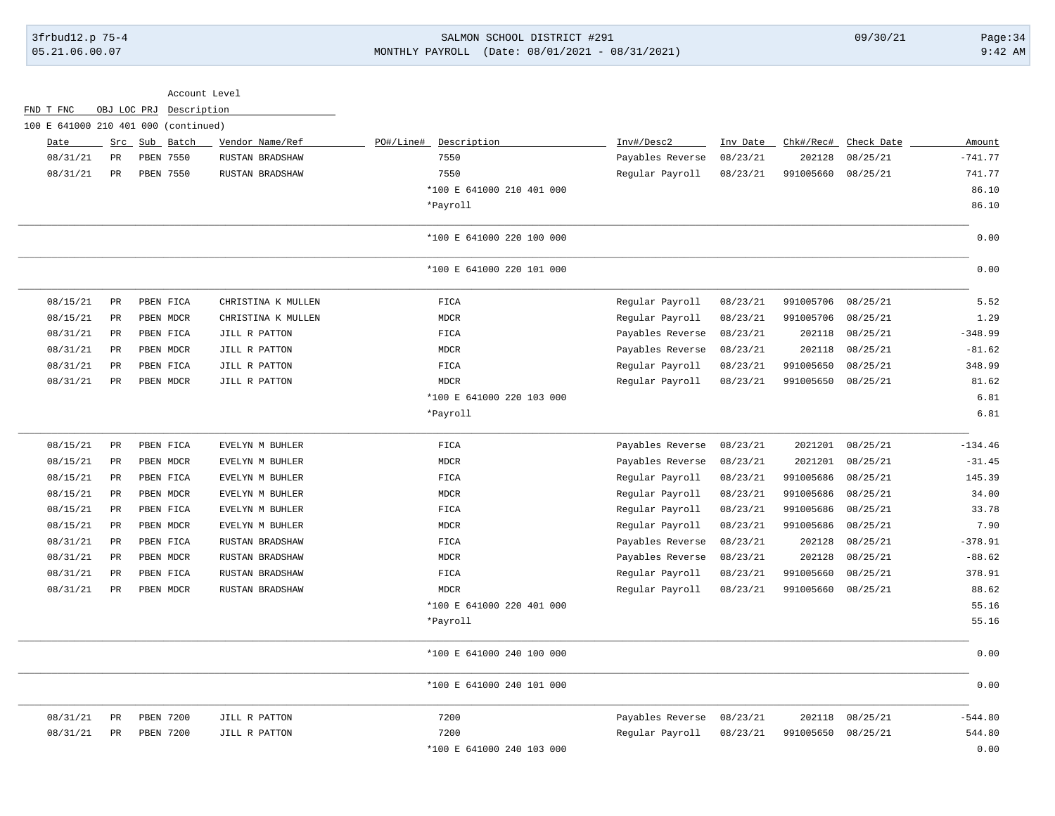Account Level

FND T FNC OBJ LOC PRJ Description

100 E 641000 210 401 000 (continued)

| Date | Src | Sub | Batch | Vendor Name/Ref | PO#/Line# | Description | Inv#/Desc2 | Inv Date | Chk#/Rec# | Check Date | Amount |
|---|---|---|---|---|---|---|---|---|---|---|---|
| 08/31/21 | PR | PBEN | 7550 | RUSTAN BRADSHAW | | 7550 | Payables Reverse | 08/23/21 | 202128 | 08/25/21 | -741.77 |
| 08/31/21 | PR | PBEN | 7550 | RUSTAN BRADSHAW | | 7550 | Regular Payroll | 08/23/21 | 991005660 | 08/25/21 | 741.77 |
| | | | | | | *100 E 641000 210 401 000 | | | | | 86.10 |
| | | | | | | *Payroll | | | | | 86.10 |
| | | | | | | *100 E 641000 220 100 000 | | | | | 0.00 |
| | | | | | | *100 E 641000 220 101 000 | | | | | 0.00 |
| 08/15/21 | PR | PBEN | FICA | CHRISTINA K MULLEN | | FICA | Regular Payroll | 08/23/21 | 991005706 | 08/25/21 | 5.52 |
| 08/15/21 | PR | PBEN | MDCR | CHRISTINA K MULLEN | | MDCR | Regular Payroll | 08/23/21 | 991005706 | 08/25/21 | 1.29 |
| 08/31/21 | PR | PBEN | FICA | JILL R PATTON | | FICA | Payables Reverse | 08/23/21 | 202118 | 08/25/21 | -348.99 |
| 08/31/21 | PR | PBEN | MDCR | JILL R PATTON | | MDCR | Payables Reverse | 08/23/21 | 202118 | 08/25/21 | -81.62 |
| 08/31/21 | PR | PBEN | FICA | JILL R PATTON | | FICA | Regular Payroll | 08/23/21 | 991005650 | 08/25/21 | 348.99 |
| 08/31/21 | PR | PBEN | MDCR | JILL R PATTON | | MDCR | Regular Payroll | 08/23/21 | 991005650 | 08/25/21 | 81.62 |
| | | | | | | *100 E 641000 220 103 000 | | | | | 6.81 |
| | | | | | | *Payroll | | | | | 6.81 |
| 08/15/21 | PR | PBEN | FICA | EVELYN M BUHLER | | FICA | Payables Reverse | 08/23/21 | 2021201 | 08/25/21 | -134.46 |
| 08/15/21 | PR | PBEN | MDCR | EVELYN M BUHLER | | MDCR | Payables Reverse | 08/23/21 | 2021201 | 08/25/21 | -31.45 |
| 08/15/21 | PR | PBEN | FICA | EVELYN M BUHLER | | FICA | Regular Payroll | 08/23/21 | 991005686 | 08/25/21 | 145.39 |
| 08/15/21 | PR | PBEN | MDCR | EVELYN M BUHLER | | MDCR | Regular Payroll | 08/23/21 | 991005686 | 08/25/21 | 34.00 |
| 08/15/21 | PR | PBEN | FICA | EVELYN M BUHLER | | FICA | Regular Payroll | 08/23/21 | 991005686 | 08/25/21 | 33.78 |
| 08/15/21 | PR | PBEN | MDCR | EVELYN M BUHLER | | MDCR | Regular Payroll | 08/23/21 | 991005686 | 08/25/21 | 7.90 |
| 08/31/21 | PR | PBEN | FICA | RUSTAN BRADSHAW | | FICA | Payables Reverse | 08/23/21 | 202128 | 08/25/21 | -378.91 |
| 08/31/21 | PR | PBEN | MDCR | RUSTAN BRADSHAW | | MDCR | Payables Reverse | 08/23/21 | 202128 | 08/25/21 | -88.62 |
| 08/31/21 | PR | PBEN | FICA | RUSTAN BRADSHAW | | FICA | Regular Payroll | 08/23/21 | 991005660 | 08/25/21 | 378.91 |
| 08/31/21 | PR | PBEN | MDCR | RUSTAN BRADSHAW | | MDCR | Regular Payroll | 08/23/21 | 991005660 | 08/25/21 | 88.62 |
| | | | | | | *100 E 641000 220 401 000 | | | | | 55.16 |
| | | | | | | *Payroll | | | | | 55.16 |
| | | | | | | *100 E 641000 240 100 000 | | | | | 0.00 |
| | | | | | | *100 E 641000 240 101 000 | | | | | 0.00 |
| 08/31/21 | PR | PBEN | 7200 | JILL R PATTON | | 7200 | Payables Reverse | 08/23/21 | 202118 | 08/25/21 | -544.80 |
| 08/31/21 | PR | PBEN | 7200 | JILL R PATTON | | 7200 | Regular Payroll | 08/23/21 | 991005650 | 08/25/21 | 544.80 |
| | | | | | | *100 E 641000 240 103 000 | | | | | 0.00 |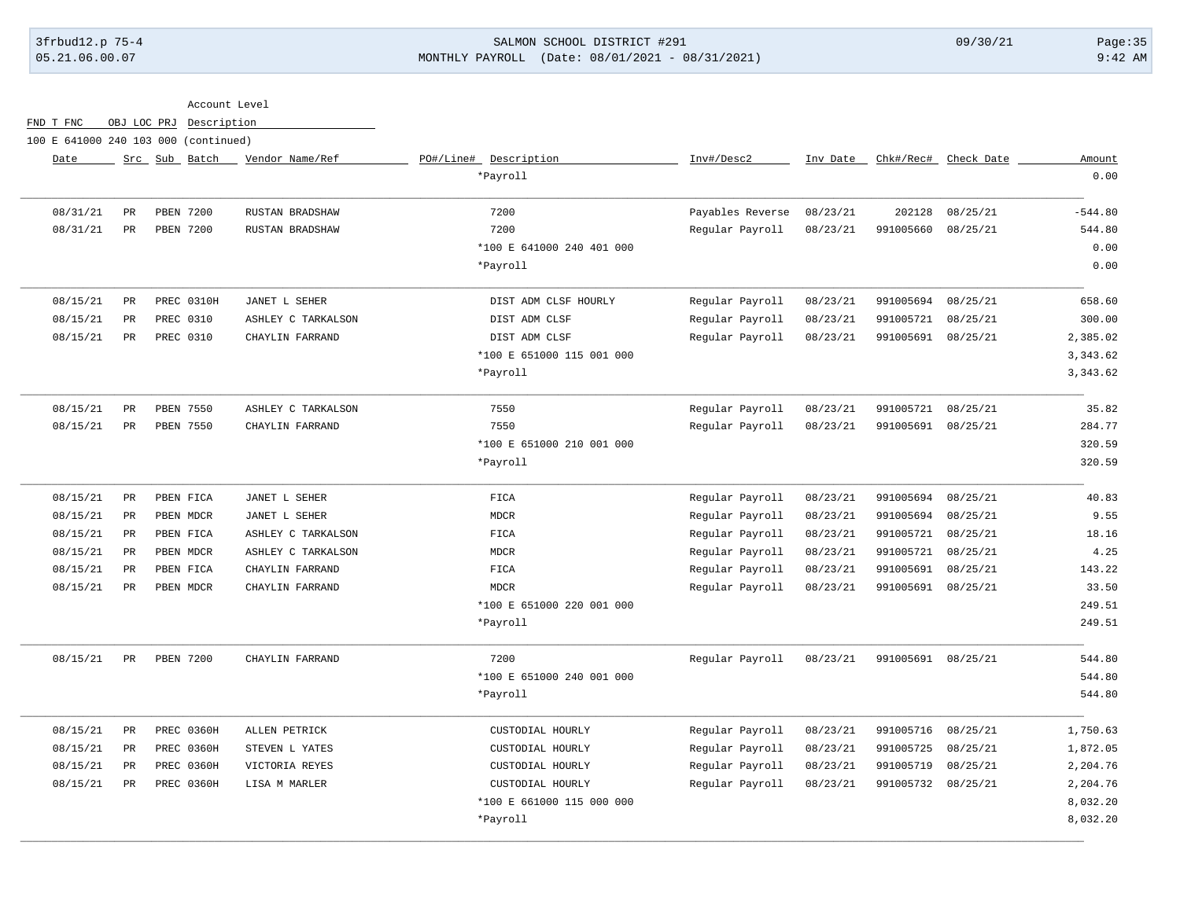Account Level

FND T FNC OBJ LOC PRJ Description

100 E 641000 240 103 000 (continued)

| Date | Src | Sub | Batch | Vendor Name/Ref | PO#/Line# | Description | Inv#/Desc2 | Inv Date | Chk#/Rec# | Check Date | Amount |
|---|---|---|---|---|---|---|---|---|---|---|---|
| | | | | | | *Payroll | | | | | 0.00 |
| 08/31/21 | PR | PBEN | 7200 | RUSTAN BRADSHAW | | 7200 | Payables Reverse | 08/23/21 | 202128 | 08/25/21 | -544.80 |
| 08/31/21 | PR | PBEN | 7200 | RUSTAN BRADSHAW | | 7200 | Regular Payroll | 08/23/21 | 991005660 | 08/25/21 | 544.80 |
| | | | | | | *100 E 641000 240 401 000 | | | | | 0.00 |
| | | | | | | *Payroll | | | | | 0.00 |
| 08/15/21 | PR | PREC | 0310H | JANET L SEHER | | DIST ADM CLSF HOURLY | Regular Payroll | 08/23/21 | 991005694 | 08/25/21 | 658.60 |
| 08/15/21 | PR | PREC | 0310 | ASHLEY C TARKALSON | | DIST ADM CLSF | Regular Payroll | 08/23/21 | 991005721 | 08/25/21 | 300.00 |
| 08/15/21 | PR | PREC | 0310 | CHAYLIN FARRAND | | DIST ADM CLSF | Regular Payroll | 08/23/21 | 991005691 | 08/25/21 | 2,385.02 |
| | | | | | | *100 E 651000 115 001 000 | | | | | 3,343.62 |
| | | | | | | *Payroll | | | | | 3,343.62 |
| 08/15/21 | PR | PBEN | 7550 | ASHLEY C TARKALSON | | 7550 | Regular Payroll | 08/23/21 | 991005721 | 08/25/21 | 35.82 |
| 08/15/21 | PR | PBEN | 7550 | CHAYLIN FARRAND | | 7550 | Regular Payroll | 08/23/21 | 991005691 | 08/25/21 | 284.77 |
| | | | | | | *100 E 651000 210 001 000 | | | | | 320.59 |
| | | | | | | *Payroll | | | | | 320.59 |
| 08/15/21 | PR | PBEN | FICA | JANET L SEHER | | FICA | Regular Payroll | 08/23/21 | 991005694 | 08/25/21 | 40.83 |
| 08/15/21 | PR | PBEN | MDCR | JANET L SEHER | | MDCR | Regular Payroll | 08/23/21 | 991005694 | 08/25/21 | 9.55 |
| 08/15/21 | PR | PBEN | FICA | ASHLEY C TARKALSON | | FICA | Regular Payroll | 08/23/21 | 991005721 | 08/25/21 | 18.16 |
| 08/15/21 | PR | PBEN | MDCR | ASHLEY C TARKALSON | | MDCR | Regular Payroll | 08/23/21 | 991005721 | 08/25/21 | 4.25 |
| 08/15/21 | PR | PBEN | FICA | CHAYLIN FARRAND | | FICA | Regular Payroll | 08/23/21 | 991005691 | 08/25/21 | 143.22 |
| 08/15/21 | PR | PBEN | MDCR | CHAYLIN FARRAND | | MDCR | Regular Payroll | 08/23/21 | 991005691 | 08/25/21 | 33.50 |
| | | | | | | *100 E 651000 220 001 000 | | | | | 249.51 |
| | | | | | | *Payroll | | | | | 249.51 |
| 08/15/21 | PR | PBEN | 7200 | CHAYLIN FARRAND | | 7200 | Regular Payroll | 08/23/21 | 991005691 | 08/25/21 | 544.80 |
| | | | | | | *100 E 651000 240 001 000 | | | | | 544.80 |
| | | | | | | *Payroll | | | | | 544.80 |
| 08/15/21 | PR | PREC | 0360H | ALLEN PETRICK | | CUSTODIAL HOURLY | Regular Payroll | 08/23/21 | 991005716 | 08/25/21 | 1,750.63 |
| 08/15/21 | PR | PREC | 0360H | STEVEN L YATES | | CUSTODIAL HOURLY | Regular Payroll | 08/23/21 | 991005725 | 08/25/21 | 1,872.05 |
| 08/15/21 | PR | PREC | 0360H | VICTORIA REYES | | CUSTODIAL HOURLY | Regular Payroll | 08/23/21 | 991005719 | 08/25/21 | 2,204.76 |
| 08/15/21 | PR | PREC | 0360H | LISA M MARLER | | CUSTODIAL HOURLY | Regular Payroll | 08/23/21 | 991005732 | 08/25/21 | 2,204.76 |
| | | | | | | *100 E 661000 115 000 000 | | | | | 8,032.20 |
| | | | | | | *Payroll | | | | | 8,032.20 |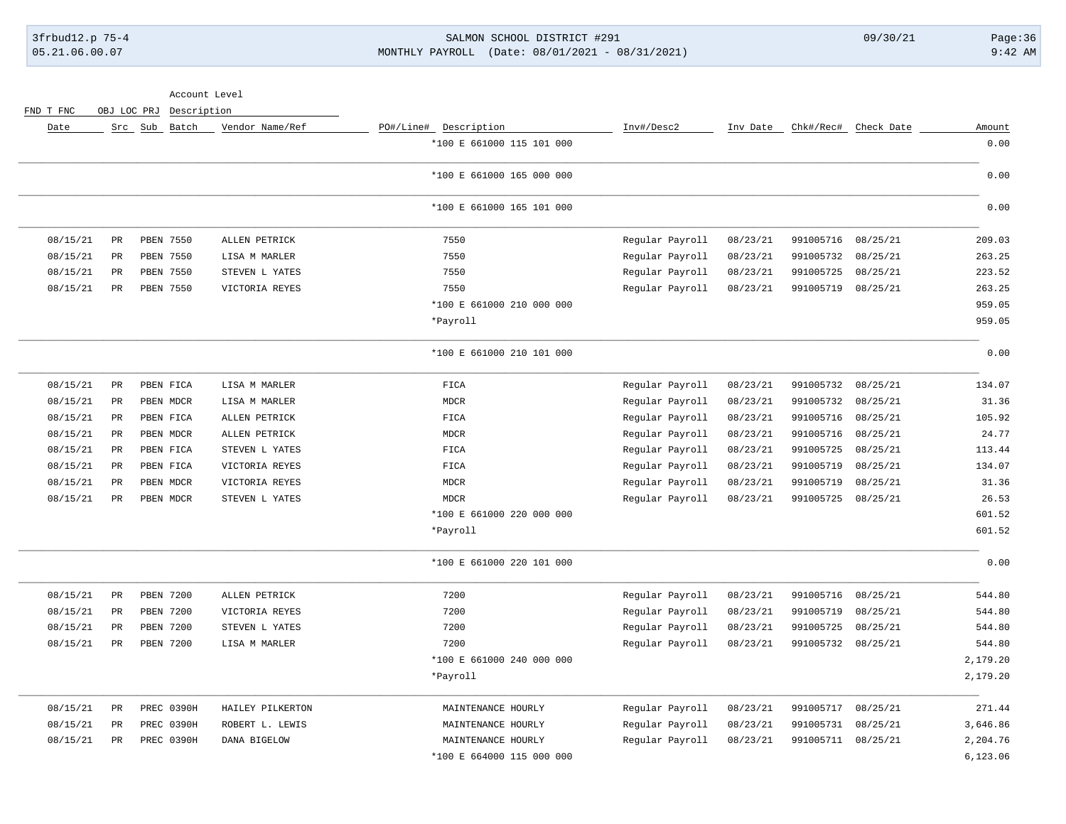SALMON SCHOOL DISTRICT #291

MONTHLY PAYROLL (Date: 08/01/2021 - 08/31/2021)

| Date | Src | Sub | Batch | Vendor Name/Ref | PO#/Line# | Description | Inv#/Desc2 | Inv Date | Chk#/Rec# | Check Date | Amount |
|---|---|---|---|---|---|---|---|---|---|---|---|
| | | | | | | *100 E 661000 115 101 000 | | | | | 0.00 |
| | | | | | | *100 E 661000 165 000 000 | | | | | 0.00 |
| | | | | | | *100 E 661000 165 101 000 | | | | | 0.00 |
| 08/15/21 | PR | PBEN | 7550 | ALLEN PETRICK | | 7550 | Regular Payroll | 08/23/21 | 991005716 | 08/25/21 | 209.03 |
| 08/15/21 | PR | PBEN | 7550 | LISA M MARLER | | 7550 | Regular Payroll | 08/23/21 | 991005732 | 08/25/21 | 263.25 |
| 08/15/21 | PR | PBEN | 7550 | STEVEN L YATES | | 7550 | Regular Payroll | 08/23/21 | 991005725 | 08/25/21 | 223.52 |
| 08/15/21 | PR | PBEN | 7550 | VICTORIA REYES | | 7550 | Regular Payroll | 08/23/21 | 991005719 | 08/25/21 | 263.25 |
| | | | | | | *100 E 661000 210 000 000 | | | | | 959.05 |
| | | | | | | *Payroll | | | | | 959.05 |
| | | | | | | *100 E 661000 210 101 000 | | | | | 0.00 |
| 08/15/21 | PR | PBEN | FICA | LISA M MARLER | | FICA | Regular Payroll | 08/23/21 | 991005732 | 08/25/21 | 134.07 |
| 08/15/21 | PR | PBEN | MDCR | LISA M MARLER | | MDCR | Regular Payroll | 08/23/21 | 991005732 | 08/25/21 | 31.36 |
| 08/15/21 | PR | PBEN | FICA | ALLEN PETRICK | | FICA | Regular Payroll | 08/23/21 | 991005716 | 08/25/21 | 105.92 |
| 08/15/21 | PR | PBEN | MDCR | ALLEN PETRICK | | MDCR | Regular Payroll | 08/23/21 | 991005716 | 08/25/21 | 24.77 |
| 08/15/21 | PR | PBEN | FICA | STEVEN L YATES | | FICA | Regular Payroll | 08/23/21 | 991005725 | 08/25/21 | 113.44 |
| 08/15/21 | PR | PBEN | FICA | VICTORIA REYES | | FICA | Regular Payroll | 08/23/21 | 991005719 | 08/25/21 | 134.07 |
| 08/15/21 | PR | PBEN | MDCR | VICTORIA REYES | | MDCR | Regular Payroll | 08/23/21 | 991005719 | 08/25/21 | 31.36 |
| 08/15/21 | PR | PBEN | MDCR | STEVEN L YATES | | MDCR | Regular Payroll | 08/23/21 | 991005725 | 08/25/21 | 26.53 |
| | | | | | | *100 E 661000 220 000 000 | | | | | 601.52 |
| | | | | | | *Payroll | | | | | 601.52 |
| | | | | | | *100 E 661000 220 101 000 | | | | | 0.00 |
| 08/15/21 | PR | PBEN | 7200 | ALLEN PETRICK | | 7200 | Regular Payroll | 08/23/21 | 991005716 | 08/25/21 | 544.80 |
| 08/15/21 | PR | PBEN | 7200 | VICTORIA REYES | | 7200 | Regular Payroll | 08/23/21 | 991005719 | 08/25/21 | 544.80 |
| 08/15/21 | PR | PBEN | 7200 | STEVEN L YATES | | 7200 | Regular Payroll | 08/23/21 | 991005725 | 08/25/21 | 544.80 |
| 08/15/21 | PR | PBEN | 7200 | LISA M MARLER | | 7200 | Regular Payroll | 08/23/21 | 991005732 | 08/25/21 | 544.80 |
| | | | | | | *100 E 661000 240 000 000 | | | | | 2,179.20 |
| | | | | | | *Payroll | | | | | 2,179.20 |
| 08/15/21 | PR | PREC | 0390H | HAILEY PILKERTON | | MAINTENANCE HOURLY | Regular Payroll | 08/23/21 | 991005717 | 08/25/21 | 271.44 |
| 08/15/21 | PR | PREC | 0390H | ROBERT L. LEWIS | | MAINTENANCE HOURLY | Regular Payroll | 08/23/21 | 991005731 | 08/25/21 | 3,646.86 |
| 08/15/21 | PR | PREC | 0390H | DANA BIGELOW | | MAINTENANCE HOURLY | Regular Payroll | 08/23/21 | 991005711 | 08/25/21 | 2,204.76 |
| | | | | | | *100 E 664000 115 000 000 | | | | | 6,123.06 |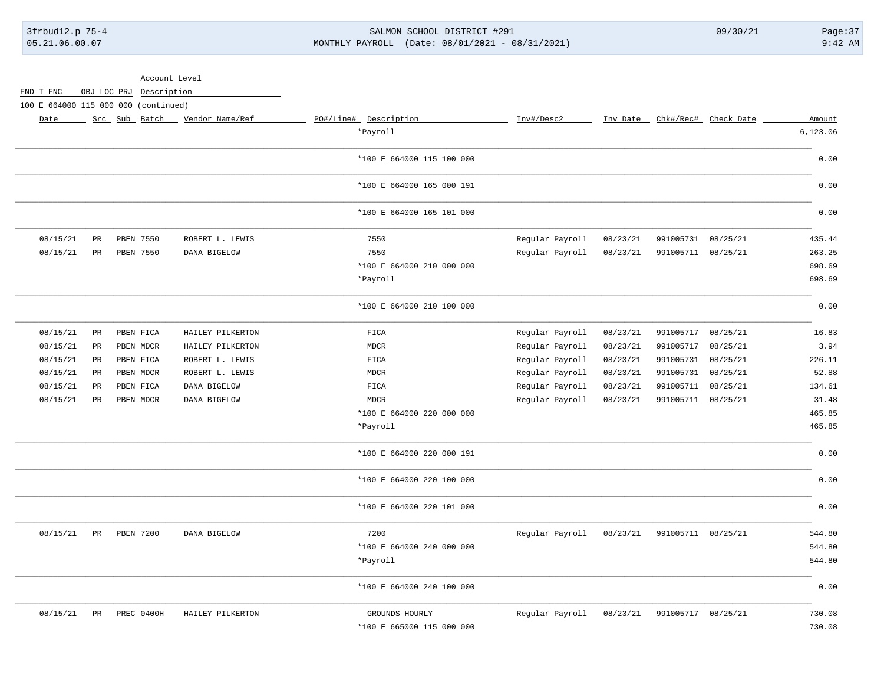Account Level

FND T FNC OBJ LOC PRJ Description

100 E 664000 115 000 000 (continued)

| Date | Src | Sub | Batch | Vendor Name/Ref | PO#/Line# | Description | Inv#/Desc2 | Inv Date | Chk#/Rec# | Check Date | Amount |
|---|---|---|---|---|---|---|---|---|---|---|---|
| | | | | | | *Payroll | | | | | 6,123.06 |
| | | | | | | *100 E 664000 115 100 000 | | | | | 0.00 |
| | | | | | | *100 E 664000 165 000 191 | | | | | 0.00 |
| | | | | | | *100 E 664000 165 101 000 | | | | | 0.00 |
| 08/15/21 | PR | PBEN | 7550 | ROBERT L. LEWIS | | 7550 | Regular Payroll | 08/23/21 | 991005731 | 08/25/21 | 435.44 |
| 08/15/21 | PR | PBEN | 7550 | DANA BIGELOW | | 7550 | Regular Payroll | 08/23/21 | 991005711 | 08/25/21 | 263.25 |
| | | | | | | *100 E 664000 210 000 000 | | | | | 698.69 |
| | | | | | | *Payroll | | | | | 698.69 |
| | | | | | | *100 E 664000 210 100 000 | | | | | 0.00 |
| 08/15/21 | PR | PBEN | FICA | HAILEY PILKERTON | | FICA | Regular Payroll | 08/23/21 | 991005717 | 08/25/21 | 16.83 |
| 08/15/21 | PR | PBEN | MDCR | HAILEY PILKERTON | | MDCR | Regular Payroll | 08/23/21 | 991005717 | 08/25/21 | 3.94 |
| 08/15/21 | PR | PBEN | FICA | ROBERT L. LEWIS | | FICA | Regular Payroll | 08/23/21 | 991005731 | 08/25/21 | 226.11 |
| 08/15/21 | PR | PBEN | MDCR | ROBERT L. LEWIS | | MDCR | Regular Payroll | 08/23/21 | 991005731 | 08/25/21 | 52.88 |
| 08/15/21 | PR | PBEN | FICA | DANA BIGELOW | | FICA | Regular Payroll | 08/23/21 | 991005711 | 08/25/21 | 134.61 |
| 08/15/21 | PR | PBEN | MDCR | DANA BIGELOW | | MDCR | Regular Payroll | 08/23/21 | 991005711 | 08/25/21 | 31.48 |
| | | | | | | *100 E 664000 220 000 000 | | | | | 465.85 |
| | | | | | | *Payroll | | | | | 465.85 |
| | | | | | | *100 E 664000 220 000 191 | | | | | 0.00 |
| | | | | | | *100 E 664000 220 100 000 | | | | | 0.00 |
| | | | | | | *100 E 664000 220 101 000 | | | | | 0.00 |
| 08/15/21 | PR | PBEN | 7200 | DANA BIGELOW | | 7200 | Regular Payroll | 08/23/21 | 991005711 | 08/25/21 | 544.80 |
| | | | | | | *100 E 664000 240 000 000 | | | | | 544.80 |
| | | | | | | *Payroll | | | | | 544.80 |
| | | | | | | *100 E 664000 240 100 000 | | | | | 0.00 |
| 08/15/21 | PR | PREC | 0400H | HAILEY PILKERTON | | GROUNDS HOURLY | Regular Payroll | 08/23/21 | 991005717 | 08/25/21 | 730.08 |
| | | | | | | *100 E 665000 115 000 000 | | | | | 730.08 |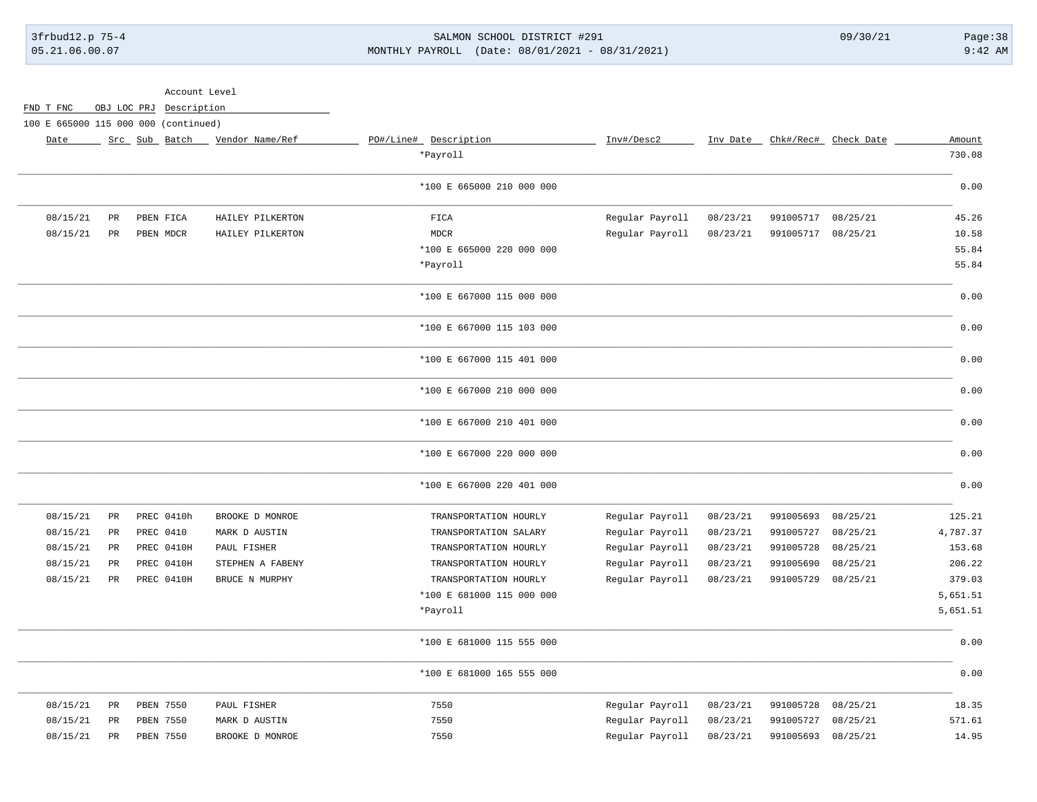Account Level

FND T FNC OBJ LOC PRJ Description

100 E 665000 115 000 000 (continued)

| Date | Src | Sub | Batch | Vendor Name/Ref | PO#/Line# | Description | Inv#/Desc2 | Inv Date | Chk#/Rec# | Check Date | Amount |
|---|---|---|---|---|---|---|---|---|---|---|---|
| | | | | | | *Payroll | | | | | 730.08 |
| | | | | | | *100 E 665000 210 000 000 | | | | | 0.00 |
| 08/15/21 | PR | PBEN | FICA | HAILEY PILKERTON | | FICA | Regular Payroll | 08/23/21 | 991005717 | 08/25/21 | 45.26 |
| 08/15/21 | PR | PBEN | MDCR | HAILEY PILKERTON | | MDCR | Regular Payroll | 08/23/21 | 991005717 | 08/25/21 | 10.58 |
| | | | | | | *100 E 665000 220 000 000 | | | | | 55.84 |
| | | | | | | *Payroll | | | | | 55.84 |
| | | | | | | *100 E 667000 115 000 000 | | | | | 0.00 |
| | | | | | | *100 E 667000 115 103 000 | | | | | 0.00 |
| | | | | | | *100 E 667000 115 401 000 | | | | | 0.00 |
| | | | | | | *100 E 667000 210 000 000 | | | | | 0.00 |
| | | | | | | *100 E 667000 210 401 000 | | | | | 0.00 |
| | | | | | | *100 E 667000 220 000 000 | | | | | 0.00 |
| | | | | | | *100 E 667000 220 401 000 | | | | | 0.00 |
| 08/15/21 | PR | PREC | 0410h | BROOKE D MONROE | | TRANSPORTATION HOURLY | Regular Payroll | 08/23/21 | 991005693 | 08/25/21 | 125.21 |
| 08/15/21 | PR | PREC | 0410 | MARK D AUSTIN | | TRANSPORTATION SALARY | Regular Payroll | 08/23/21 | 991005727 | 08/25/21 | 4,787.37 |
| 08/15/21 | PR | PREC | 0410H | PAUL FISHER | | TRANSPORTATION HOURLY | Regular Payroll | 08/23/21 | 991005728 | 08/25/21 | 153.68 |
| 08/15/21 | PR | PREC | 0410H | STEPHEN A FABENY | | TRANSPORTATION HOURLY | Regular Payroll | 08/23/21 | 991005690 | 08/25/21 | 206.22 |
| 08/15/21 | PR | PREC | 0410H | BRUCE N MURPHY | | TRANSPORTATION HOURLY | Regular Payroll | 08/23/21 | 991005729 | 08/25/21 | 379.03 |
| | | | | | | *100 E 681000 115 000 000 | | | | | 5,651.51 |
| | | | | | | *Payroll | | | | | 5,651.51 |
| | | | | | | *100 E 681000 115 555 000 | | | | | 0.00 |
| | | | | | | *100 E 681000 165 555 000 | | | | | 0.00 |
| 08/15/21 | PR | PBEN | 7550 | PAUL FISHER | | 7550 | Regular Payroll | 08/23/21 | 991005728 | 08/25/21 | 18.35 |
| 08/15/21 | PR | PBEN | 7550 | MARK D AUSTIN | | 7550 | Regular Payroll | 08/23/21 | 991005727 | 08/25/21 | 571.61 |
| 08/15/21 | PR | PBEN | 7550 | BROOKE D MONROE | | 7550 | Regular Payroll | 08/23/21 | 991005693 | 08/25/21 | 14.95 |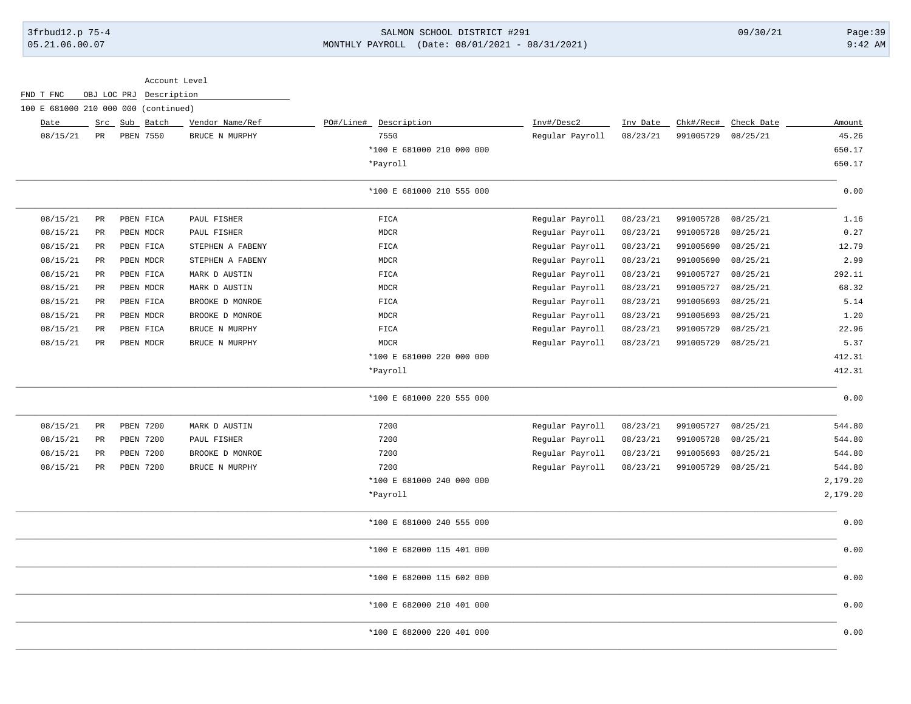Account Level

FND T FNC OBJ LOC PRJ Description

100 E 681000 210 000 000 (continued)

| Date | Src | Sub | Batch | Vendor Name/Ref | PO#/Line# | Description | Inv#/Desc2 | Inv Date | Chk#/Rec# | Check Date | Amount |
|---|---|---|---|---|---|---|---|---|---|---|---|
| 08/15/21 | PR | PBEN | 7550 | BRUCE N MURPHY | | 7550 | Regular Payroll | 08/23/21 | 991005729 | 08/25/21 | 45.26 |
| | | | | | | *100 E 681000 210 000 000 | | | | | 650.17 |
| | | | | | | *Payroll | | | | | 650.17 |
| | | | | | | *100 E 681000 210 555 000 | | | | | 0.00 |
| 08/15/21 | PR | PBEN | FICA | PAUL FISHER | | FICA | Regular Payroll | 08/23/21 | 991005728 | 08/25/21 | 1.16 |
| 08/15/21 | PR | PBEN | MDCR | PAUL FISHER | | MDCR | Regular Payroll | 08/23/21 | 991005728 | 08/25/21 | 0.27 |
| 08/15/21 | PR | PBEN | FICA | STEPHEN A FABENY | | FICA | Regular Payroll | 08/23/21 | 991005690 | 08/25/21 | 12.79 |
| 08/15/21 | PR | PBEN | MDCR | STEPHEN A FABENY | | MDCR | Regular Payroll | 08/23/21 | 991005690 | 08/25/21 | 2.99 |
| 08/15/21 | PR | PBEN | FICA | MARK D AUSTIN | | FICA | Regular Payroll | 08/23/21 | 991005727 | 08/25/21 | 292.11 |
| 08/15/21 | PR | PBEN | MDCR | MARK D AUSTIN | | MDCR | Regular Payroll | 08/23/21 | 991005727 | 08/25/21 | 68.32 |
| 08/15/21 | PR | PBEN | FICA | BROOKE D MONROE | | FICA | Regular Payroll | 08/23/21 | 991005693 | 08/25/21 | 5.14 |
| 08/15/21 | PR | PBEN | MDCR | BROOKE D MONROE | | MDCR | Regular Payroll | 08/23/21 | 991005693 | 08/25/21 | 1.20 |
| 08/15/21 | PR | PBEN | FICA | BRUCE N MURPHY | | FICA | Regular Payroll | 08/23/21 | 991005729 | 08/25/21 | 22.96 |
| 08/15/21 | PR | PBEN | MDCR | BRUCE N MURPHY | | MDCR | Regular Payroll | 08/23/21 | 991005729 | 08/25/21 | 5.37 |
| | | | | | | *100 E 681000 220 000 000 | | | | | 412.31 |
| | | | | | | *Payroll | | | | | 412.31 |
| | | | | | | *100 E 681000 220 555 000 | | | | | 0.00 |
| 08/15/21 | PR | PBEN | 7200 | MARK D AUSTIN | | 7200 | Regular Payroll | 08/23/21 | 991005727 | 08/25/21 | 544.80 |
| 08/15/21 | PR | PBEN | 7200 | PAUL FISHER | | 7200 | Regular Payroll | 08/23/21 | 991005728 | 08/25/21 | 544.80 |
| 08/15/21 | PR | PBEN | 7200 | BROOKE D MONROE | | 7200 | Regular Payroll | 08/23/21 | 991005693 | 08/25/21 | 544.80 |
| 08/15/21 | PR | PBEN | 7200 | BRUCE N MURPHY | | 7200 | Regular Payroll | 08/23/21 | 991005729 | 08/25/21 | 544.80 |
| | | | | | | *100 E 681000 240 000 000 | | | | | 2,179.20 |
| | | | | | | *Payroll | | | | | 2,179.20 |
| | | | | | | *100 E 681000 240 555 000 | | | | | 0.00 |
| | | | | | | *100 E 682000 115 401 000 | | | | | 0.00 |
| | | | | | | *100 E 682000 115 602 000 | | | | | 0.00 |
| | | | | | | *100 E 682000 210 401 000 | | | | | 0.00 |
| | | | | | | *100 E 682000 220 401 000 | | | | | 0.00 |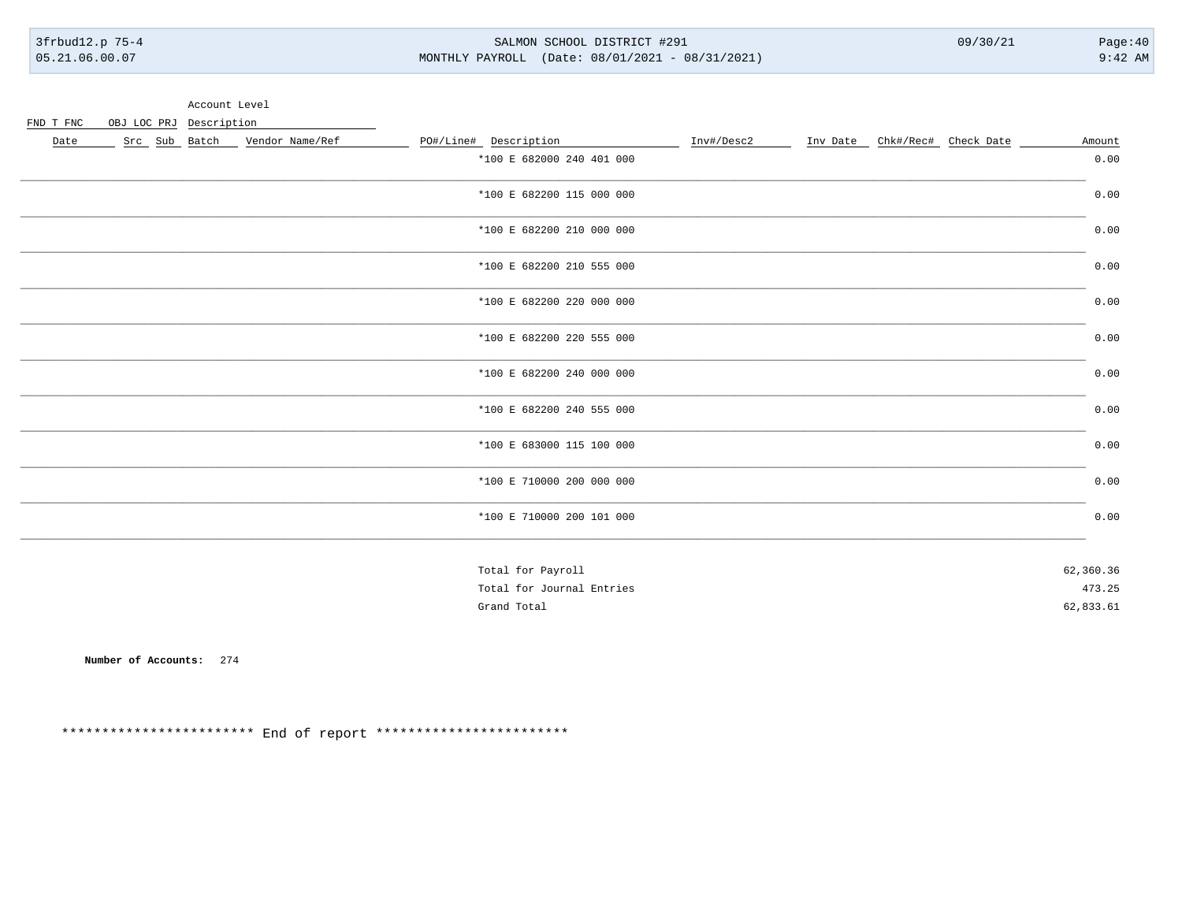| FND T FNC OBJ LOC PRJ | Account Level Description | | | | | | | | |
|---|---|---|---|---|---|---|---|---|---|
| Date | Src Sub | Batch | Vendor Name/Ref | PO#/Line# | Description | Inv#/Desc2 | Inv Date | Chk#/Rec# Check Date | Amount |
| | | | | | *100 E 682000 240 401 000 | | | | 0.00 |
| | | | | | *100 E 682200 115 000 000 | | | | 0.00 |
| | | | | | *100 E 682200 210 000 000 | | | | 0.00 |
| | | | | | *100 E 682200 210 555 000 | | | | 0.00 |
| | | | | | *100 E 682200 220 000 000 | | | | 0.00 |
| | | | | | *100 E 682200 220 555 000 | | | | 0.00 |
| | | | | | *100 E 682200 240 000 000 | | | | 0.00 |
| | | | | | *100 E 682200 240 555 000 | | | | 0.00 |
| | | | | | *100 E 683000 115 100 000 | | | | 0.00 |
| | | | | | *100 E 710000 200 000 000 | | | | 0.00 |
| | | | | | *100 E 710000 200 101 000 | | | | 0.00 |
| | | | | | Total for Payroll | | | | 62,360.36 |
| | | | | | Total for Journal Entries | | | | 473.25 |
| | | | | | Grand Total | | | | 62,833.61 |

**Number of Accounts:** 274

************************ End of report ************************